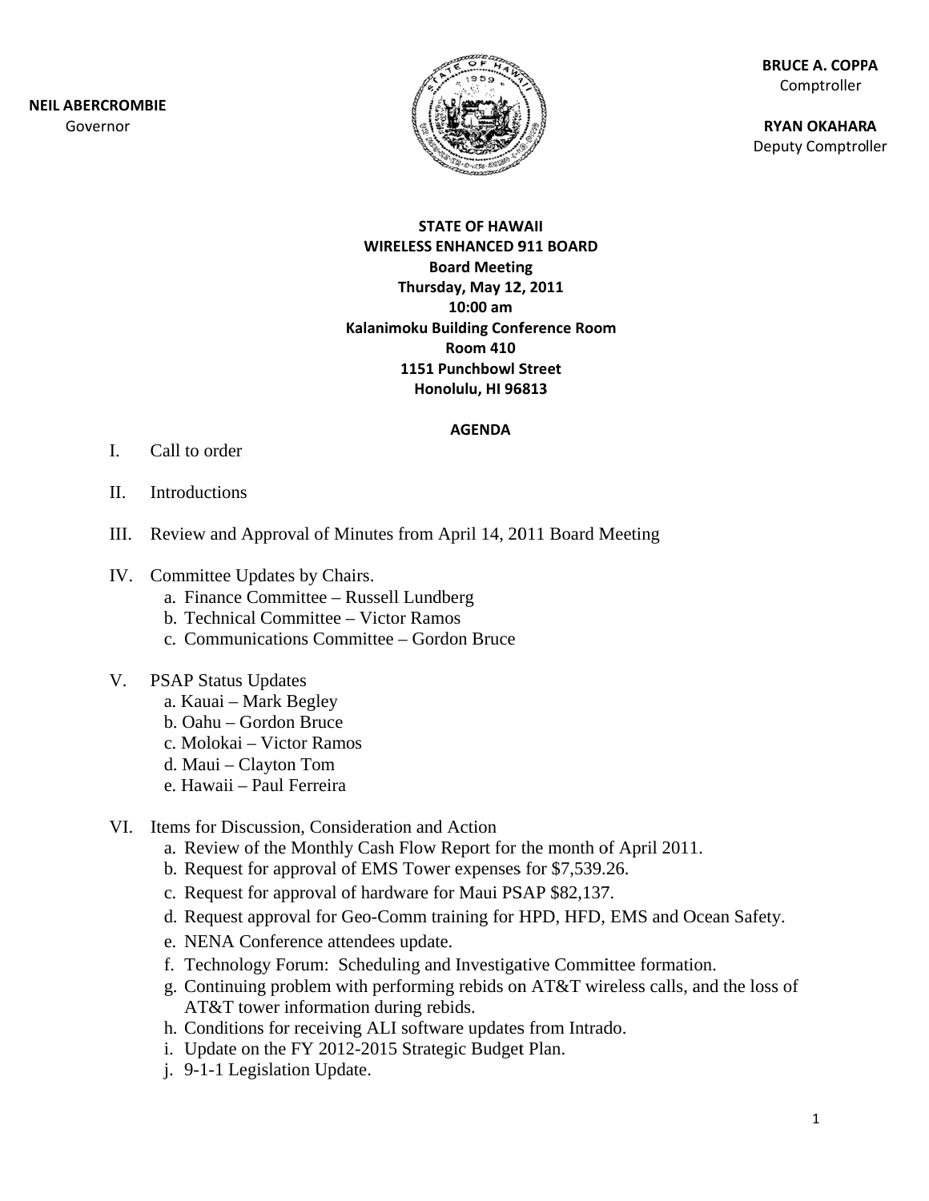**NEIL ABERCROMBIE**
Governor

**BRUCE A. COPPA**
Comptroller

**RYAN OKAHARA**
Deputy Comptroller

**STATE OF HAWAII**
**WIRELESS ENHANCED 911 BOARD**
**Board Meeting**
**Thursday, May 12, 2011**
**10:00 am**
**Kalanimoku Building Conference Room**
**Room 410**
**1151 Punchbowl Street**
**Honolulu, HI 96813**

**AGENDA**

I. Call to order

II. Introductions

III. Review and Approval of Minutes from April 14, 2011 Board Meeting

IV. Committee Updates by Chairs.
   a. Finance Committee – Russell Lundberg
   b. Technical Committee – Victor Ramos
   c. Communications Committee – Gordon Bruce

V. PSAP Status Updates
   a. Kauai – Mark Begley
   b. Oahu – Gordon Bruce
   c. Molokai – Victor Ramos
   d. Maui – Clayton Tom
   e. Hawaii – Paul Ferreira

VI. Items for Discussion, Consideration and Action
   a. Review of the Monthly Cash Flow Report for the month of April 2011.
   b. Request for approval of EMS Tower expenses for $7,539.26.
   c. Request for approval of hardware for Maui PSAP $82,137.
   d. Request approval for Geo-Comm training for HPD, HFD, EMS and Ocean Safety.
   e. NENA Conference attendees update.
   f. Technology Forum: Scheduling and Investigative Committee formation.
   g. Continuing problem with performing rebids on AT&T wireless calls, and the loss of AT&T tower information during rebids.
   h. Conditions for receiving ALI software updates from Intrado.
   i. Update on the FY 2012-2015 Strategic Budget Plan.
   j. 9-1-1 Legislation Update.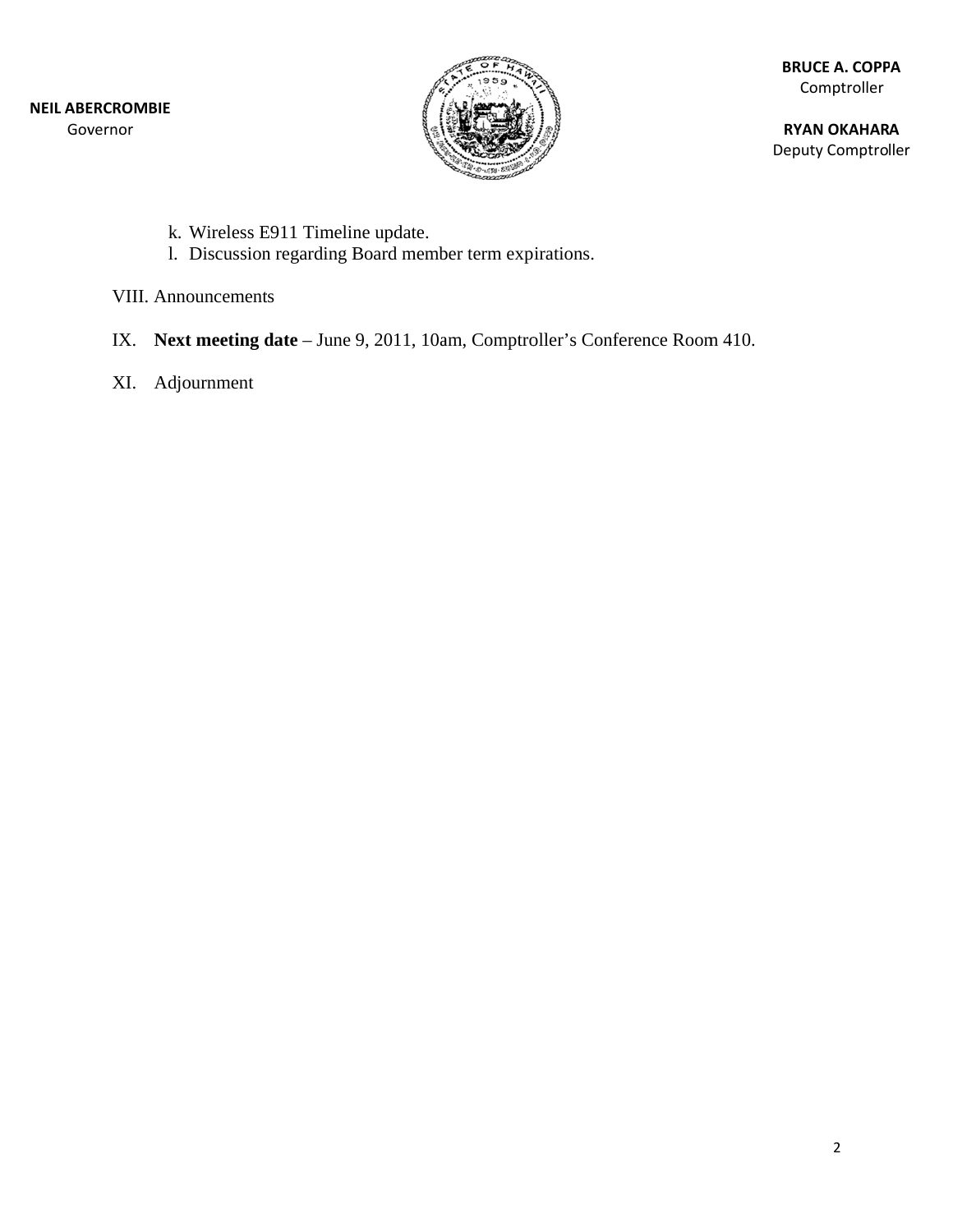**NEIL ABERCROMBIE**
Governor

**BRUCE A. COPPA**
Comptroller

**RYAN OKAHARA**
Deputy Comptroller

k. Wireless E911 Timeline update.
l. Discussion regarding Board member term expirations.

VIII. Announcements

IX. **Next meeting date** – June 9, 2011, 10am, Comptroller's Conference Room 410.

XI. Adjournment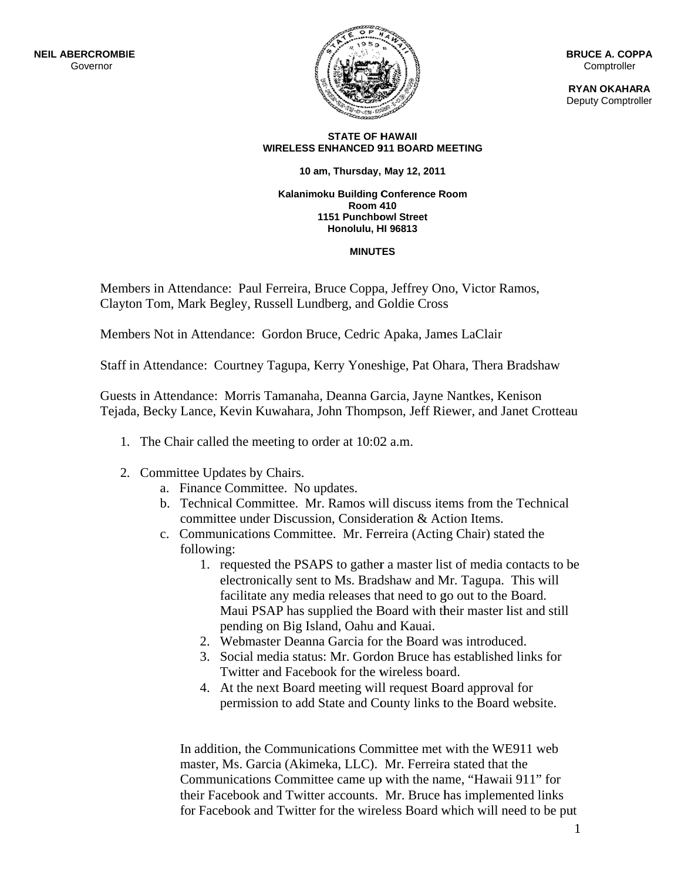NEIL ABERCROMBIE
Governor

BRUCE A. COPPA
Comptroller

RYAN OKAHARA
Deputy Comptroller

**STATE OF HAWAII**
**WIRELESS ENHANCED 911 BOARD MEETING**

**10 am, Thursday, May 12, 2011**

**Kalanimoku Building Conference Room**
**Room 410**
**1151 Punchbowl Street**
**Honolulu, HI 96813**

**MINUTES**

Members in Attendance: Paul Ferreira, Bruce Coppa, Jeffrey Ono, Victor Ramos, Clayton Tom, Mark Begley, Russell Lundberg, and Goldie Cross

Members Not in Attendance: Gordon Bruce, Cedric Apaka, James LaClair

Staff in Attendance: Courtney Tagupa, Kerry Yoneshige, Pat Ohara, Thera Bradshaw

Guests in Attendance: Morris Tamanaha, Deanna Garcia, Jayne Nantkes, Kenison Tejada, Becky Lance, Kevin Kuwahara, John Thompson, Jeff Riewer, and Janet Crotteau

1. The Chair called the meeting to order at 10:02 a.m.

2. Committee Updates by Chairs.
   a. Finance Committee. No updates.
   b. Technical Committee. Mr. Ramos will discuss items from the Technical committee under Discussion, Consideration & Action Items.
   c. Communications Committee. Mr. Ferreira (Acting Chair) stated the following:
      1. requested the PSAPS to gather a master list of media contacts to be electronically sent to Ms. Bradshaw and Mr. Tagupa. This will facilitate any media releases that need to go out to the Board. Maui PSAP has supplied the Board with their master list and still pending on Big Island, Oahu and Kauai.
      2. Webmaster Deanna Garcia for the Board was introduced.
      3. Social media status: Mr. Gordon Bruce has established links for Twitter and Facebook for the wireless board.
      4. At the next Board meeting will request Board approval for permission to add State and County links to the Board website.

   In addition, the Communications Committee met with the WE911 web master, Ms. Garcia (Akimeka, LLC). Mr. Ferreira stated that the Communications Committee came up with the name, "Hawaii 911" for their Facebook and Twitter accounts. Mr. Bruce has implemented links for Facebook and Twitter for the wireless Board which will need to be put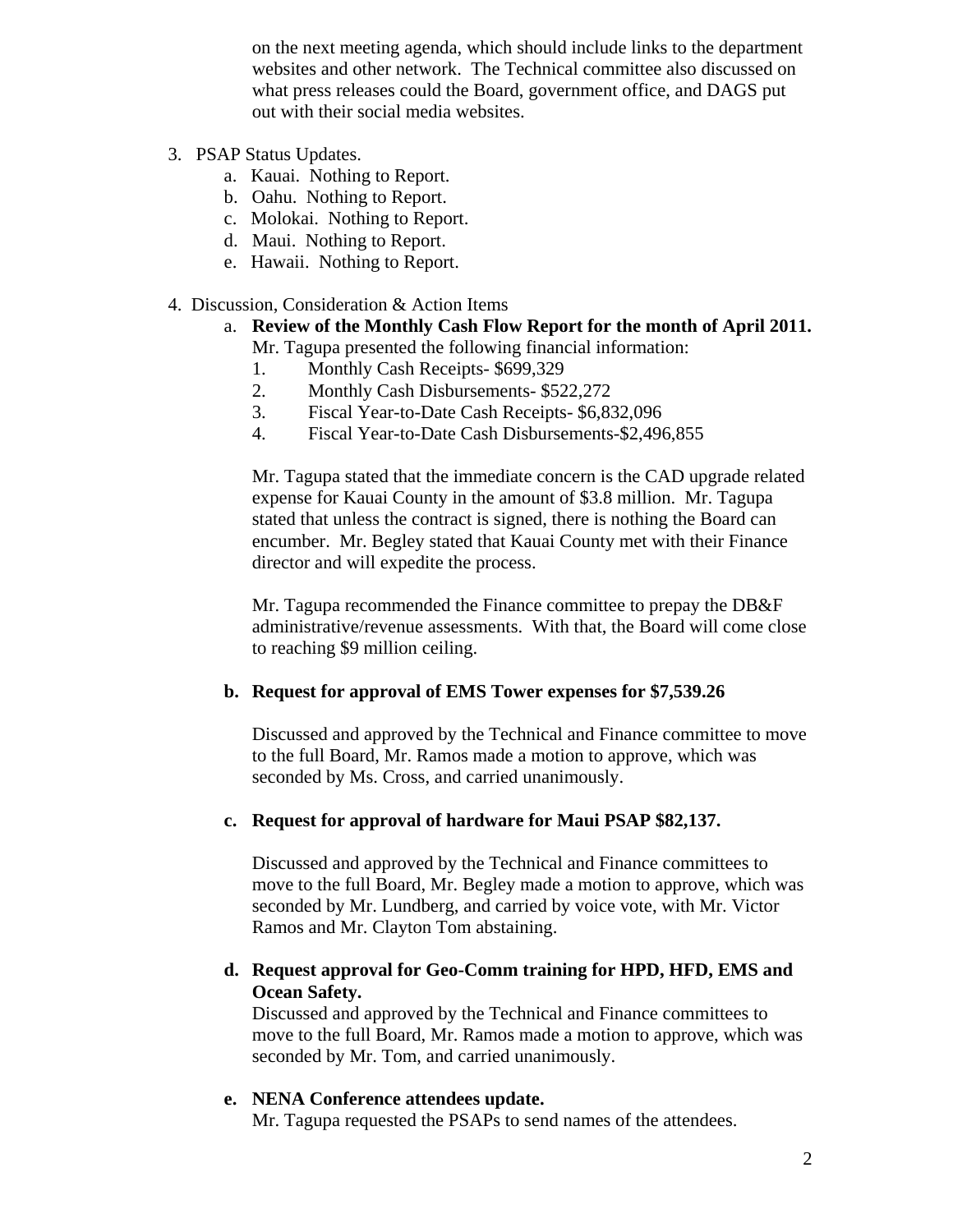on the next meeting agenda, which should include links to the department websites and other network. The Technical committee also discussed on what press releases could the Board, government office, and DAGS put out with their social media websites.

3. PSAP Status Updates.
   a. Kauai. Nothing to Report.
   b. Oahu. Nothing to Report.
   c. Molokai. Nothing to Report.
   d. Maui. Nothing to Report.
   e. Hawaii. Nothing to Report.

4. Discussion, Consideration & Action Items
   a. **Review of the Monthly Cash Flow Report for the month of April 2011.**
      Mr. Tagupa presented the following financial information:
      1. Monthly Cash Receipts- $699,329
      2. Monthly Cash Disbursements- $522,272
      3. Fiscal Year-to-Date Cash Receipts- $6,832,096
      4. Fiscal Year-to-Date Cash Disbursements-$2,496,855

      Mr. Tagupa stated that the immediate concern is the CAD upgrade related expense for Kauai County in the amount of $3.8 million. Mr. Tagupa stated that unless the contract is signed, there is nothing the Board can encumber. Mr. Begley stated that Kauai County met with their Finance director and will expedite the process.

      Mr. Tagupa recommended the Finance committee to prepay the DB&F administrative/revenue assessments. With that, the Board will come close to reaching $9 million ceiling.

   b. **Request for approval of EMS Tower expenses for $7,539.26**

      Discussed and approved by the Technical and Finance committee to move to the full Board, Mr. Ramos made a motion to approve, which was seconded by Ms. Cross, and carried unanimously.

   c. **Request for approval of hardware for Maui PSAP $82,137.**

      Discussed and approved by the Technical and Finance committees to move to the full Board, Mr. Begley made a motion to approve, which was seconded by Mr. Lundberg, and carried by voice vote, with Mr. Victor Ramos and Mr. Clayton Tom abstaining.

   d. **Request approval for Geo-Comm training for HPD, HFD, EMS and Ocean Safety.**
      Discussed and approved by the Technical and Finance committees to move to the full Board, Mr. Ramos made a motion to approve, which was seconded by Mr. Tom, and carried unanimously.

   e. **NENA Conference attendees update.**
      Mr. Tagupa requested the PSAPs to send names of the attendees.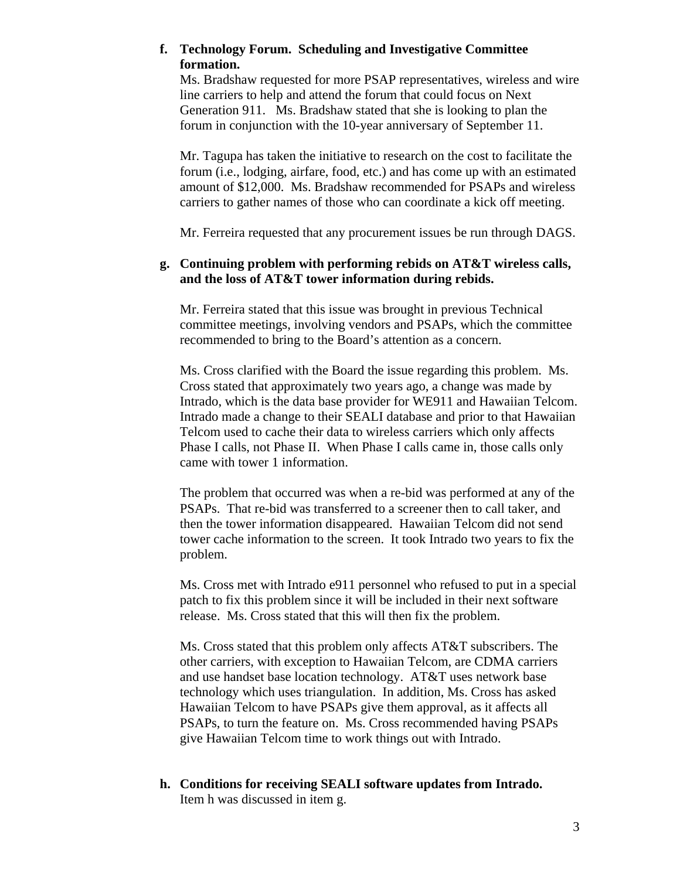**f. Technology Forum. Scheduling and Investigative Committee formation.**

Ms. Bradshaw requested for more PSAP representatives, wireless and wire line carriers to help and attend the forum that could focus on Next Generation 911. Ms. Bradshaw stated that she is looking to plan the forum in conjunction with the 10-year anniversary of September 11.

Mr. Tagupa has taken the initiative to research on the cost to facilitate the forum (i.e., lodging, airfare, food, etc.) and has come up with an estimated amount of $12,000. Ms. Bradshaw recommended for PSAPs and wireless carriers to gather names of those who can coordinate a kick off meeting.

Mr. Ferreira requested that any procurement issues be run through DAGS.

**g. Continuing problem with performing rebids on AT&T wireless calls, and the loss of AT&T tower information during rebids.**

Mr. Ferreira stated that this issue was brought in previous Technical committee meetings, involving vendors and PSAPs, which the committee recommended to bring to the Board's attention as a concern.

Ms. Cross clarified with the Board the issue regarding this problem. Ms. Cross stated that approximately two years ago, a change was made by Intrado, which is the data base provider for WE911 and Hawaiian Telcom. Intrado made a change to their SEALI database and prior to that Hawaiian Telcom used to cache their data to wireless carriers which only affects Phase I calls, not Phase II. When Phase I calls came in, those calls only came with tower 1 information.

The problem that occurred was when a re-bid was performed at any of the PSAPs. That re-bid was transferred to a screener then to call taker, and then the tower information disappeared. Hawaiian Telcom did not send tower cache information to the screen. It took Intrado two years to fix the problem.

Ms. Cross met with Intrado e911 personnel who refused to put in a special patch to fix this problem since it will be included in their next software release. Ms. Cross stated that this will then fix the problem.

Ms. Cross stated that this problem only affects AT&T subscribers. The other carriers, with exception to Hawaiian Telcom, are CDMA carriers and use handset base location technology. AT&T uses network base technology which uses triangulation. In addition, Ms. Cross has asked Hawaiian Telcom to have PSAPs give them approval, as it affects all PSAPs, to turn the feature on. Ms. Cross recommended having PSAPs give Hawaiian Telcom time to work things out with Intrado.

**h. Conditions for receiving SEALI software updates from Intrado.**

Item h was discussed in item g.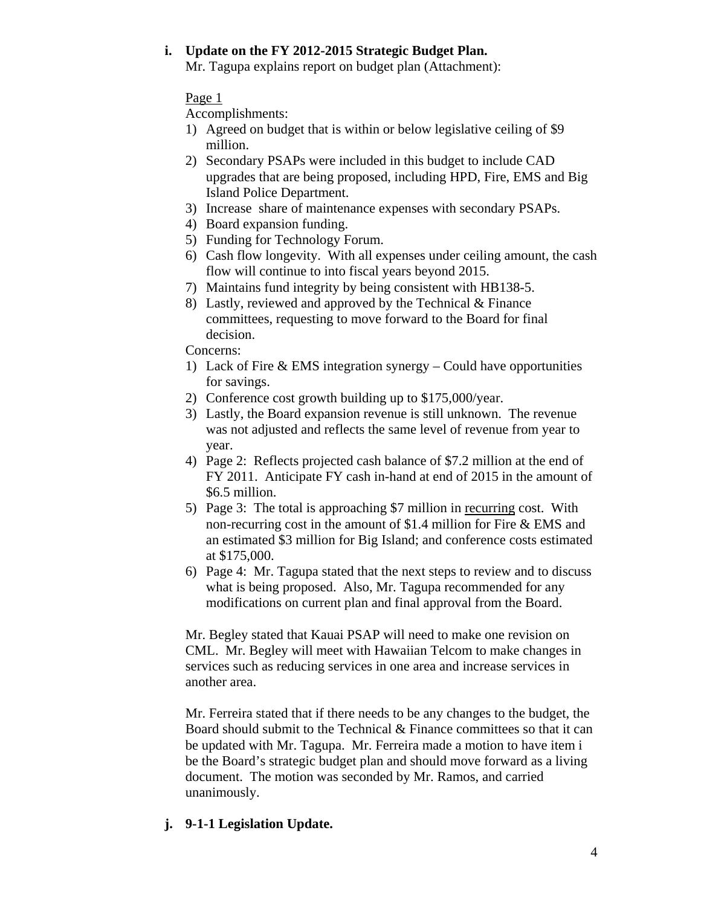**i. Update on the FY 2012-2015 Strategic Budget Plan.**

Mr. Tagupa explains report on budget plan (Attachment):

Page 1

Accomplishments:

1) Agreed on budget that is within or below legislative ceiling of $9 million.
2) Secondary PSAPs were included in this budget to include CAD upgrades that are being proposed, including HPD, Fire, EMS and Big Island Police Department.
3) Increase share of maintenance expenses with secondary PSAPs.
4) Board expansion funding.
5) Funding for Technology Forum.
6) Cash flow longevity. With all expenses under ceiling amount, the cash flow will continue to into fiscal years beyond 2015.
7) Maintains fund integrity by being consistent with HB138-5.
8) Lastly, reviewed and approved by the Technical & Finance committees, requesting to move forward to the Board for final decision.

Concerns:

1) Lack of Fire & EMS integration synergy – Could have opportunities for savings.
2) Conference cost growth building up to $175,000/year.
3) Lastly, the Board expansion revenue is still unknown. The revenue was not adjusted and reflects the same level of revenue from year to year.
4) Page 2: Reflects projected cash balance of $7.2 million at the end of FY 2011. Anticipate FY cash in-hand at end of 2015 in the amount of $6.5 million.
5) Page 3: The total is approaching $7 million in recurring cost. With non-recurring cost in the amount of $1.4 million for Fire & EMS and an estimated $3 million for Big Island; and conference costs estimated at $175,000.
6) Page 4: Mr. Tagupa stated that the next steps to review and to discuss what is being proposed. Also, Mr. Tagupa recommended for any modifications on current plan and final approval from the Board.

Mr. Begley stated that Kauai PSAP will need to make one revision on CML. Mr. Begley will meet with Hawaiian Telcom to make changes in services such as reducing services in one area and increase services in another area.

Mr. Ferreira stated that if there needs to be any changes to the budget, the Board should submit to the Technical & Finance committees so that it can be updated with Mr. Tagupa. Mr. Ferreira made a motion to have item i be the Board's strategic budget plan and should move forward as a living document. The motion was seconded by Mr. Ramos, and carried unanimously.

**j. 9-1-1 Legislation Update.**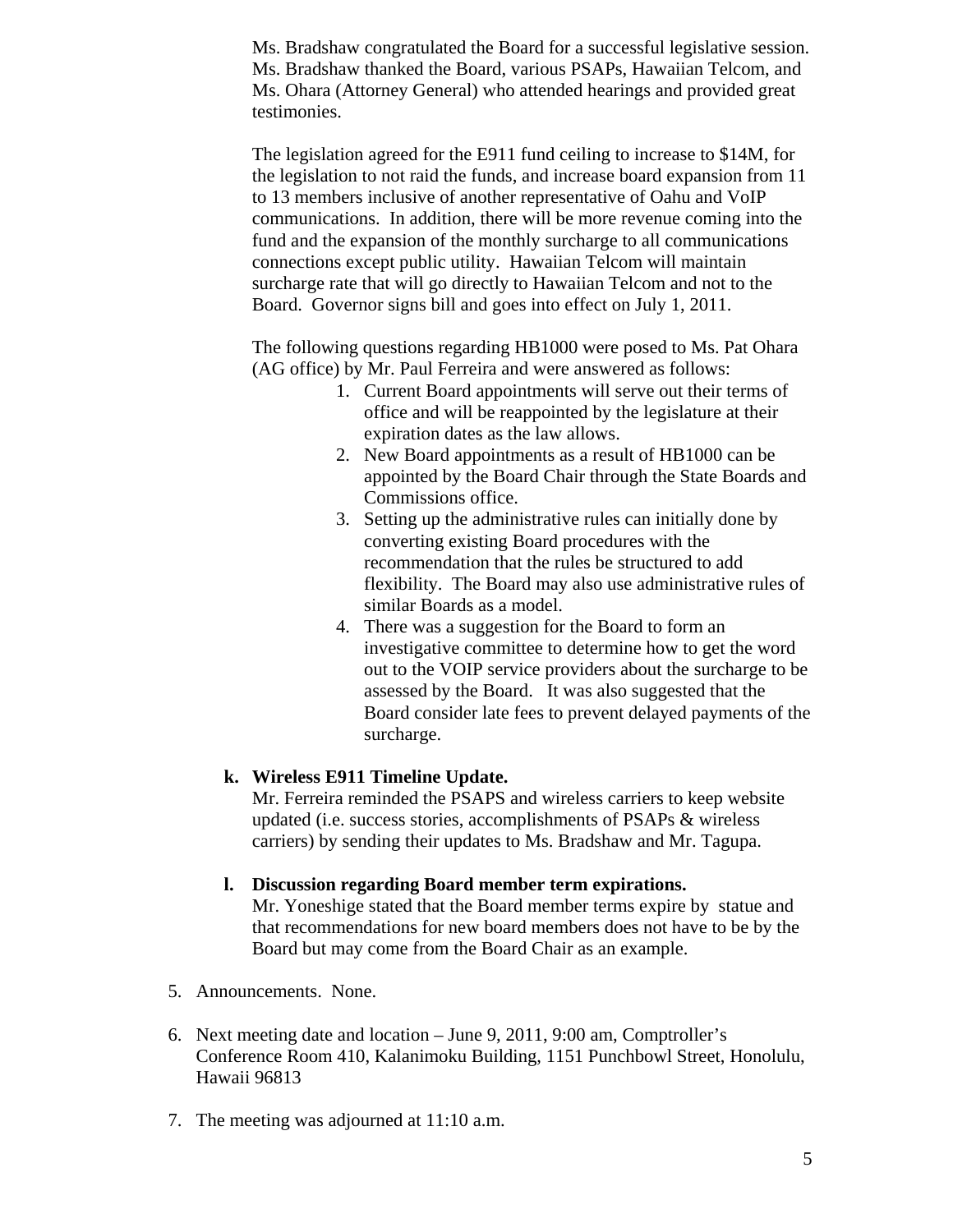Ms. Bradshaw congratulated the Board for a successful legislative session. Ms. Bradshaw thanked the Board, various PSAPs, Hawaiian Telcom, and Ms. Ohara (Attorney General) who attended hearings and provided great testimonies.

The legislation agreed for the E911 fund ceiling to increase to \$14M, for the legislation to not raid the funds, and increase board expansion from 11 to 13 members inclusive of another representative of Oahu and VoIP communications. In addition, there will be more revenue coming into the fund and the expansion of the monthly surcharge to all communications connections except public utility. Hawaiian Telcom will maintain surcharge rate that will go directly to Hawaiian Telcom and not to the Board. Governor signs bill and goes into effect on July 1, 2011.

The following questions regarding HB1000 were posed to Ms. Pat Ohara (AG office) by Mr. Paul Ferreira and were answered as follows:

1. Current Board appointments will serve out their terms of office and will be reappointed by the legislature at their expiration dates as the law allows.
2. New Board appointments as a result of HB1000 can be appointed by the Board Chair through the State Boards and Commissions office.
3. Setting up the administrative rules can initially done by converting existing Board procedures with the recommendation that the rules be structured to add flexibility. The Board may also use administrative rules of similar Boards as a model.
4. There was a suggestion for the Board to form an investigative committee to determine how to get the word out to the VOIP service providers about the surcharge to be assessed by the Board. It was also suggested that the Board consider late fees to prevent delayed payments of the surcharge.

**k. Wireless E911 Timeline Update.**
Mr. Ferreira reminded the PSAPS and wireless carriers to keep website updated (i.e. success stories, accomplishments of PSAPs & wireless carriers) by sending their updates to Ms. Bradshaw and Mr. Tagupa.

**l. Discussion regarding Board member term expirations.**
Mr. Yoneshige stated that the Board member terms expire by statue and that recommendations for new board members does not have to be by the Board but may come from the Board Chair as an example.

5. Announcements. None.

6. Next meeting date and location – June 9, 2011, 9:00 am, Comptroller's Conference Room 410, Kalanimoku Building, 1151 Punchbowl Street, Honolulu, Hawaii 96813

7. The meeting was adjourned at 11:10 a.m.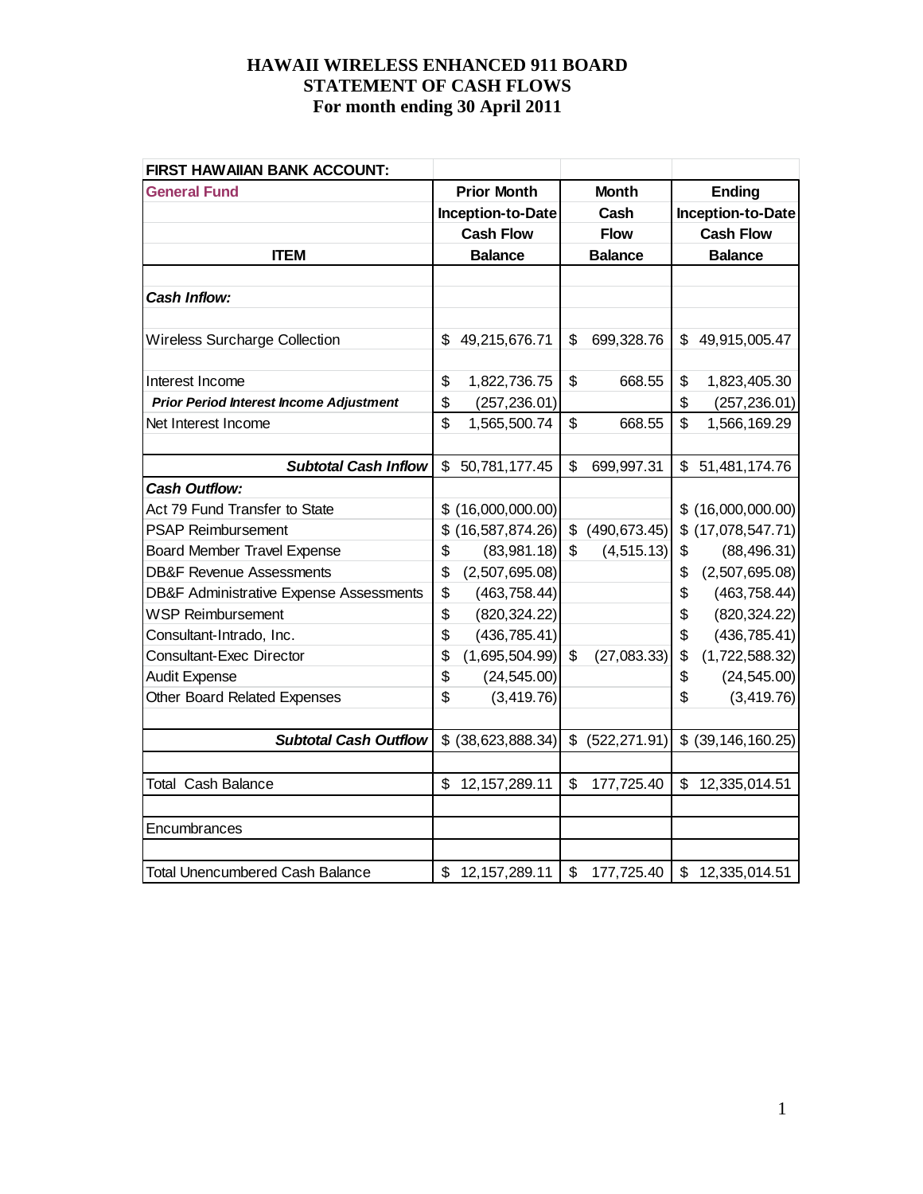# HAWAII WIRELESS ENHANCED 911 BOARD
## STATEMENT OF CASH FLOWS
### For month ending 30 April 2011

| FIRST HAWAIIAN BANK ACCOUNT: | | | |
|---|---|---|---|
| **General Fund** | **Prior Month Inception-to-Date Cash Flow Balance** | **Month Cash Flow Balance** | **Ending Inception-to-Date Cash Flow Balance** |
| **ITEM** | | | |
| ***Cash Inflow:*** | | | |
| Wireless Surcharge Collection | $ 49,215,676.71 | $ 699,328.76 | $ 49,915,005.47 |
| Interest Income | $ 1,822,736.75 | $ 668.55 | $ 1,823,405.30 |
| ***Prior Period Interest Income Adjustment*** | $ (257,236.01) | | $ (257,236.01) |
| Net Interest Income | $ 1,565,500.74 | $ 668.55 | $ 1,566,169.29 |
| ***Subtotal Cash Inflow*** | $ 50,781,177.45 | $ 699,997.31 | $ 51,481,174.76 |
| ***Cash Outflow:*** | | | |
| Act 79 Fund Transfer to State | $ (16,000,000.00) | | $ (16,000,000.00) |
| PSAP Reimbursement | $ (16,587,874.26) | $ (490,673.45) | $ (17,078,547.71) |
| Board Member Travel Expense | $ (83,981.18) | $ (4,515.13) | $ (88,496.31) |
| DB&F Revenue Assessments | $ (2,507,695.08) | | $ (2,507,695.08) |
| DB&F Administrative Expense Assessments | $ (463,758.44) | | $ (463,758.44) |
| WSP Reimbursement | $ (820,324.22) | | $ (820,324.22) |
| Consultant-Intrado, Inc. | $ (436,785.41) | | $ (436,785.41) |
| Consultant-Exec Director | $ (1,695,504.99) | $ (27,083.33) | $ (1,722,588.32) |
| Audit Expense | $ (24,545.00) | | $ (24,545.00) |
| Other Board Related Expenses | $ (3,419.76) | | $ (3,419.76) |
| ***Subtotal Cash Outflow*** | $ (38,623,888.34) | $ (522,271.91) | $ (39,146,160.25) |
| Total Cash Balance | $ 12,157,289.11 | $ 177,725.40 | $ 12,335,014.51 |
| Encumbrances | | | |
| Total Unencumbered Cash Balance | $ 12,157,289.11 | $ 177,725.40 | $ 12,335,014.51 |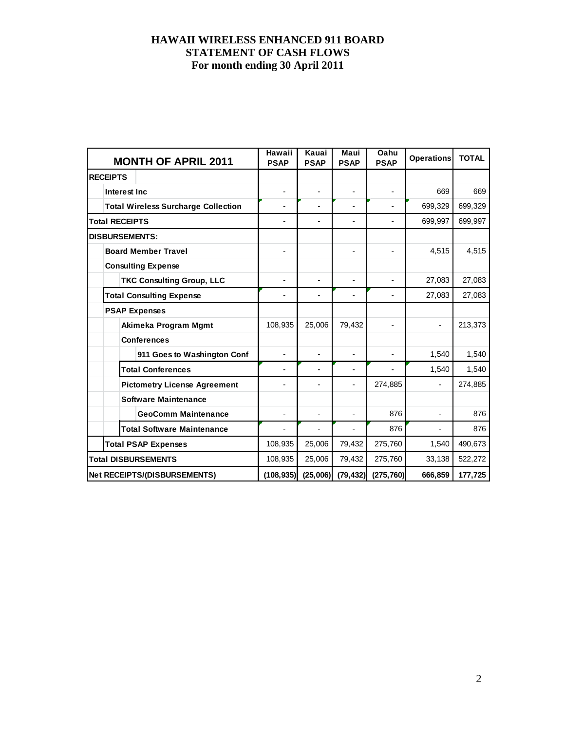# HAWAII WIRELESS ENHANCED 911 BOARD
## STATEMENT OF CASH FLOWS
### For month ending 30 April 2011

| MONTH OF APRIL 2011 | Hawaii PSAP | Kauai PSAP | Maui PSAP | Oahu PSAP | Operations | TOTAL |
|---|---|---|---|---|---|---|
| **RECEIPTS** | | | | | | |
| **Interest Inc** | - | - | - | - | 669 | 669 |
| **Total Wireless Surcharge Collection** | - | - | - | - | 699,329 | 699,329 |
| **Total RECEIPTS** | - | - | - | - | 699,997 | 699,997 |
| **DISBURSEMENTS:** | | | | | | |
| **Board Member Travel** | - | | - | - | 4,515 | 4,515 |
| **Consulting Expense** | | | | | | |
| **TKC Consulting Group, LLC** | - | - | - | - | 27,083 | 27,083 |
| **Total Consulting Expense** | - | - | - | - | 27,083 | 27,083 |
| **PSAP Expenses** | | | | | | |
| **Akimeka Program Mgmt** | 108,935 | 25,006 | 79,432 | - | - | 213,373 |
| **Conferences** | | | | | | |
| **911 Goes to Washington Conf** | - | - | - | - | 1,540 | 1,540 |
| **Total Conferences** | - | - | - | - | 1,540 | 1,540 |
| **Pictometry License Agreement** | - | - | - | 274,885 | - | 274,885 |
| **Software Maintenance** | | | | | | |
| **GeoComm Maintenance** | - | - | - | 876 | - | 876 |
| **Total Software Maintenance** | - | - | - | 876 | - | 876 |
| **Total PSAP Expenses** | 108,935 | 25,006 | 79,432 | 275,760 | 1,540 | 490,673 |
| **Total DISBURSEMENTS** | 108,935 | 25,006 | 79,432 | 275,760 | 33,138 | 522,272 |
| **Net RECEIPTS/(DISBURSEMENTS)** | **(108,935)** | **(25,006)** | **(79,432)** | **(275,760)** | **666,859** | **177,725** |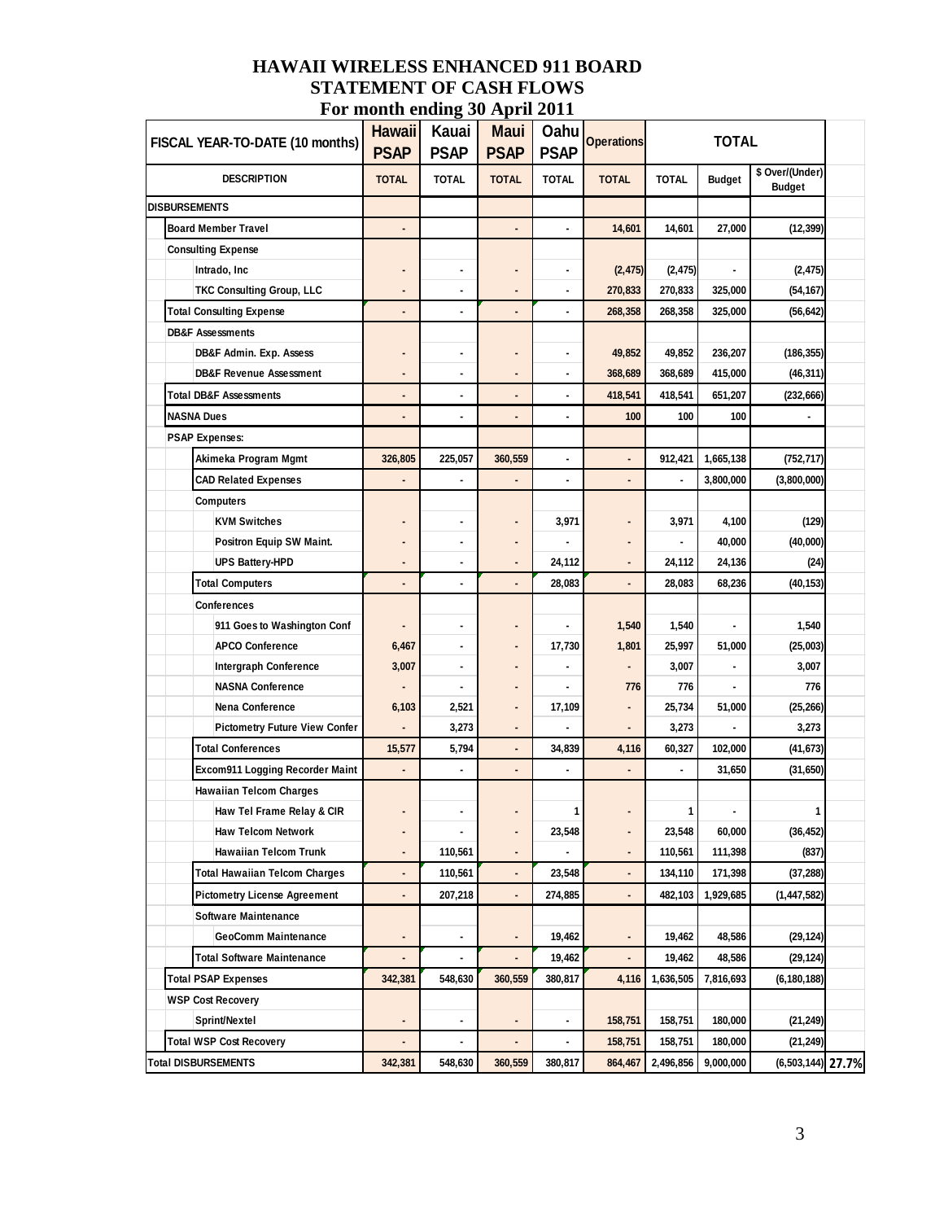# HAWAII WIRELESS ENHANCED 911 BOARD
## STATEMENT OF CASH FLOWS
### For month ending 30 April 2011

| FISCAL YEAR-TO-DATE (10 months) | Hawaii PSAP | Kauai PSAP | Maui PSAP | Oahu PSAP | Operations | TOTAL | | | |
|---|---|---|---|---|---|---|---|---|---|
| DESCRIPTION | TOTAL | TOTAL | TOTAL | TOTAL | TOTAL | TOTAL | Budget | $ Over/(Under) Budget | |
| **DISBURSEMENTS** | | | | | | | | | |
| Board Member Travel | - | | - | - | 14,601 | 14,601 | 27,000 | (12,399) | |
| Consulting Expense | | | | | | | | | |
| Intrado, Inc | - | - | - | - | (2,475) | (2,475) | - | (2,475) | |
| TKC Consulting Group, LLC | - | - | - | - | 270,833 | 270,833 | 325,000 | (54,167) | |
| Total Consulting Expense | - | - | - | - | 268,358 | 268,358 | 325,000 | (56,642) | |
| DB&F Assessments | | | | | | | | | |
| DB&F Admin. Exp. Assess | - | - | - | - | 49,852 | 49,852 | 236,207 | (186,355) | |
| DB&F Revenue Assessment | - | - | - | - | 368,689 | 368,689 | 415,000 | (46,311) | |
| Total DB&F Assessments | - | - | - | - | 418,541 | 418,541 | 651,207 | (232,666) | |
| NASNA Dues | - | - | - | - | 100 | 100 | 100 | - | |
| PSAP Expenses: | | | | | | | | | |
| Akimeka Program Mgmt | 326,805 | 225,057 | 360,559 | - | - | 912,421 | 1,665,138 | (752,717) | |
| CAD Related Expenses | - | - | - | - | - | - | 3,800,000 | (3,800,000) | |
| Computers | | | | | | | | | |
| KVM Switches | - | - | - | 3,971 | - | 3,971 | 4,100 | (129) | |
| Positron Equip SW Maint. | - | - | - | - | - | - | 40,000 | (40,000) | |
| UPS Battery-HPD | - | - | - | 24,112 | - | 24,112 | 24,136 | (24) | |
| Total Computers | - | - | - | 28,083 | - | 28,083 | 68,236 | (40,153) | |
| Conferences | | | | | | | | | |
| 911 Goes to Washington Conf | - | - | - | - | 1,540 | 1,540 | - | 1,540 | |
| APCO Conference | 6,467 | - | - | 17,730 | 1,801 | 25,997 | 51,000 | (25,003) | |
| Intergraph Conference | 3,007 | - | - | - | - | 3,007 | - | 3,007 | |
| NASNA Conference | - | - | - | - | 776 | 776 | - | 776 | |
| Nena Conference | 6,103 | 2,521 | - | 17,109 | - | 25,734 | 51,000 | (25,266) | |
| Pictometry Future View Confer | - | 3,273 | - | - | - | 3,273 | - | 3,273 | |
| Total Conferences | 15,577 | 5,794 | - | 34,839 | 4,116 | 60,327 | 102,000 | (41,673) | |
| Excom911 Logging Recorder Maint | - | - | - | - | - | - | 31,650 | (31,650) | |
| Hawaiian Telcom Charges | | | | | | | | | |
| Haw Tel Frame Relay & CIR | - | - | - | 1 | - | 1 | - | 1 | |
| Haw Telcom Network | - | - | - | 23,548 | - | 23,548 | 60,000 | (36,452) | |
| Hawaiian Telcom Trunk | - | 110,561 | - | - | - | 110,561 | 111,398 | (837) | |
| Total Hawaiian Telcom Charges | - | 110,561 | - | 23,548 | - | 134,110 | 171,398 | (37,288) | |
| Pictometry License Agreement | - | 207,218 | - | 274,885 | - | 482,103 | 1,929,685 | (1,447,582) | |
| Software Maintenance | | | | | | | | | |
| GeoComm Maintenance | - | - | - | 19,462 | - | 19,462 | 48,586 | (29,124) | |
| Total Software Maintenance | - | - | - | 19,462 | - | 19,462 | 48,586 | (29,124) | |
| Total PSAP Expenses | 342,381 | 548,630 | 360,559 | 380,817 | 4,116 | 1,636,505 | 7,816,693 | (6,180,188) | |
| WSP Cost Recovery | | | | | | | | | |
| Sprint/Nextel | - | - | - | - | 158,751 | 158,751 | 180,000 | (21,249) | |
| Total WSP Cost Recovery | - | - | - | - | 158,751 | 158,751 | 180,000 | (21,249) | |
| **Total DISBURSEMENTS** | 342,381 | 548,630 | 360,559 | 380,817 | 864,467 | 2,496,856 | 9,000,000 | (6,503,144) | 27.7% |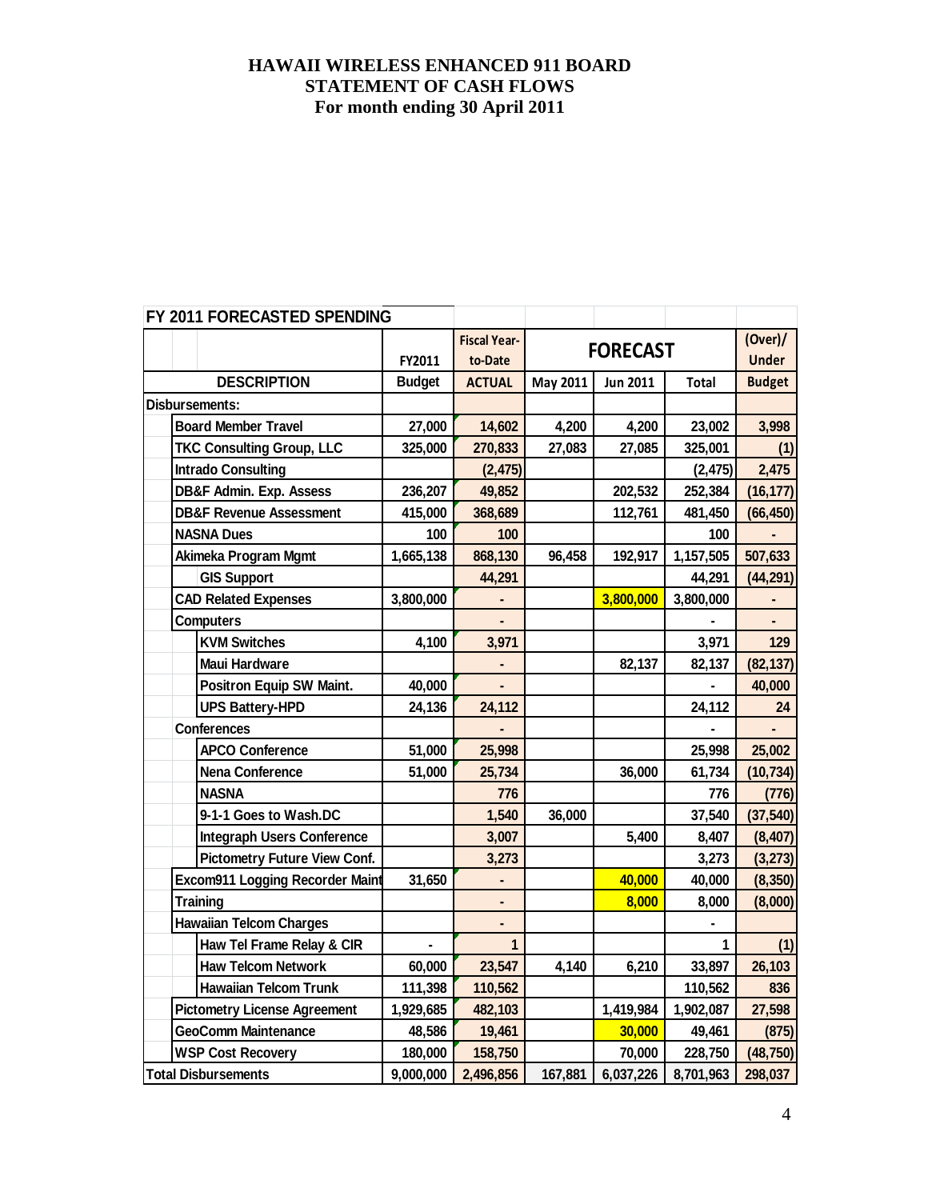# HAWAII WIRELESS ENHANCED 911 BOARD
## STATEMENT OF CASH FLOWS
### For month ending 30 April 2011

**FY 2011 FORECASTED SPENDING**

| DESCRIPTION | FY2011 Budget | Fiscal Year-to-Date ACTUAL | FORECAST May 2011 | Jun 2011 | Total | (Over)/ Under Budget |
|---|---|---|---|---|---|---|
| **Disbursements:** | | | | | | |
| Board Member Travel | 27,000 | 14,602 | 4,200 | 4,200 | 23,002 | 3,998 |
| TKC Consulting Group, LLC | 325,000 | 270,833 | 27,083 | 27,085 | 325,001 | (1) |
| Intrado Consulting | | (2,475) | | | (2,475) | 2,475 |
| DB&F Admin. Exp. Assess | 236,207 | 49,852 | | 202,532 | 252,384 | (16,177) |
| DB&F Revenue Assessment | 415,000 | 368,689 | | 112,761 | 481,450 | (66,450) |
| NASNA Dues | 100 | 100 | | | 100 | - |
| Akimeka Program Mgmt | 1,665,138 | 868,130 | 96,458 | 192,917 | 1,157,505 | 507,633 |
| GIS Support | | 44,291 | | | 44,291 | (44,291) |
| CAD Related Expenses | 3,800,000 | - | | 3,800,000 | 3,800,000 | - |
| Computers | | - | | | - | - |
| KVM Switches | 4,100 | 3,971 | | | 3,971 | 129 |
| Maui Hardware | | - | | 82,137 | 82,137 | (82,137) |
| Positron Equip SW Maint. | 40,000 | - | | | - | 40,000 |
| UPS Battery-HPD | 24,136 | 24,112 | | | 24,112 | 24 |
| Conferences | | - | | | - | - |
| APCO Conference | 51,000 | 25,998 | | | 25,998 | 25,002 |
| Nena Conference | 51,000 | 25,734 | | 36,000 | 61,734 | (10,734) |
| NASNA | | 776 | | | 776 | (776) |
| 9-1-1 Goes to Wash.DC | | 1,540 | 36,000 | | 37,540 | (37,540) |
| Integraph Users Conference | | 3,007 | | 5,400 | 8,407 | (8,407) |
| Pictometry Future View Conf. | | 3,273 | | | 3,273 | (3,273) |
| Excom911 Logging Recorder Maint | 31,650 | - | | 40,000 | 40,000 | (8,350) |
| Training | | - | | 8,000 | 8,000 | (8,000) |
| Hawaiian Telcom Charges | | - | | | - | |
| Haw Tel Frame Relay & CIR | - | 1 | | | 1 | (1) |
| Haw Telcom Network | 60,000 | 23,547 | 4,140 | 6,210 | 33,897 | 26,103 |
| Hawaiian Telcom Trunk | 111,398 | 110,562 | | | 110,562 | 836 |
| Pictometry License Agreement | 1,929,685 | 482,103 | | 1,419,984 | 1,902,087 | 27,598 |
| GeoComm Maintenance | 48,586 | 19,461 | | 30,000 | 49,461 | (875) |
| WSP Cost Recovery | 180,000 | 158,750 | | 70,000 | 228,750 | (48,750) |
| **Total Disbursements** | 9,000,000 | 2,496,856 | 167,881 | 6,037,226 | 8,701,963 | 298,037 |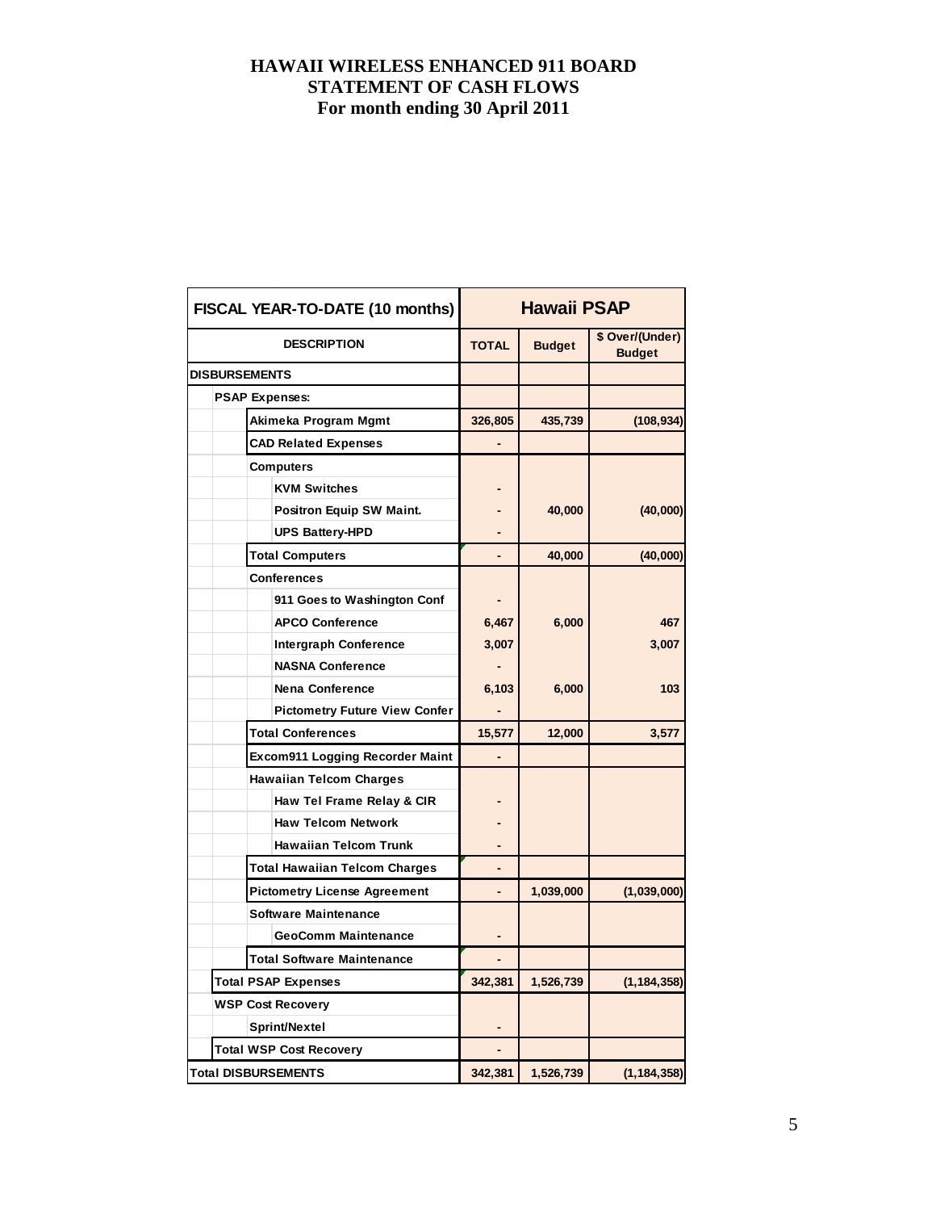# HAWAII WIRELESS ENHANCED 911 BOARD
# STATEMENT OF CASH FLOWS
# For month ending 30 April 2011

| FISCAL YEAR-TO-DATE (10 months) | Hawaii PSAP | | |
|---|---|---|---|
| DESCRIPTION | TOTAL | Budget | $ Over/(Under) Budget |
| DISBURSEMENTS | | | |
| PSAP Expenses: | | | |
| Akimeka Program Mgmt | 326,805 | 435,739 | (108,934) |
| CAD Related Expenses | - | | |
| Computers | | | |
| KVM Switches | - | | |
| Positron Equip SW Maint. | - | 40,000 | (40,000) |
| UPS Battery-HPD | - | | |
| Total Computers | - | 40,000 | (40,000) |
| Conferences | | | |
| 911 Goes to Washington Conf | - | | |
| APCO Conference | 6,467 | 6,000 | 467 |
| Intergraph Conference | 3,007 | | 3,007 |
| NASNA Conference | - | | |
| Nena Conference | 6,103 | 6,000 | 103 |
| Pictometry Future View Confer | - | | |
| Total Conferences | 15,577 | 12,000 | 3,577 |
| Excom911 Logging Recorder Maint | - | | |
| Hawaiian Telcom Charges | | | |
| Haw Tel Frame Relay & CIR | - | | |
| Haw Telcom Network | - | | |
| Hawaiian Telcom Trunk | - | | |
| Total Hawaiian Telcom Charges | - | | |
| Pictometry License Agreement | - | 1,039,000 | (1,039,000) |
| Software Maintenance | | | |
| GeoComm Maintenance | - | | |
| Total Software Maintenance | - | | |
| Total PSAP Expenses | 342,381 | 1,526,739 | (1,184,358) |
| WSP Cost Recovery | | | |
| Sprint/Nextel | - | | |
| Total WSP Cost Recovery | - | | |
| Total DISBURSEMENTS | 342,381 | 1,526,739 | (1,184,358) |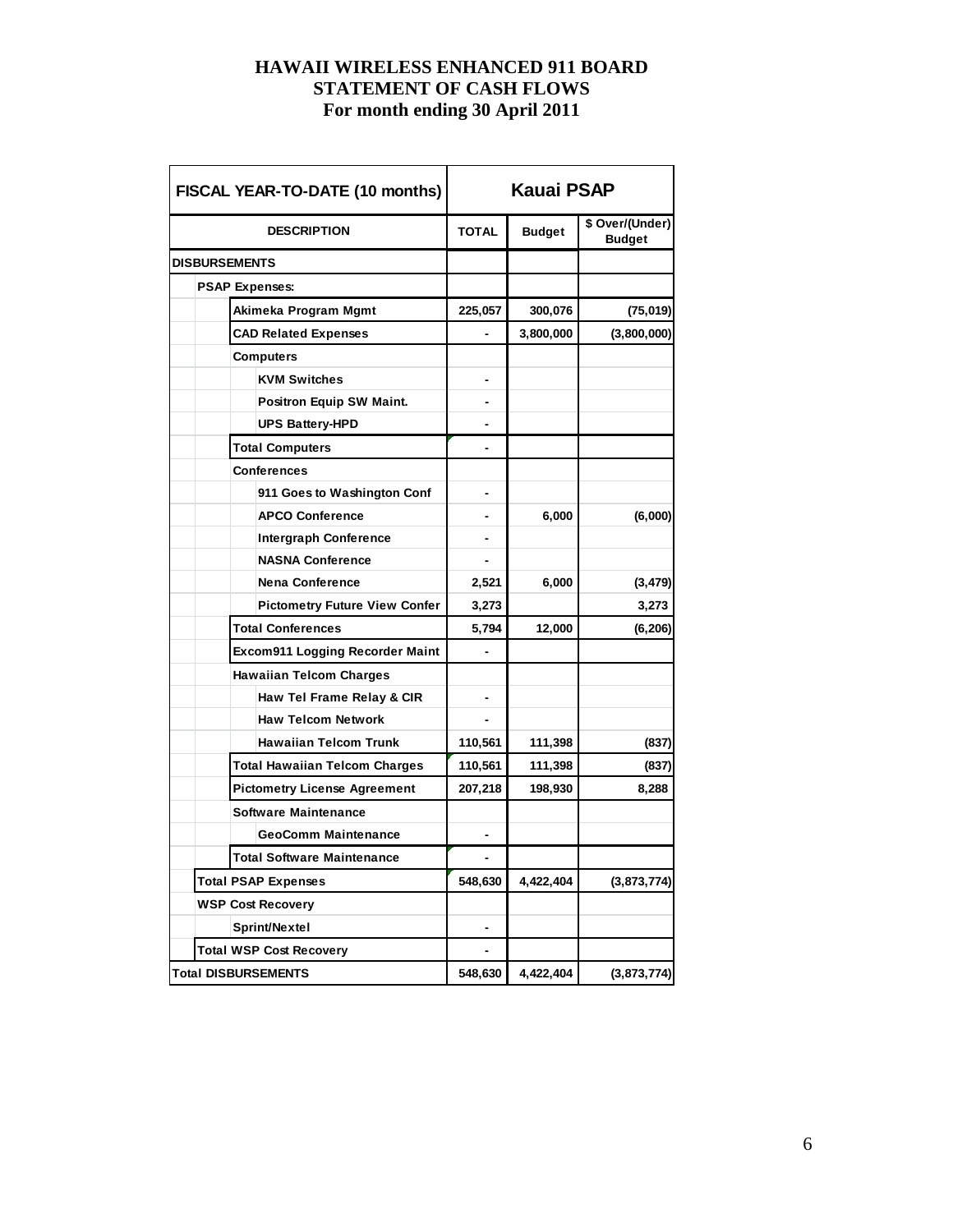# HAWAII WIRELESS ENHANCED 911 BOARD
# STATEMENT OF CASH FLOWS
# For month ending 30 April 2011

| FISCAL YEAR-TO-DATE (10 months) | Kauai PSAP | | |
|---|---|---|---|
| **DESCRIPTION** | **TOTAL** | **Budget** | **\$ Over/(Under) Budget** |
| **DISBURSEMENTS** | | | |
| **PSAP Expenses:** | | | |
| Akimeka Program Mgmt | 225,057 | 300,076 | (75,019) |
| CAD Related Expenses | - | 3,800,000 | (3,800,000) |
| Computers | | | |
| KVM Switches | - | | |
| Positron Equip SW Maint. | - | | |
| UPS Battery-HPD | - | | |
| Total Computers | - | | |
| Conferences | | | |
| 911 Goes to Washington Conf | - | | |
| APCO Conference | - | 6,000 | (6,000) |
| Intergraph Conference | - | | |
| NASNA Conference | - | | |
| Nena Conference | 2,521 | 6,000 | (3,479) |
| Pictometry Future View Confer | 3,273 | | 3,273 |
| Total Conferences | 5,794 | 12,000 | (6,206) |
| Excom911 Logging Recorder Maint | - | | |
| Hawaiian Telcom Charges | | | |
| Haw Tel Frame Relay & CIR | - | | |
| Haw Telcom Network | - | | |
| Hawaiian Telcom Trunk | 110,561 | 111,398 | (837) |
| Total Hawaiian Telcom Charges | 110,561 | 111,398 | (837) |
| Pictometry License Agreement | 207,218 | 198,930 | 8,288 |
| Software Maintenance | | | |
| GeoComm Maintenance | - | | |
| Total Software Maintenance | - | | |
| **Total PSAP Expenses** | 548,630 | 4,422,404 | (3,873,774) |
| **WSP Cost Recovery** | | | |
| Sprint/Nextel | - | | |
| **Total WSP Cost Recovery** | - | | |
| **Total DISBURSEMENTS** | 548,630 | 4,422,404 | (3,873,774) |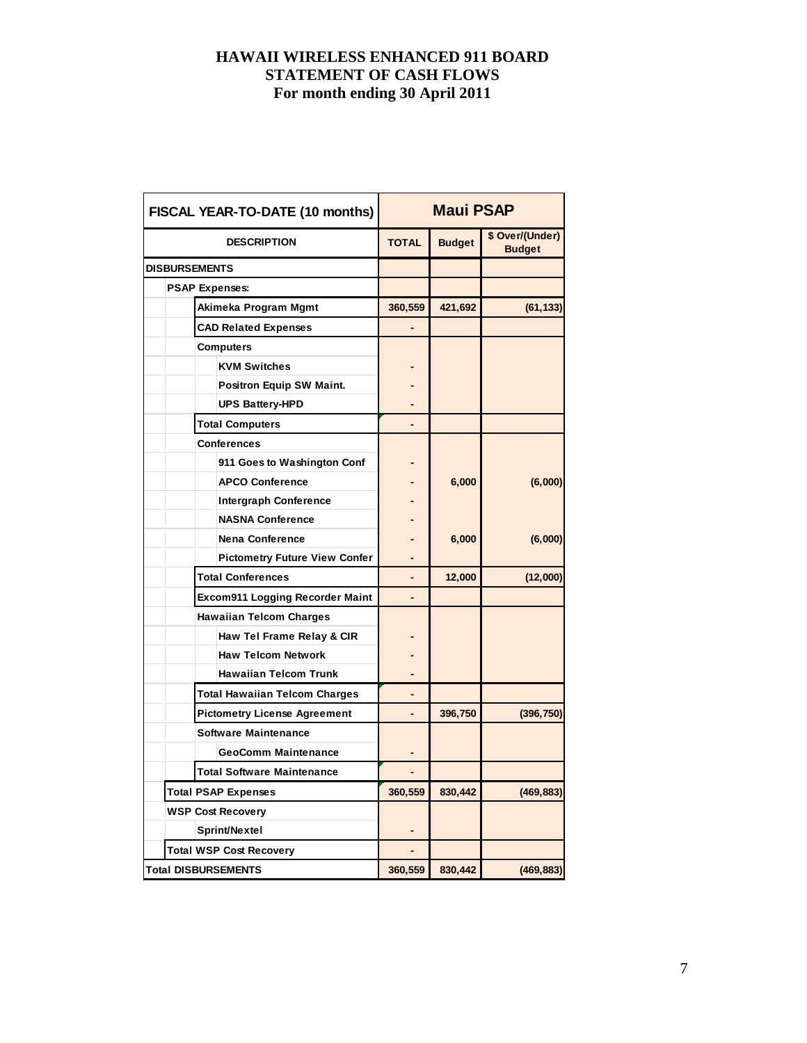# HAWAII WIRELESS ENHANCED 911 BOARD
## STATEMENT OF CASH FLOWS
### For month ending 30 April 2011

| FISCAL YEAR-TO-DATE (10 months) | Maui PSAP | | |
|---|---|---|---|
| DESCRIPTION | TOTAL | Budget | $ Over/(Under) Budget |
| DISBURSEMENTS | | | |
| PSAP Expenses: | | | |
| Akimeka Program Mgmt | 360,559 | 421,692 | (61,133) |
| CAD Related Expenses | - | | |
| Computers | | | |
| KVM Switches | - | | |
| Positron Equip SW Maint. | - | | |
| UPS Battery-HPD | - | | |
| Total Computers | - | | |
| Conferences | | | |
| 911 Goes to Washington Conf | - | | |
| APCO Conference | - | 6,000 | (6,000) |
| Intergraph Conference | - | | |
| NASNA Conference | - | | |
| Nena Conference | - | 6,000 | (6,000) |
| Pictometry Future View Confer | - | | |
| Total Conferences | - | 12,000 | (12,000) |
| Excom911 Logging Recorder Maint | - | | |
| Hawaiian Telcom Charges | | | |
| Haw Tel Frame Relay & CIR | - | | |
| Haw Telcom Network | - | | |
| Hawaiian Telcom Trunk | - | | |
| Total Hawaiian Telcom Charges | - | | |
| Pictometry License Agreement | - | 396,750 | (396,750) |
| Software Maintenance | | | |
| GeoComm Maintenance | - | | |
| Total Software Maintenance | - | | |
| Total PSAP Expenses | 360,559 | 830,442 | (469,883) |
| WSP Cost Recovery | | | |
| Sprint/Nextel | - | | |
| Total WSP Cost Recovery | - | | |
| Total DISBURSEMENTS | 360,559 | 830,442 | (469,883) |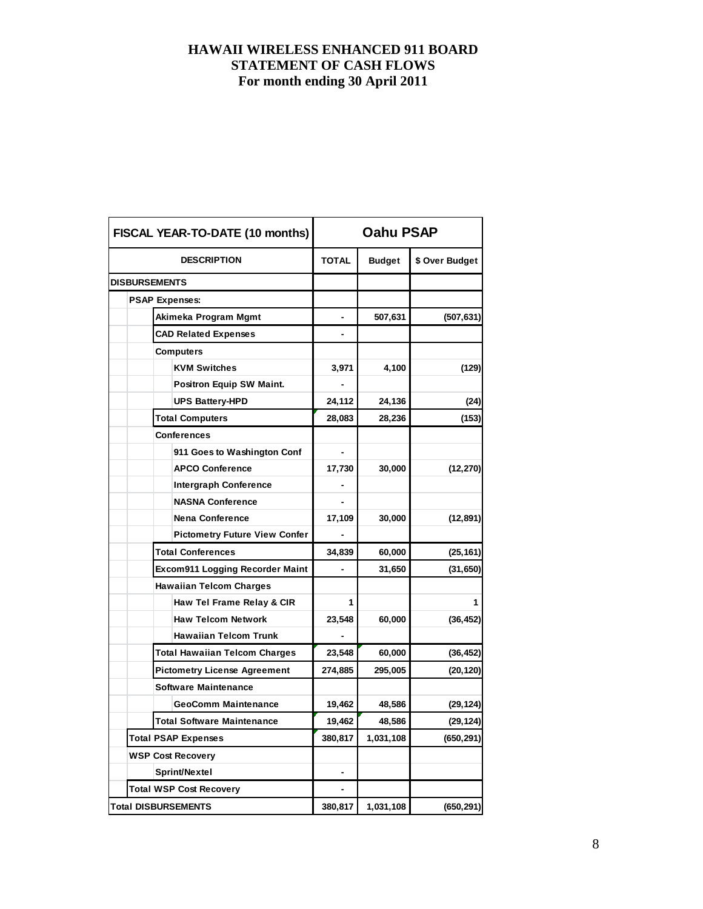# HAWAII WIRELESS ENHANCED 911 BOARD
## STATEMENT OF CASH FLOWS
### For month ending 30 April 2011

| FISCAL YEAR-TO-DATE (10 months) | Oahu PSAP | | |
|---|---|---|---|
| DESCRIPTION | TOTAL | Budget | $ Over Budget |
| **DISBURSEMENTS** | | | |
| PSAP Expenses: | | | |
| Akimeka Program Mgmt | - | 507,631 | (507,631) |
| CAD Related Expenses | - | | |
| Computers | | | |
| KVM Switches | 3,971 | 4,100 | (129) |
| Positron Equip SW Maint. | - | | |
| UPS Battery-HPD | 24,112 | 24,136 | (24) |
| Total Computers | 28,083 | 28,236 | (153) |
| Conferences | | | |
| 911 Goes to Washington Conf | - | | |
| APCO Conference | 17,730 | 30,000 | (12,270) |
| Intergraph Conference | - | | |
| NASNA Conference | - | | |
| Nena Conference | 17,109 | 30,000 | (12,891) |
| Pictometry Future View Confer | - | | |
| Total Conferences | 34,839 | 60,000 | (25,161) |
| Excom911 Logging Recorder Maint | - | 31,650 | (31,650) |
| Hawaiian Telcom Charges | | | |
| Haw Tel Frame Relay & CIR | 1 | | 1 |
| Haw Telcom Network | 23,548 | 60,000 | (36,452) |
| Hawaiian Telcom Trunk | - | | |
| Total Hawaiian Telcom Charges | 23,548 | 60,000 | (36,452) |
| Pictometry License Agreement | 274,885 | 295,005 | (20,120) |
| Software Maintenance | | | |
| GeoComm Maintenance | 19,462 | 48,586 | (29,124) |
| Total Software Maintenance | 19,462 | 48,586 | (29,124) |
| Total PSAP Expenses | 380,817 | 1,031,108 | (650,291) |
| WSP Cost Recovery | | | |
| Sprint/Nextel | - | | |
| Total WSP Cost Recovery | - | | |
| **Total DISBURSEMENTS** | 380,817 | 1,031,108 | (650,291) |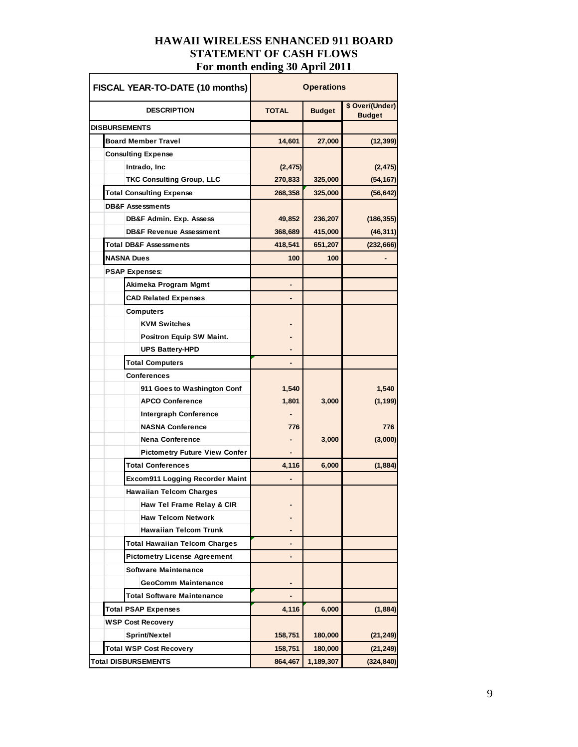# HAWAII WIRELESS ENHANCED 911 BOARD
## STATEMENT OF CASH FLOWS
## For month ending 30 April 2011

| FISCAL YEAR-TO-DATE (10 months) | Operations | | |
|---|---|---|---|
| DESCRIPTION | TOTAL | Budget | $ Over/(Under) Budget |
| **DISBURSEMENTS** | | | |
| Board Member Travel | 14,601 | 27,000 | (12,399) |
| Consulting Expense | | | |
| Intrado, Inc | (2,475) | | (2,475) |
| TKC Consulting Group, LLC | 270,833 | 325,000 | (54,167) |
| Total Consulting Expense | 268,358 | 325,000 | (56,642) |
| DB&F Assessments | | | |
| DB&F Admin. Exp. Assess | 49,852 | 236,207 | (186,355) |
| DB&F Revenue Assessment | 368,689 | 415,000 | (46,311) |
| Total DB&F Assessments | 418,541 | 651,207 | (232,666) |
| NASNA Dues | 100 | 100 | - |
| PSAP Expenses: | | | |
| Akimeka Program Mgmt | - | | |
| CAD Related Expenses | - | | |
| Computers | | | |
| KVM Switches | - | | |
| Positron Equip SW Maint. | - | | |
| UPS Battery-HPD | - | | |
| Total Computers | - | | |
| Conferences | | | |
| 911 Goes to Washington Conf | 1,540 | | 1,540 |
| APCO Conference | 1,801 | 3,000 | (1,199) |
| Intergraph Conference | - | | |
| NASNA Conference | 776 | | 776 |
| Nena Conference | - | 3,000 | (3,000) |
| Pictometry Future View Confer | - | | |
| Total Conferences | 4,116 | 6,000 | (1,884) |
| Excom911 Logging Recorder Maint | - | | |
| Hawaiian Telcom Charges | | | |
| Haw Tel Frame Relay & CIR | - | | |
| Haw Telcom Network | - | | |
| Hawaiian Telcom Trunk | - | | |
| Total Hawaiian Telcom Charges | - | | |
| Pictometry License Agreement | - | | |
| Software Maintenance | | | |
| GeoComm Maintenance | - | | |
| Total Software Maintenance | - | | |
| Total PSAP Expenses | 4,116 | 6,000 | (1,884) |
| WSP Cost Recovery | | | |
| Sprint/Nextel | 158,751 | 180,000 | (21,249) |
| Total WSP Cost Recovery | 158,751 | 180,000 | (21,249) |
| **Total DISBURSEMENTS** | 864,467 | 1,189,307 | (324,840) |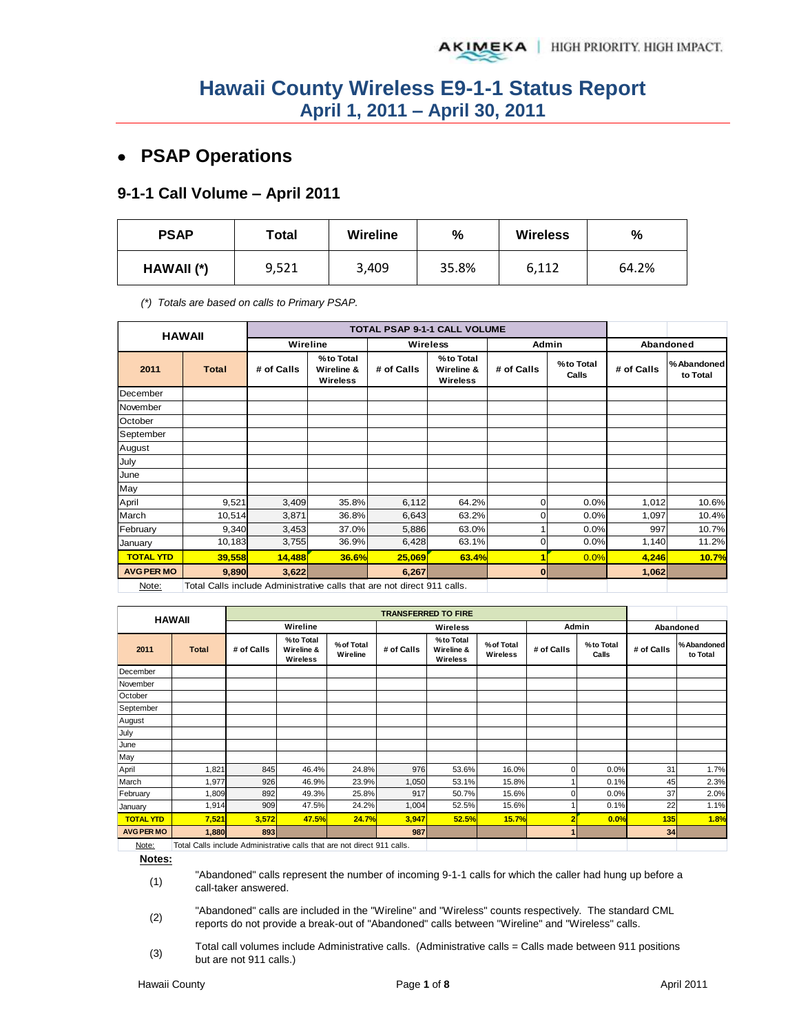# Hawaii County Wireless E9-1-1 Status Report
## April 1, 2011 – April 30, 2011

- ## PSAP Operations

### 9-1-1 Call Volume – April 2011

| PSAP | Total | Wireline | % | Wireless | % |
|---|---|---|---|---|---|
| HAWAII (*) | 9,521 | 3,409 | 35.8% | 6,112 | 64.2% |

*(*) Totals are based on calls to Primary PSAP.*

| HAWAII | | TOTAL PSAP 9-1-1 CALL VOLUME | | | | | | | |
|---|---|---|---|---|---|---|---|---|---|
| | | Wireline | | Wireless | | Admin | | Abandoned | |
| 2011 | Total | # of Calls | % to Total Wireline & Wireless | # of Calls | % to Total Wireline & Wireless | # of Calls | % to Total Calls | # of Calls | % Abandoned to Total |
| December | | | | | | | | | |
| November | | | | | | | | | |
| October | | | | | | | | | |
| September | | | | | | | | | |
| August | | | | | | | | | |
| July | | | | | | | | | |
| June | | | | | | | | | |
| May | | | | | | | | | |
| April | 9,521 | 3,409 | 35.8% | 6,112 | 64.2% | 0 | 0.0% | 1,012 | 10.6% |
| March | 10,514 | 3,871 | 36.8% | 6,643 | 63.2% | 0 | 0.0% | 1,097 | 10.4% |
| February | 9,340 | 3,453 | 37.0% | 5,886 | 63.0% | 1 | 0.0% | 997 | 10.7% |
| January | 10,183 | 3,755 | 36.9% | 6,428 | 63.1% | 0 | 0.0% | 1,140 | 11.2% |
| **TOTAL YTD** | **39,558** | **14,488** | **36.6%** | **25,069** | **63.4%** | **1** | **0.0%** | **4,246** | **10.7%** |
| **AVG PER MO** | **9,890** | **3,622** | | **6,267** | | **0** | | **1,062** | |

Note: Total Calls include Administrative calls that are not direct 911 calls.

| HAWAII | | TRANSFERRED TO FIRE | | | | | | | | | |
|---|---|---|---|---|---|---|---|---|---|---|---|
| | | Wireline | | | Wireless | | | Admin | | Abandoned | |
| 2011 | Total | # of Calls | % to Total Wireline & Wireless | % of Total Wireline | # of Calls | % to Total Wireline & Wireless | % of Total Wireless | # of Calls | % to Total Calls | # of Calls | % Abandoned to Total |
| December | | | | | | | | | | | |
| November | | | | | | | | | | | |
| October | | | | | | | | | | | |
| September | | | | | | | | | | | |
| August | | | | | | | | | | | |
| July | | | | | | | | | | | |
| June | | | | | | | | | | | |
| May | | | | | | | | | | | |
| April | 1,821 | 845 | 46.4% | 24.8% | 976 | 53.6% | 16.0% | 0 | 0.0% | 31 | 1.7% |
| March | 1,977 | 926 | 46.9% | 23.9% | 1,050 | 53.1% | 15.8% | 1 | 0.1% | 45 | 2.3% |
| February | 1,809 | 892 | 49.3% | 25.8% | 917 | 50.7% | 15.6% | 0 | 0.0% | 37 | 2.0% |
| January | 1,914 | 909 | 47.5% | 24.2% | 1,004 | 52.5% | 15.6% | 1 | 0.1% | 22 | 1.1% |
| **TOTAL YTD** | **7,521** | **3,572** | **47.5%** | **24.7%** | **3,947** | **52.5%** | **15.7%** | **2** | **0.0%** | **135** | **1.8%** |
| **AVG PER MO** | **1,880** | **893** | | | **987** | | | **1** | | **34** | |

Note: Total Calls include Administrative calls that are not direct 911 calls.

**Notes:**

(1) "Abandoned" calls represent the number of incoming 9-1-1 calls for which the caller had hung up before a call-taker answered.

(2) "Abandoned" calls are included in the "Wireline" and "Wireless" counts respectively. The standard CML reports do not provide a break-out of "Abandoned" calls between "Wireline" and "Wireless" calls.

(3) Total call volumes include Administrative calls. (Administrative calls = Calls made between 911 positions but are not 911 calls.)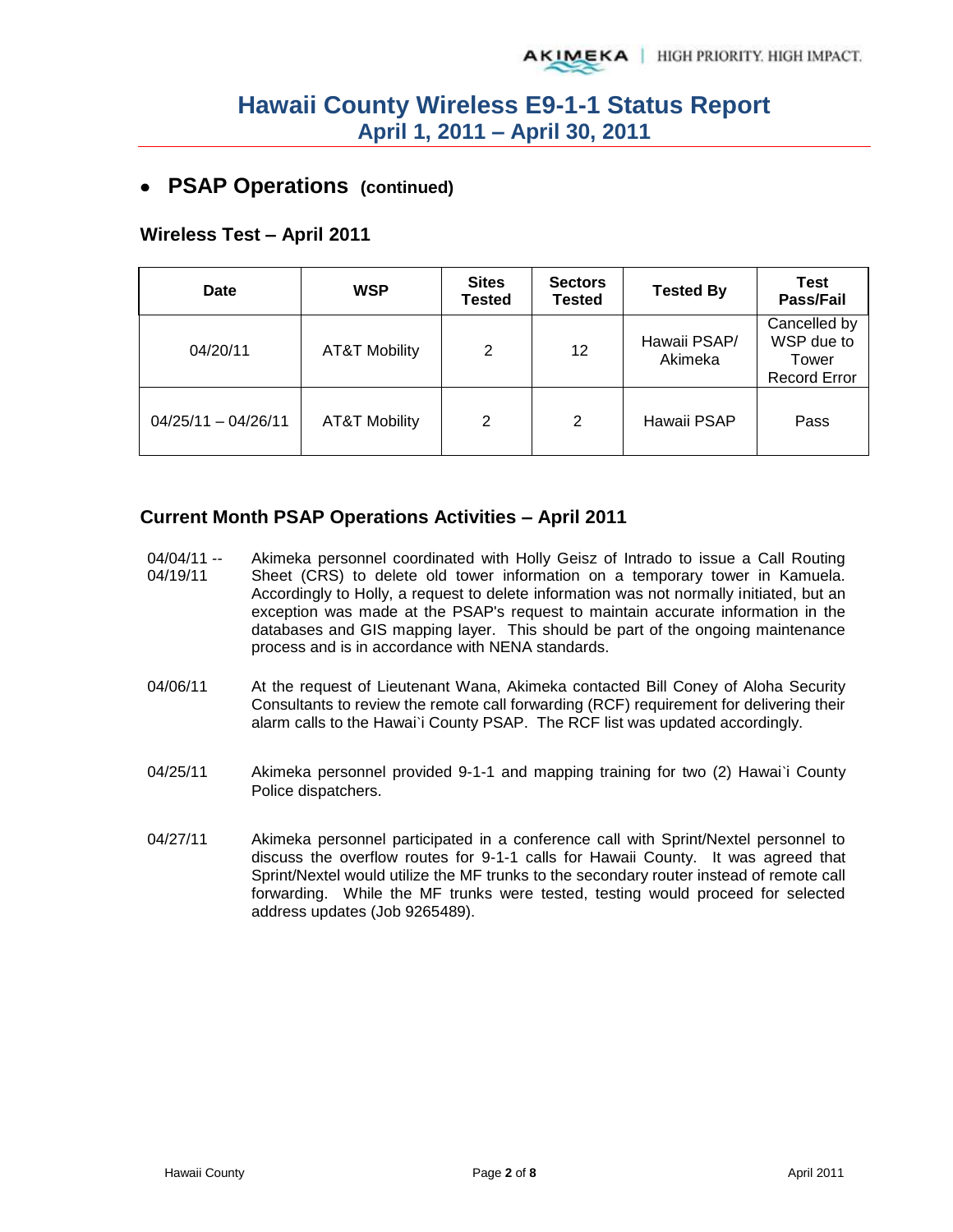# Hawaii County Wireless E9-1-1 Status Report
## April 1, 2011 – April 30, 2011

- **PSAP Operations (continued)**

### Wireless Test – April 2011

| Date | WSP | Sites Tested | Sectors Tested | Tested By | Test Pass/Fail |
|---|---|---|---|---|---|
| 04/20/11 | AT&T Mobility | 2 | 12 | Hawaii PSAP/ Akimeka | Cancelled by WSP due to Tower Record Error |
| 04/25/11 – 04/26/11 | AT&T Mobility | 2 | 2 | Hawaii PSAP | Pass |

### Current Month PSAP Operations Activities – April 2011

04/04/11 -- 04/19/11 Akimeka personnel coordinated with Holly Geisz of Intrado to issue a Call Routing Sheet (CRS) to delete old tower information on a temporary tower in Kamuela. Accordingly to Holly, a request to delete information was not normally initiated, but an exception was made at the PSAP's request to maintain accurate information in the databases and GIS mapping layer. This should be part of the ongoing maintenance process and is in accordance with NENA standards.

04/06/11 At the request of Lieutenant Wana, Akimeka contacted Bill Coney of Aloha Security Consultants to review the remote call forwarding (RCF) requirement for delivering their alarm calls to the Hawai`i County PSAP. The RCF list was updated accordingly.

04/25/11 Akimeka personnel provided 9-1-1 and mapping training for two (2) Hawai`i County Police dispatchers.

04/27/11 Akimeka personnel participated in a conference call with Sprint/Nextel personnel to discuss the overflow routes for 9-1-1 calls for Hawaii County. It was agreed that Sprint/Nextel would utilize the MF trunks to the secondary router instead of remote call forwarding. While the MF trunks were tested, testing would proceed for selected address updates (Job 9265489).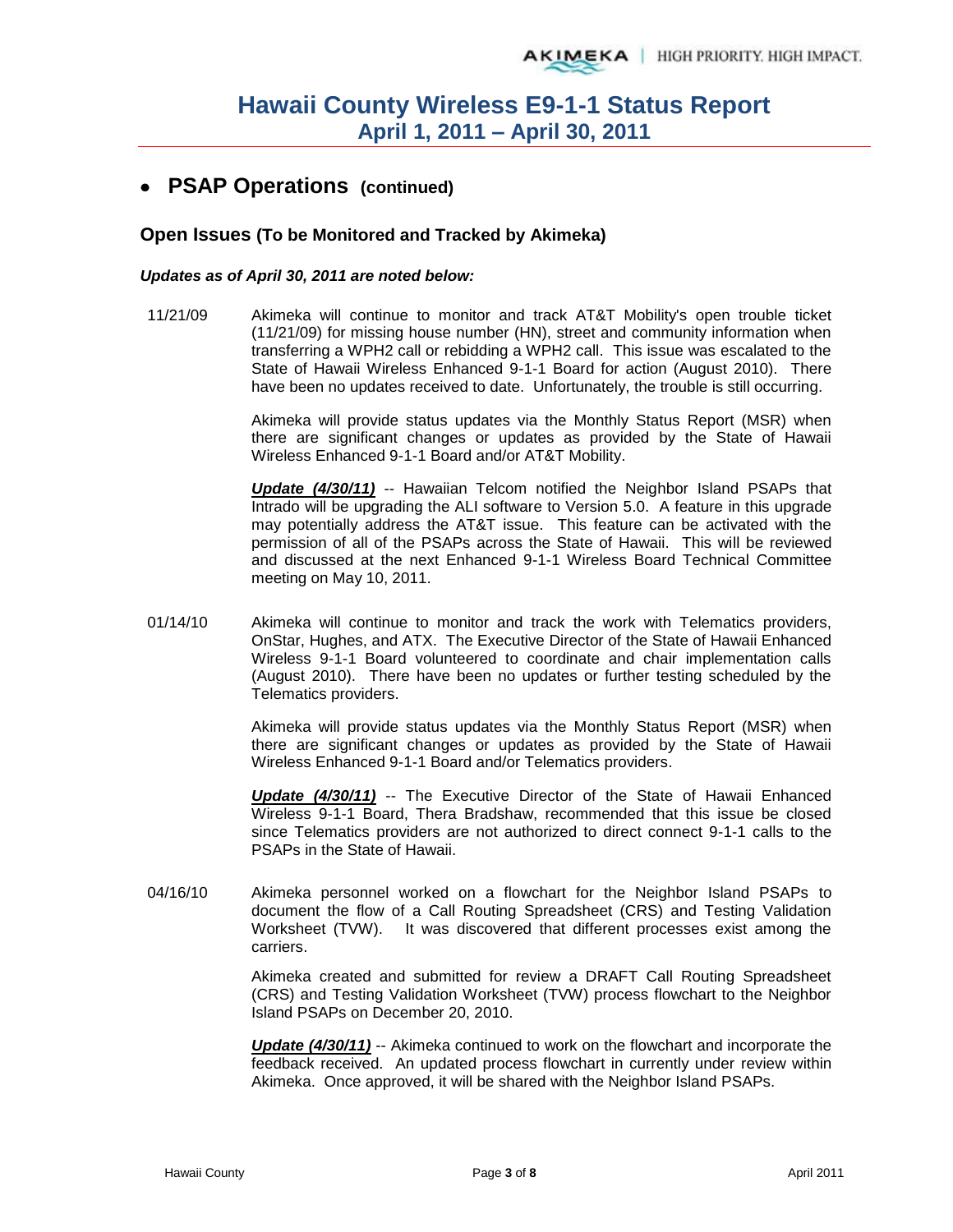# Hawaii County Wireless E9-1-1 Status Report
## April 1, 2011 – April 30, 2011

- **PSAP Operations (continued)**

### Open Issues (To be Monitored and Tracked by Akimeka)

***Updates as of April 30, 2011 are noted below:***

11/21/09 Akimeka will continue to monitor and track AT&T Mobility's open trouble ticket (11/21/09) for missing house number (HN), street and community information when transferring a WPH2 call or rebidding a WPH2 call. This issue was escalated to the State of Hawaii Wireless Enhanced 9-1-1 Board for action (August 2010). There have been no updates received to date. Unfortunately, the trouble is still occurring.

Akimeka will provide status updates via the Monthly Status Report (MSR) when there are significant changes or updates as provided by the State of Hawaii Wireless Enhanced 9-1-1 Board and/or AT&T Mobility.

***Update (4/30/11)*** -- Hawaiian Telcom notified the Neighbor Island PSAPs that Intrado will be upgrading the ALI software to Version 5.0. A feature in this upgrade may potentially address the AT&T issue. This feature can be activated with the permission of all of the PSAPs across the State of Hawaii. This will be reviewed and discussed at the next Enhanced 9-1-1 Wireless Board Technical Committee meeting on May 10, 2011.

01/14/10 Akimeka will continue to monitor and track the work with Telematics providers, OnStar, Hughes, and ATX. The Executive Director of the State of Hawaii Enhanced Wireless 9-1-1 Board volunteered to coordinate and chair implementation calls (August 2010). There have been no updates or further testing scheduled by the Telematics providers.

Akimeka will provide status updates via the Monthly Status Report (MSR) when there are significant changes or updates as provided by the State of Hawaii Wireless Enhanced 9-1-1 Board and/or Telematics providers.

***Update (4/30/11)*** -- The Executive Director of the State of Hawaii Enhanced Wireless 9-1-1 Board, Thera Bradshaw, recommended that this issue be closed since Telematics providers are not authorized to direct connect 9-1-1 calls to the PSAPs in the State of Hawaii.

04/16/10 Akimeka personnel worked on a flowchart for the Neighbor Island PSAPs to document the flow of a Call Routing Spreadsheet (CRS) and Testing Validation Worksheet (TVW). It was discovered that different processes exist among the carriers.

Akimeka created and submitted for review a DRAFT Call Routing Spreadsheet (CRS) and Testing Validation Worksheet (TVW) process flowchart to the Neighbor Island PSAPs on December 20, 2010.

***Update (4/30/11)*** -- Akimeka continued to work on the flowchart and incorporate the feedback received. An updated process flowchart in currently under review within Akimeka. Once approved, it will be shared with the Neighbor Island PSAPs.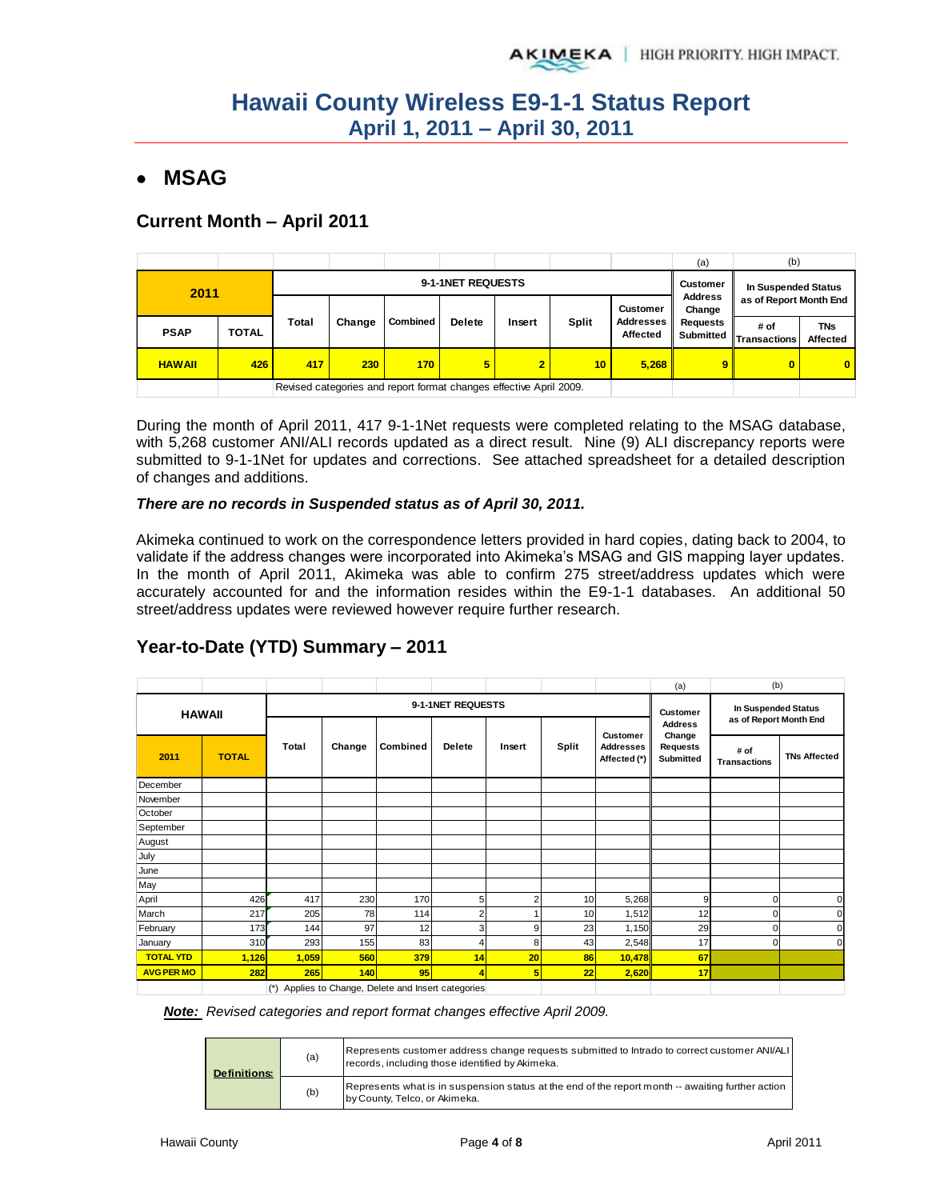# Hawaii County Wireless E9-1-1 Status Report
## April 1, 2011 – April 30, 2011

- ## MSAG

### Current Month – April 2011

| 2011 | | 9-1-1NET REQUESTS | | | | | | | (a) | (b) | |
|---|---|---|---|---|---|---|---|---|---|---|---|
| | | | | | | | | | Customer Address Change Requests Submitted | In Suspended Status as of Report Month End | |
| PSAP | TOTAL | Total | Change | Combined | Delete | Insert | Split | Customer Addresses Affected | | # of Transactions | TNs Affected |
| HAWAII | 426 | 417 | 230 | 170 | 5 | 2 | 10 | 5,268 | 9 | 0 | 0 |
| | | Revised categories and report format changes effective April 2009. | | | | | | | | | |

During the month of April 2011, 417 9-1-1Net requests were completed relating to the MSAG database, with 5,268 customer ANI/ALI records updated as a direct result. Nine (9) ALI discrepancy reports were submitted to 9-1-1Net for updates and corrections. See attached spreadsheet for a detailed description of changes and additions.

***There are no records in Suspended status as of April 30, 2011.***

Akimeka continued to work on the correspondence letters provided in hard copies, dating back to 2004, to validate if the address changes were incorporated into Akimeka's MSAG and GIS mapping layer updates. In the month of April 2011, Akimeka was able to confirm 275 street/address updates which were accurately accounted for and the information resides within the E9-1-1 databases. An additional 50 street/address updates were reviewed however require further research.

### Year-to-Date (YTD) Summary – 2011

| HAWAII | | 9-1-1NET REQUESTS | | | | | | | (a) | (b) | |
|---|---|---|---|---|---|---|---|---|---|---|---|
| | | | | | | | | | Customer Address Change Requests Submitted | In Suspended Status as of Report Month End | |
| 2011 | TOTAL | Total | Change | Combined | Delete | Insert | Split | Customer Addresses Affected (*) | | # of Transactions | TNs Affected |
| December | | | | | | | | | | | |
| November | | | | | | | | | | | |
| October | | | | | | | | | | | |
| September | | | | | | | | | | | |
| August | | | | | | | | | | | |
| July | | | | | | | | | | | |
| June | | | | | | | | | | | |
| May | | | | | | | | | | | |
| April | 426 | 417 | 230 | 170 | 5 | 2 | 10 | 5,268 | 9 | 0 | 0 |
| March | 217 | 205 | 78 | 114 | 2 | 1 | 10 | 1,512 | 12 | 0 | 0 |
| February | 173 | 144 | 97 | 12 | 3 | 9 | 23 | 1,150 | 29 | 0 | 0 |
| January | 310 | 293 | 155 | 83 | 4 | 8 | 43 | 2,548 | 17 | 0 | 0 |
| TOTAL YTD | 1,126 | 1,059 | 560 | 379 | 14 | 20 | 86 | 10,478 | 67 | | |
| AVG PER MO | 282 | 265 | 140 | 95 | 4 | 5 | 22 | 2,620 | 17 | | |
| | | (*) Applies to Change, Delete and Insert categories | | | | | | | | | |

***Note:*** *Revised categories and report format changes effective April 2009.*

| Definitions: | | |
|---|---|---|
| | (a) | Represents customer address change requests submitted to Intrado to correct customer ANI/ALI records, including those identified by Akimeka. |
| | (b) | Represents what is in suspension status at the end of the report month -- awaiting further action by County, Telco, or Akimeka. |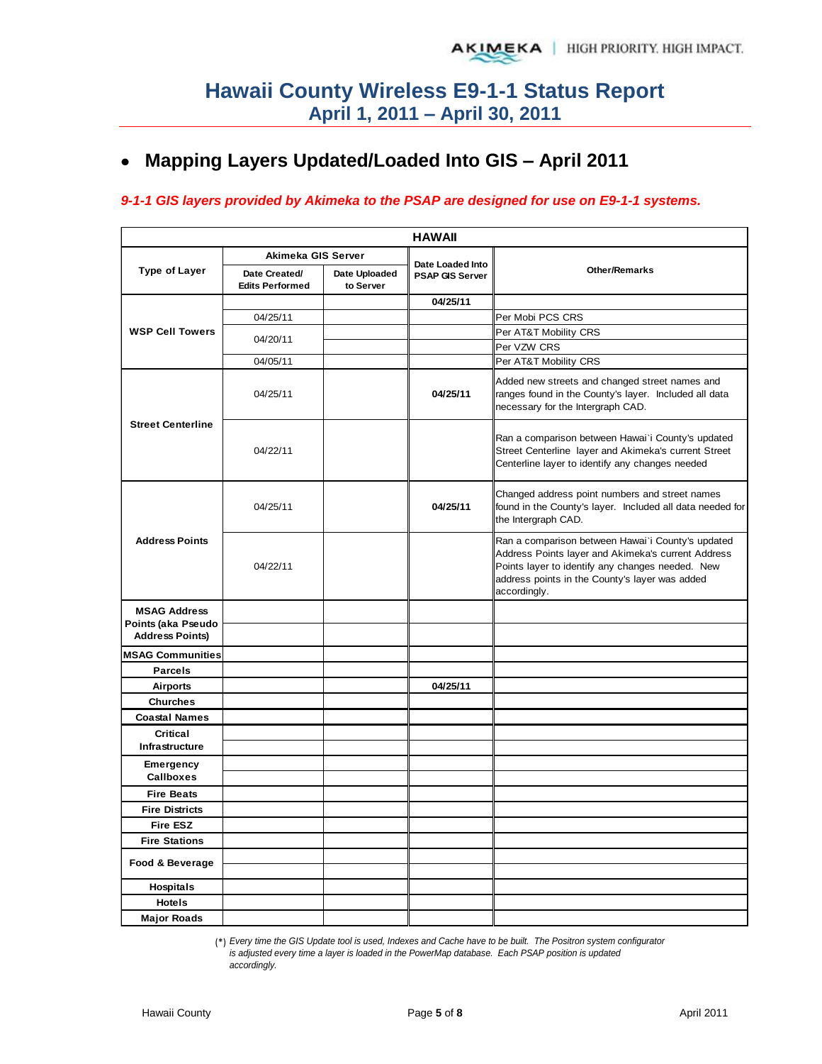# Hawaii County Wireless E9-1-1 Status Report
## April 1, 2011 – April 30, 2011

- ## Mapping Layers Updated/Loaded Into GIS – April 2011

***9-1-1 GIS layers provided by Akimeka to the PSAP are designed for use on E9-1-1 systems.***

| HAWAII | | | | |
|---|---|---|---|---|
| **Type of Layer** | **Akimeka GIS Server** | | **Date Loaded Into PSAP GIS Server** | **Other/Remarks** |
| | **Date Created/ Edits Performed** | **Date Uploaded to Server** | | |
| **WSP Cell Towers** | | | **04/25/11** | |
| | 04/25/11 | | | Per Mobi PCS CRS |
| | 04/20/11 | | | Per AT&T Mobility CRS |
| | | | | Per VZW CRS |
| | 04/05/11 | | | Per AT&T Mobility CRS |
| **Street Centerline** | 04/25/11 | | **04/25/11** | Added new streets and changed street names and ranges found in the County's layer. Included all data necessary for the Intergraph CAD. |
| | 04/22/11 | | | Ran a comparison between Hawai`i County's updated Street Centerline layer and Akimeka's current Street Centerline layer to identify any changes needed |
| **Address Points** | 04/25/11 | | **04/25/11** | Changed address point numbers and street names found in the County's layer. Included all data needed for the Intergraph CAD. |
| | 04/22/11 | | | Ran a comparison between Hawai`i County's updated Address Points layer and Akimeka's current Address Points layer to identify any changes needed. New address points in the County's layer was added accordingly. |
| **MSAG Address Points (aka Pseudo Address Points)** | | | | |
| | | | | |
| **MSAG Communities** | | | | |
| **Parcels** | | | | |
| **Airports** | | | **04/25/11** | |
| **Churches** | | | | |
| **Coastal Names** | | | | |
| **Critical Infrastructure** | | | | |
| | | | | |
| **Emergency Callboxes** | | | | |
| | | | | |
| **Fire Beats** | | | | |
| **Fire Districts** | | | | |
| **Fire ESZ** | | | | |
| **Fire Stations** | | | | |
| **Food & Beverage** | | | | |
| | | | | |
| **Hospitals** | | | | |
| **Hotels** | | | | |
| **Major Roads** | | | | |

(*) *Every time the GIS Update tool is used, Indexes and Cache have to be built. The Positron system configurator is adjusted every time a layer is loaded in the PowerMap database. Each PSAP position is updated accordingly.*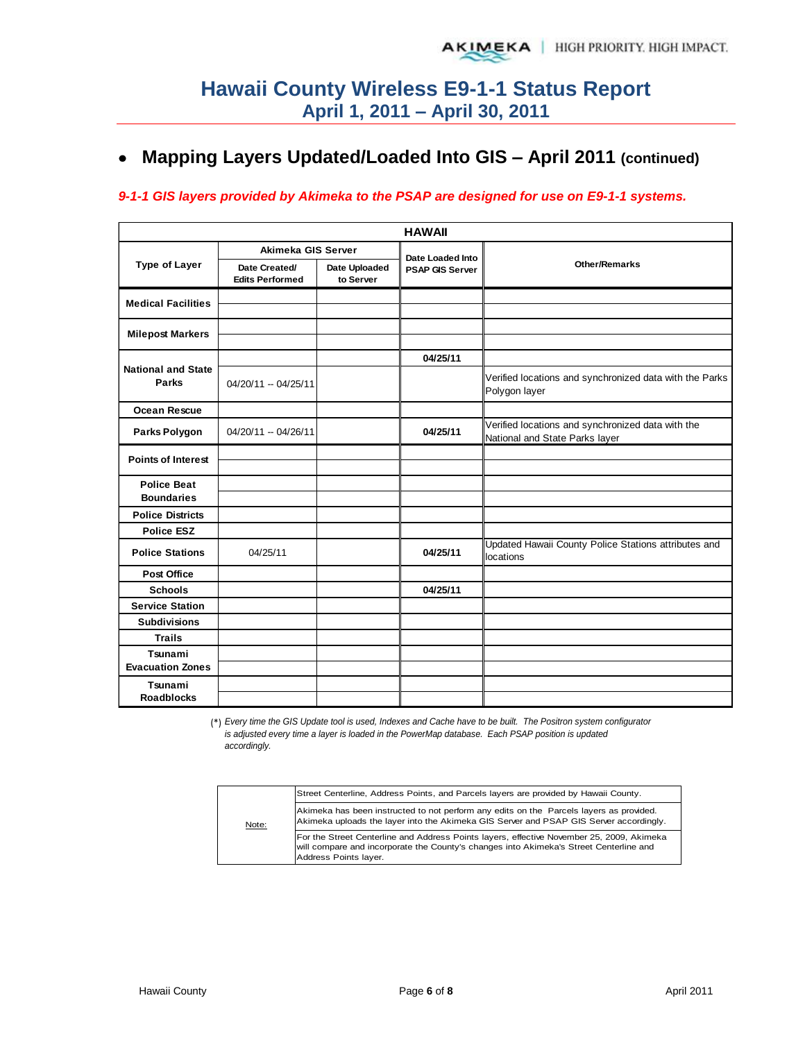# Hawaii County Wireless E9-1-1 Status Report
## April 1, 2011 – April 30, 2011

- **Mapping Layers Updated/Loaded Into GIS – April 2011 (continued)**

*9-1-1 GIS layers provided by Akimeka to the PSAP are designed for use on E9-1-1 systems.*

| HAWAII | | | | |
|---|---|---|---|---|
| **Type of Layer** | **Akimeka GIS Server** | | **Date Loaded Into PSAP GIS Server** | **Other/Remarks** |
| | **Date Created/ Edits Performed** | **Date Uploaded to Server** | | |
| **Medical Facilities** | | | | |
| | | | | |
| **Milepost Markers** | | | | |
| | | | | |
| **National and State Parks** | | | 04/25/11 | |
| | 04/20/11 -- 04/25/11 | | | Verified locations and synchronized data with the Parks Polygon layer |
| **Ocean Rescue** | | | | |
| **Parks Polygon** | 04/20/11 -- 04/26/11 | | 04/25/11 | Verified locations and synchronized data with the National and State Parks layer |
| **Points of Interest** | | | | |
| | | | | |
| **Police Beat Boundaries** | | | | |
| | | | | |
| **Police Districts** | | | | |
| **Police ESZ** | | | | |
| **Police Stations** | 04/25/11 | | 04/25/11 | Updated Hawaii County Police Stations attributes and locations |
| **Post Office** | | | | |
| **Schools** | | | 04/25/11 | |
| **Service Station** | | | | |
| **Subdivisions** | | | | |
| **Trails** | | | | |
| **Tsunami Evacuation Zones** | | | | |
| | | | | |
| **Tsunami Roadblocks** | | | | |
| | | | | |

(*) *Every time the GIS Update tool is used, Indexes and Cache have to be built. The Positron system configurator is adjusted every time a layer is loaded in the PowerMap database. Each PSAP position is updated accordingly.*

| Note: | |
|---|---|
| | Street Centerline, Address Points, and Parcels layers are provided by Hawaii County. |
| | Akimeka has been instructed to not perform any edits on the Parcels layers as provided. Akimeka uploads the layer into the Akimeka GIS Server and PSAP GIS Server accordingly. |
| | For the Street Centerline and Address Points layers, effective November 25, 2009, Akimeka will compare and incorporate the County's changes into Akimeka's Street Centerline and Address Points layer. |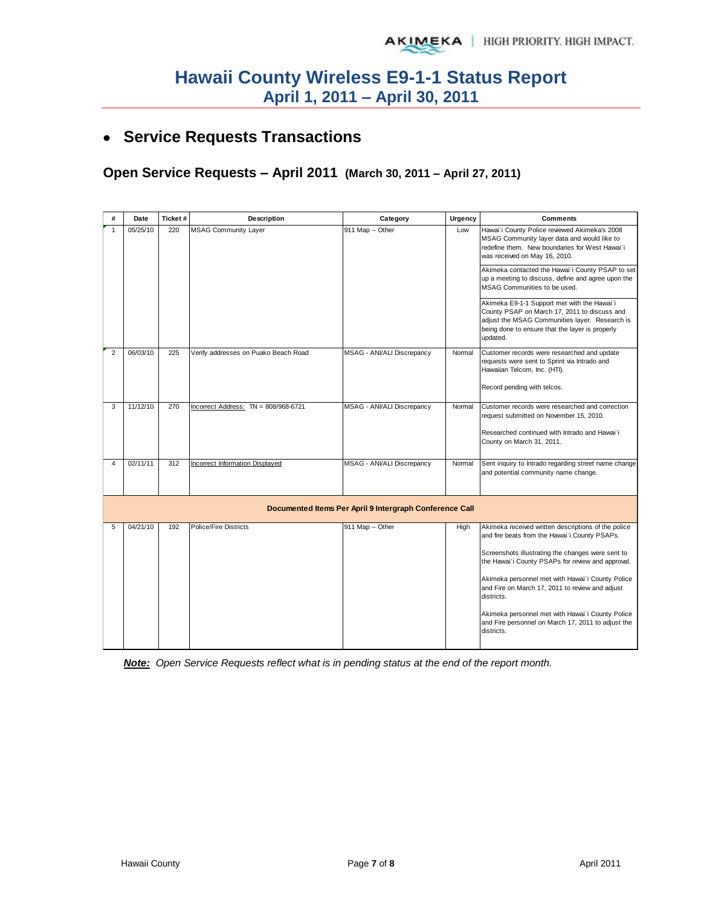# Hawaii County Wireless E9-1-1 Status Report
## April 1, 2011 – April 30, 2011

- **Service Requests Transactions**

### Open Service Requests – April 2011 (March 30, 2011 – April 27, 2011)

| # | Date | Ticket # | Description | Category | Urgency | Comments |
|---|---|---|---|---|---|---|
| 1 | 05/25/10 | 220 | MSAG Community Layer | 911 Map -- Other | Low | Hawai`i County Police reviewed Akimeka's 2008 MSAG Community layer data and would like to redefine them. New boundaries for West Hawai`i was received on May 16, 2010. Akimeka contacted the Hawai`i County PSAP to set up a meeting to discuss, define and agree upon the MSAG Communities to be used. Akimeka E9-1-1 Support met with the Hawai`i County PSAP on March 17, 2011 to discuss and adjust the MSAG Communities layer. Research is being done to ensure that the layer is properly updated. |
| 2 | 06/03/10 | 225 | Verify addresses on Puako Beach Road | MSAG - ANI/ALI Discrepancy | Normal | Customer records were researched and update requests were sent to Sprint via Intrado and Hawaiian Telcom, Inc. (HTI). Record pending with telcos. |
| 3 | 11/12/10 | 270 | Incorrect Address: TN = 808/968-6721 | MSAG - ANI/ALI Discrepancy | Normal | Customer records were researched and correction request submitted on November 15, 2010. Researched continued with Intrado and Hawai`i County on March 31, 2011. |
| 4 | 02/11/11 | 312 | Incorrect Information Displayed | MSAG - ANI/ALI Discrepancy | Normal | Sent inquiry to Intrado regarding street name change and potential community name change. |
| **Documented Items Per April 9 Intergraph Conference Call** | | | | | | |
| 5 | 04/21/10 | 192 | Police/Fire Districts | 911 Map -- Other | High | Akimeka received written descriptions of the police and fire beats from the Hawai`i County PSAPs. Screenshots illustrating the changes were sent to the Hawai`i County PSAPs for review and approval. Akimeka personnel met with Hawai`i County Police and Fire on March 17, 2011 to review and adjust districts. Akimeka personnel met with Hawai`i County Police and Fire personnel on March 17, 2011 to adjust the districts. |

***Note:*** *Open Service Requests reflect what is in pending status at the end of the report month.*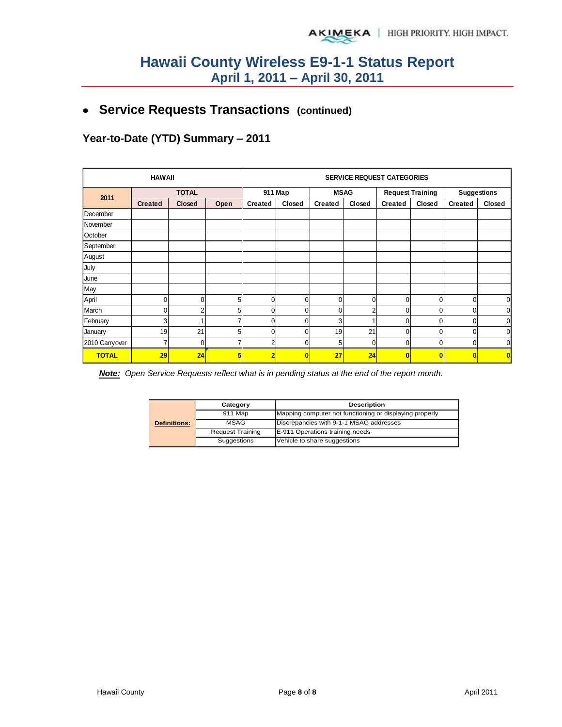# Hawaii County Wireless E9-1-1 Status Report
## April 1, 2011 – April 30, 2011

- **Service Requests Transactions (continued)**

### Year-to-Date (YTD) Summary – 2011

| HAWAII | | | | SERVICE REQUEST CATEGORIES | | | | | | | |
|---|---|---|---|---|---|---|---|---|---|---|---|
| 2011 | TOTAL | | | 911 Map | | MSAG | | Request Training | | Suggestions | |
| | Created | Closed | Open | Created | Closed | Created | Closed | Created | Closed | Created | Closed |
| December | | | | | | | | | | | |
| November | | | | | | | | | | | |
| October | | | | | | | | | | | |
| September | | | | | | | | | | | |
| August | | | | | | | | | | | |
| July | | | | | | | | | | | |
| June | | | | | | | | | | | |
| May | | | | | | | | | | | |
| April | 0 | 0 | 5 | 0 | 0 | 0 | 0 | 0 | 0 | 0 | 0 |
| March | 0 | 2 | 5 | 0 | 0 | 0 | 2 | 0 | 0 | 0 | 0 |
| February | 3 | 1 | 7 | 0 | 0 | 3 | 1 | 0 | 0 | 0 | 0 |
| January | 19 | 21 | 5 | 0 | 0 | 19 | 21 | 0 | 0 | 0 | 0 |
| 2010 Carryover | 7 | 0 | 7 | 2 | 0 | 5 | 0 | 0 | 0 | 0 | 0 |
| **TOTAL** | **29** | **24** | **5** | **2** | **0** | **27** | **24** | **0** | **0** | **0** | **0** |

***Note:*** *Open Service Requests reflect what is in pending status at the end of the report month.*

| | Category | Description |
|---|---|---|
| **Definitions:** | 911 Map | Mapping computer not functioning or displaying properly |
| | MSAG | Discrepancies with 9-1-1 MSAG addresses |
| | Request Training | E-911 Operations training needs |
| | Suggestions | Vehicle to share suggestions |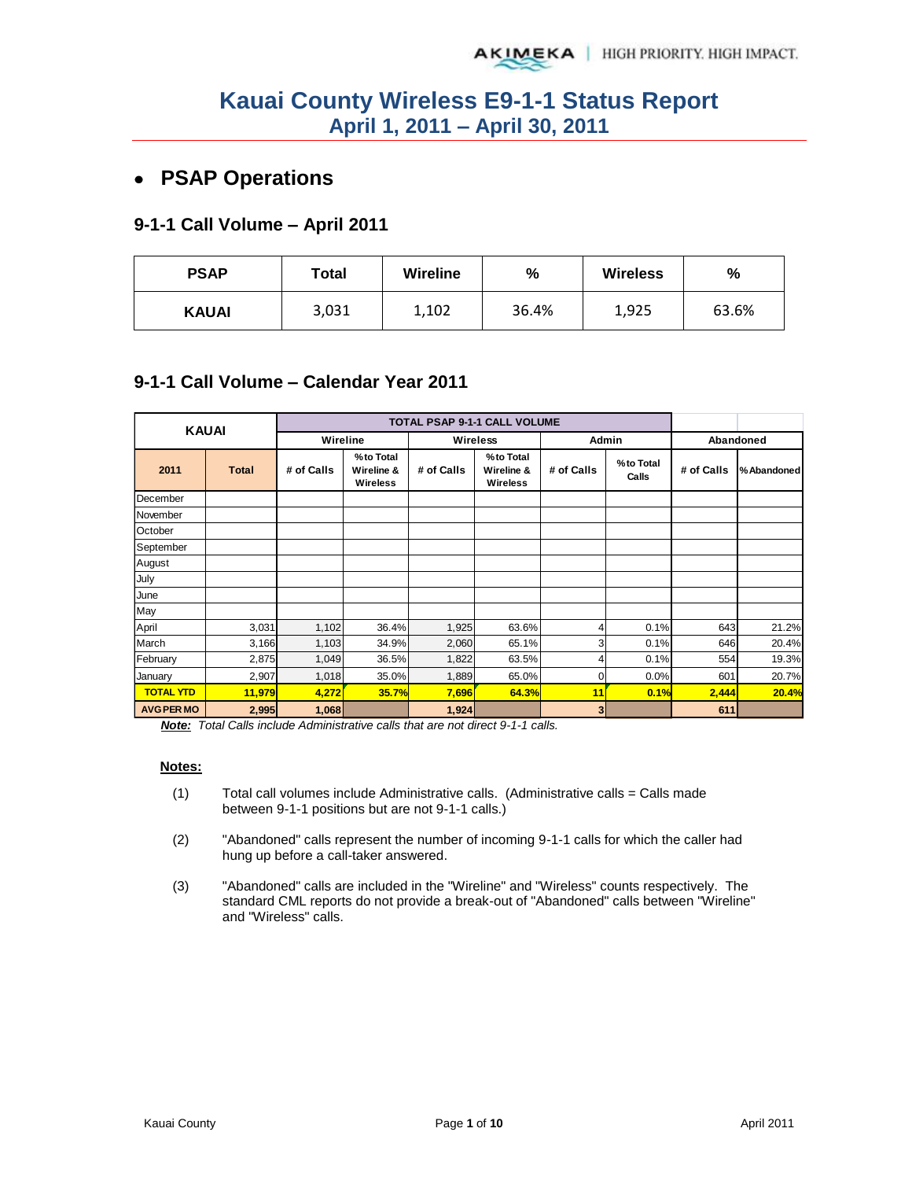# Kauai County Wireless E9-1-1 Status Report
## April 1, 2011 – April 30, 2011

- **PSAP Operations**

### 9-1-1 Call Volume – April 2011

| PSAP | Total | Wireline | % | Wireless | % |
|---|---|---|---|---|---|
| KAUAI | 3,031 | 1,102 | 36.4% | 1,925 | 63.6% |

### 9-1-1 Call Volume – Calendar Year 2011

| KAUAI | | TOTAL PSAP 9-1-1 CALL VOLUME | | | | | | | |
|---|---|---|---|---|---|---|---|---|---|
| | | Wireline | | Wireless | | Admin | | Abandoned | |
| 2011 | Total | # of Calls | % to Total Wireline & Wireless | # of Calls | % to Total Wireline & Wireless | # of Calls | % to Total Calls | # of Calls | % Abandoned |
| December | | | | | | | | | |
| November | | | | | | | | | |
| October | | | | | | | | | |
| September | | | | | | | | | |
| August | | | | | | | | | |
| July | | | | | | | | | |
| June | | | | | | | | | |
| May | | | | | | | | | |
| April | 3,031 | 1,102 | 36.4% | 1,925 | 63.6% | 4 | 0.1% | 643 | 21.2% |
| March | 3,166 | 1,103 | 34.9% | 2,060 | 65.1% | 3 | 0.1% | 646 | 20.4% |
| February | 2,875 | 1,049 | 36.5% | 1,822 | 63.5% | 4 | 0.1% | 554 | 19.3% |
| January | 2,907 | 1,018 | 35.0% | 1,889 | 65.0% | 0 | 0.0% | 601 | 20.7% |
| **TOTAL YTD** | **11,979** | **4,272** | **35.7%** | **7,696** | **64.3%** | **11** | **0.1%** | **2,444** | **20.4%** |
| **AVG PER MO** | **2,995** | **1,068** | | **1,924** | | **3** | | **611** | |

***Note:*** *Total Calls include Administrative calls that are not direct 9-1-1 calls.*

**Notes:**

(1) Total call volumes include Administrative calls. (Administrative calls = Calls made between 9-1-1 positions but are not 9-1-1 calls.)

(2) "Abandoned" calls represent the number of incoming 9-1-1 calls for which the caller had hung up before a call-taker answered.

(3) "Abandoned" calls are included in the "Wireline" and "Wireless" counts respectively. The standard CML reports do not provide a break-out of "Abandoned" calls between "Wireline" and "Wireless" calls.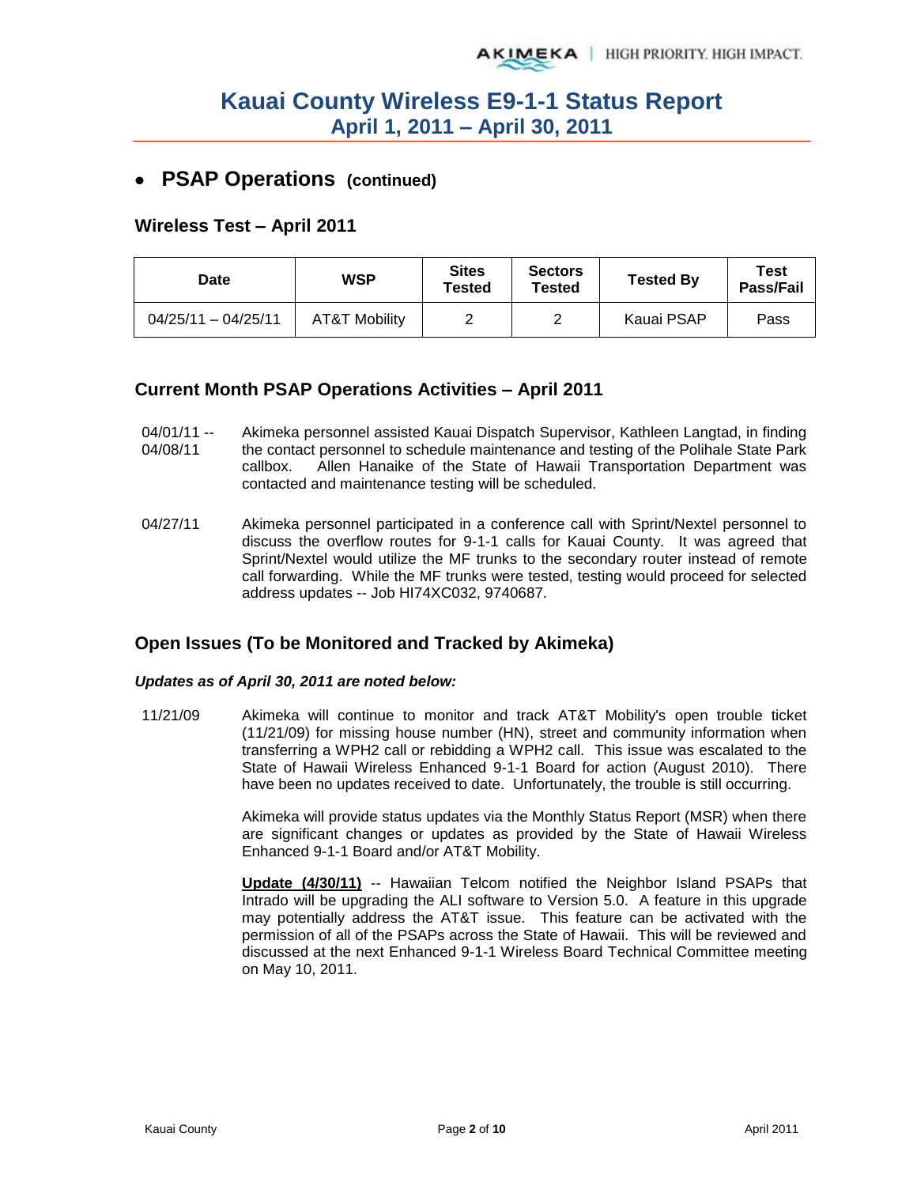# Kauai County Wireless E9-1-1 Status Report
## April 1, 2011 – April 30, 2011

- **PSAP Operations (continued)**

### Wireless Test – April 2011

| Date | WSP | Sites Tested | Sectors Tested | Tested By | Test Pass/Fail |
|---|---|---|---|---|---|
| 04/25/11 – 04/25/11 | AT&T Mobility | 2 | 2 | Kauai PSAP | Pass |

### Current Month PSAP Operations Activities – April 2011

04/01/11 -- 04/08/11 Akimeka personnel assisted Kauai Dispatch Supervisor, Kathleen Langtad, in finding the contact personnel to schedule maintenance and testing of the Polihale State Park callbox. Allen Hanaike of the State of Hawaii Transportation Department was contacted and maintenance testing will be scheduled.

04/27/11 Akimeka personnel participated in a conference call with Sprint/Nextel personnel to discuss the overflow routes for 9-1-1 calls for Kauai County. It was agreed that Sprint/Nextel would utilize the MF trunks to the secondary router instead of remote call forwarding. While the MF trunks were tested, testing would proceed for selected address updates -- Job HI74XC032, 9740687.

### Open Issues (To be Monitored and Tracked by Akimeka)

***Updates as of April 30, 2011 are noted below:***

11/21/09 Akimeka will continue to monitor and track AT&T Mobility's open trouble ticket (11/21/09) for missing house number (HN), street and community information when transferring a WPH2 call or rebidding a WPH2 call. This issue was escalated to the State of Hawaii Wireless Enhanced 9-1-1 Board for action (August 2010). There have been no updates received to date. Unfortunately, the trouble is still occurring.

Akimeka will provide status updates via the Monthly Status Report (MSR) when there are significant changes or updates as provided by the State of Hawaii Wireless Enhanced 9-1-1 Board and/or AT&T Mobility.

**Update (4/30/11)** -- Hawaiian Telcom notified the Neighbor Island PSAPs that Intrado will be upgrading the ALI software to Version 5.0. A feature in this upgrade may potentially address the AT&T issue. This feature can be activated with the permission of all of the PSAPs across the State of Hawaii. This will be reviewed and discussed at the next Enhanced 9-1-1 Wireless Board Technical Committee meeting on May 10, 2011.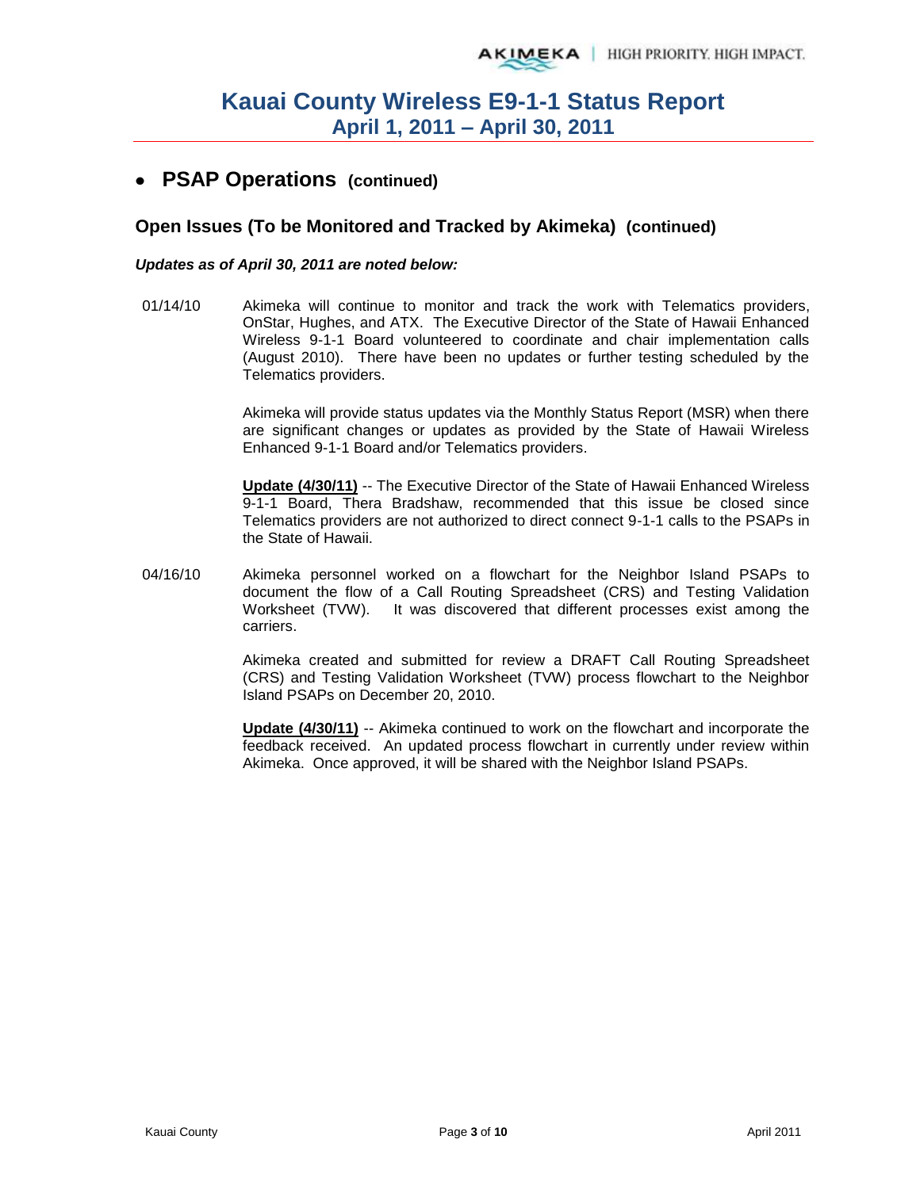# Kauai County Wireless E9-1-1 Status Report
## April 1, 2011 – April 30, 2011

- **PSAP Operations (continued)**

### Open Issues (To be Monitored and Tracked by Akimeka) (continued)

***Updates as of April 30, 2011 are noted below:***

01/14/10 Akimeka will continue to monitor and track the work with Telematics providers, OnStar, Hughes, and ATX. The Executive Director of the State of Hawaii Enhanced Wireless 9-1-1 Board volunteered to coordinate and chair implementation calls (August 2010). There have been no updates or further testing scheduled by the Telematics providers.

Akimeka will provide status updates via the Monthly Status Report (MSR) when there are significant changes or updates as provided by the State of Hawaii Wireless Enhanced 9-1-1 Board and/or Telematics providers.

**Update (4/30/11)** -- The Executive Director of the State of Hawaii Enhanced Wireless 9-1-1 Board, Thera Bradshaw, recommended that this issue be closed since Telematics providers are not authorized to direct connect 9-1-1 calls to the PSAPs in the State of Hawaii.

04/16/10 Akimeka personnel worked on a flowchart for the Neighbor Island PSAPs to document the flow of a Call Routing Spreadsheet (CRS) and Testing Validation Worksheet (TVW). It was discovered that different processes exist among the carriers.

Akimeka created and submitted for review a DRAFT Call Routing Spreadsheet (CRS) and Testing Validation Worksheet (TVW) process flowchart to the Neighbor Island PSAPs on December 20, 2010.

**Update (4/30/11)** -- Akimeka continued to work on the flowchart and incorporate the feedback received. An updated process flowchart in currently under review within Akimeka. Once approved, it will be shared with the Neighbor Island PSAPs.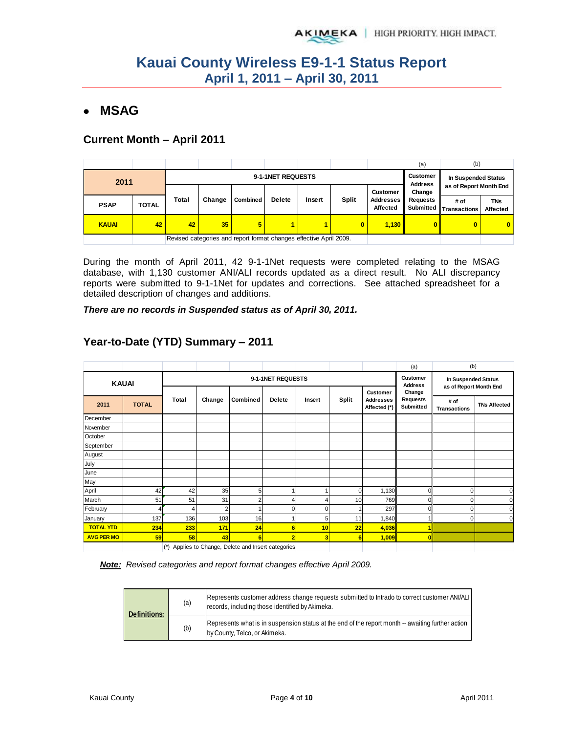# Kauai County Wireless E9-1-1 Status Report
## April 1, 2011 – April 30, 2011

- ## MSAG

### Current Month – April 2011

| 2011 | | 9-1-1NET REQUESTS | | | | | | | (a) Customer Address Change | (b) In Suspended Status as of Report Month End | |
|---|---|---|---|---|---|---|---|---|---|---|---|
| PSAP | TOTAL | Total | Change | Combined | Delete | Insert | Split | Customer Addresses Affected | Requests Submitted | # of Transactions | TNs Affected |
| KAUAI | 42 | 42 | 35 | 5 | 1 | 1 | 0 | 1,130 | 0 | 0 | 0 |

Revised categories and report format changes effective April 2009.

During the month of April 2011, 42 9-1-1Net requests were completed relating to the MSAG database, with 1,130 customer ANI/ALI records updated as a direct result. No ALI discrepancy reports were submitted to 9-1-1Net for updates and corrections. See attached spreadsheet for a detailed description of changes and additions.

***There are no records in Suspended status as of April 30, 2011.***

### Year-to-Date (YTD) Summary – 2011

| KAUAI | | 9-1-1NET REQUESTS | | | | | | | (a) Customer Address Change | (b) In Suspended Status as of Report Month End | |
|---|---|---|---|---|---|---|---|---|---|---|---|
| 2011 | TOTAL | Total | Change | Combined | Delete | Insert | Split | Customer Addresses Affected (*) | Requests Submitted | # of Transactions | TNs Affected |
| December | | | | | | | | | | | |
| November | | | | | | | | | | | |
| October | | | | | | | | | | | |
| September | | | | | | | | | | | |
| August | | | | | | | | | | | |
| July | | | | | | | | | | | |
| June | | | | | | | | | | | |
| May | | | | | | | | | | | |
| April | 42 | 42 | 35 | 5 | 1 | 1 | 0 | 1,130 | 0 | 0 | 0 |
| March | 51 | 51 | 31 | 2 | 4 | 4 | 10 | 769 | 0 | 0 | 0 |
| February | 4 | 4 | 2 | 1 | 0 | 0 | 1 | 297 | 0 | 0 | 0 |
| January | 137 | 136 | 103 | 16 | 1 | 5 | 11 | 1,840 | 1 | 0 | 0 |
| TOTAL YTD | 234 | 233 | 171 | 24 | 6 | 10 | 22 | 4,036 | 1 | | |
| AVG PER MO | 59 | 58 | 43 | 6 | 2 | 3 | 6 | 1,009 | 0 | | |

(*) Applies to Change, Delete and Insert categories

***Note:*** *Revised categories and report format changes effective April 2009.*

| Definitions: | | |
|---|---|---|
| | (a) | Represents customer address change requests submitted to Intrado to correct customer ANI/ALI records, including those identified by Akimeka. |
| | (b) | Represents what is in suspension status at the end of the report month -- awaiting further action by County, Telco, or Akimeka. |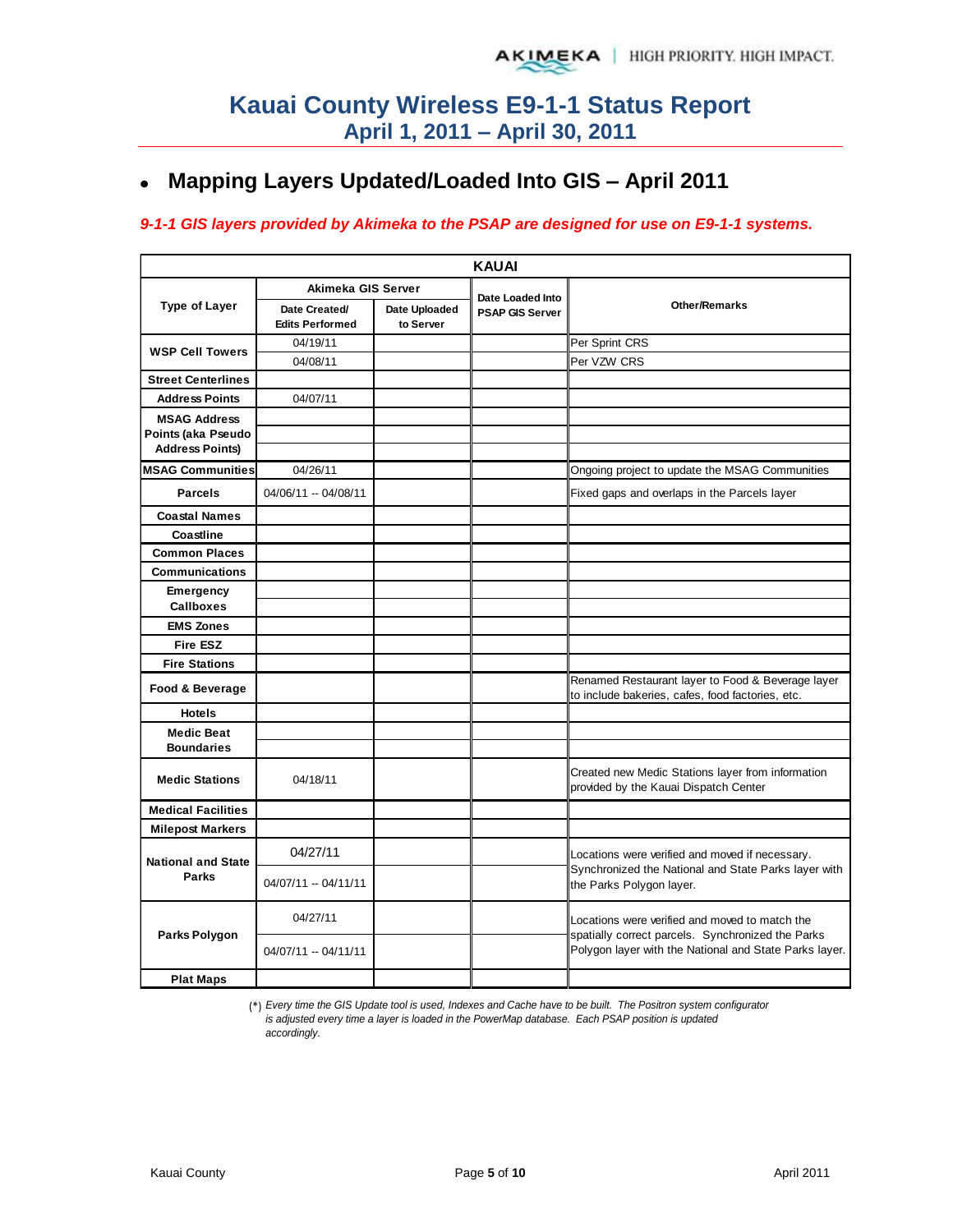# Kauai County Wireless E9-1-1 Status Report
## April 1, 2011 – April 30, 2011

- ## Mapping Layers Updated/Loaded Into GIS – April 2011

***9-1-1 GIS layers provided by Akimeka to the PSAP are designed for use on E9-1-1 systems.***

| KAUAI | | | | |
|---|---|---|---|---|
| **Type of Layer** | **Akimeka GIS Server** | | **Date Loaded Into PSAP GIS Server** | **Other/Remarks** |
| | **Date Created/ Edits Performed** | **Date Uploaded to Server** | | |
| **WSP Cell Towers** | 04/19/11 | | | Per Sprint CRS |
| | 04/08/11 | | | Per VZW CRS |
| **Street Centerlines** | | | | |
| **Address Points** | 04/07/11 | | | |
| **MSAG Address Points (aka Pseudo Address Points)** | | | | |
| **MSAG Communities** | 04/26/11 | | | Ongoing project to update the MSAG Communities |
| **Parcels** | 04/06/11 -- 04/08/11 | | | Fixed gaps and overlaps in the Parcels layer |
| **Coastal Names** | | | | |
| **Coastline** | | | | |
| **Common Places** | | | | |
| **Communications** | | | | |
| **Emergency Callboxes** | | | | |
| **EMS Zones** | | | | |
| **Fire ESZ** | | | | |
| **Fire Stations** | | | | |
| **Food & Beverage** | | | | Renamed Restaurant layer to Food & Beverage layer to include bakeries, cafes, food factories, etc. |
| **Hotels** | | | | |
| **Medic Beat Boundaries** | | | | |
| **Medic Stations** | 04/18/11 | | | Created new Medic Stations layer from information provided by the Kauai Dispatch Center |
| **Medical Facilities** | | | | |
| **Milepost Markers** | | | | |
| **National and State Parks** | 04/27/11 | | | Locations were verified and moved if necessary. Synchronized the National and State Parks layer with the Parks Polygon layer. |
| | 04/07/11 -- 04/11/11 | | | |
| **Parks Polygon** | 04/27/11 | | | Locations were verified and moved to match the spatially correct parcels. Synchronized the Parks Polygon layer with the National and State Parks layer. |
| | 04/07/11 -- 04/11/11 | | | |
| **Plat Maps** | | | | |

(*) *Every time the GIS Update tool is used, Indexes and Cache have to be built. The Positron system configurator is adjusted every time a layer is loaded in the PowerMap database. Each PSAP position is updated accordingly.*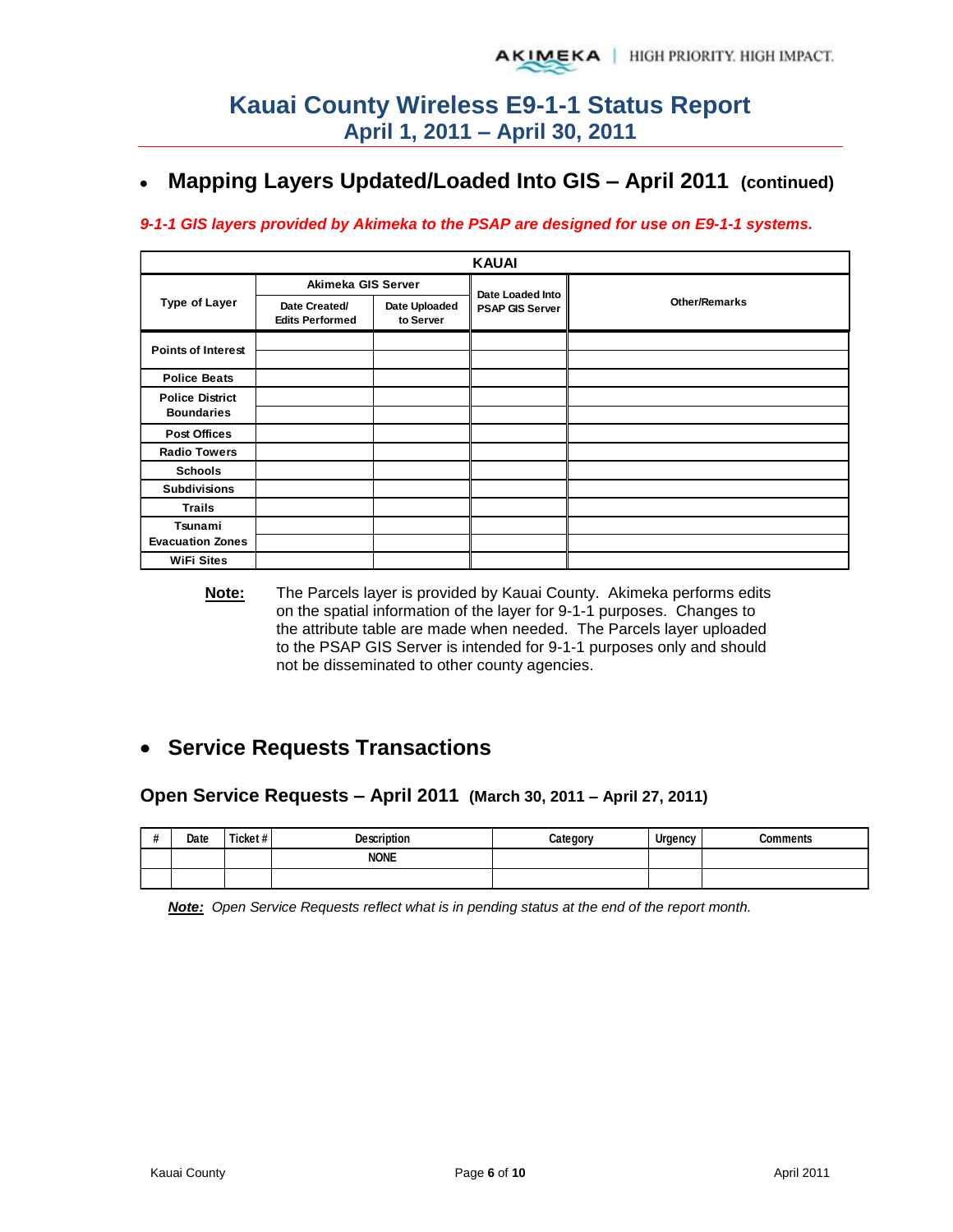# Kauai County Wireless E9-1-1 Status Report
## April 1, 2011 – April 30, 2011

- ## Mapping Layers Updated/Loaded Into GIS – April 2011 (continued)

***9-1-1 GIS layers provided by Akimeka to the PSAP are designed for use on E9-1-1 systems.***

| KAUAI | | | | |
|---|---|---|---|---|
| Type of Layer | Akimeka GIS Server | | Date Loaded Into PSAP GIS Server | Other/Remarks |
| | Date Created/ Edits Performed | Date Uploaded to Server | | |
| Points of Interest | | | | |
| | | | | |
| Police Beats | | | | |
| Police District Boundaries | | | | |
| | | | | |
| Post Offices | | | | |
| Radio Towers | | | | |
| Schools | | | | |
| Subdivisions | | | | |
| Trails | | | | |
| Tsunami Evacuation Zones | | | | |
| | | | | |
| WiFi Sites | | | | |

**Note:** The Parcels layer is provided by Kauai County. Akimeka performs edits on the spatial information of the layer for 9-1-1 purposes. Changes to the attribute table are made when needed. The Parcels layer uploaded to the PSAP GIS Server is intended for 9-1-1 purposes only and should not be disseminated to other county agencies.

- ## Service Requests Transactions

### Open Service Requests – April 2011 (March 30, 2011 – April 27, 2011)

| # | Date | Ticket # | Description | Category | Urgency | Comments |
|---|---|---|---|---|---|---|
| | | | NONE | | | |
| | | | | | | |

***Note:*** *Open Service Requests reflect what is in pending status at the end of the report month.*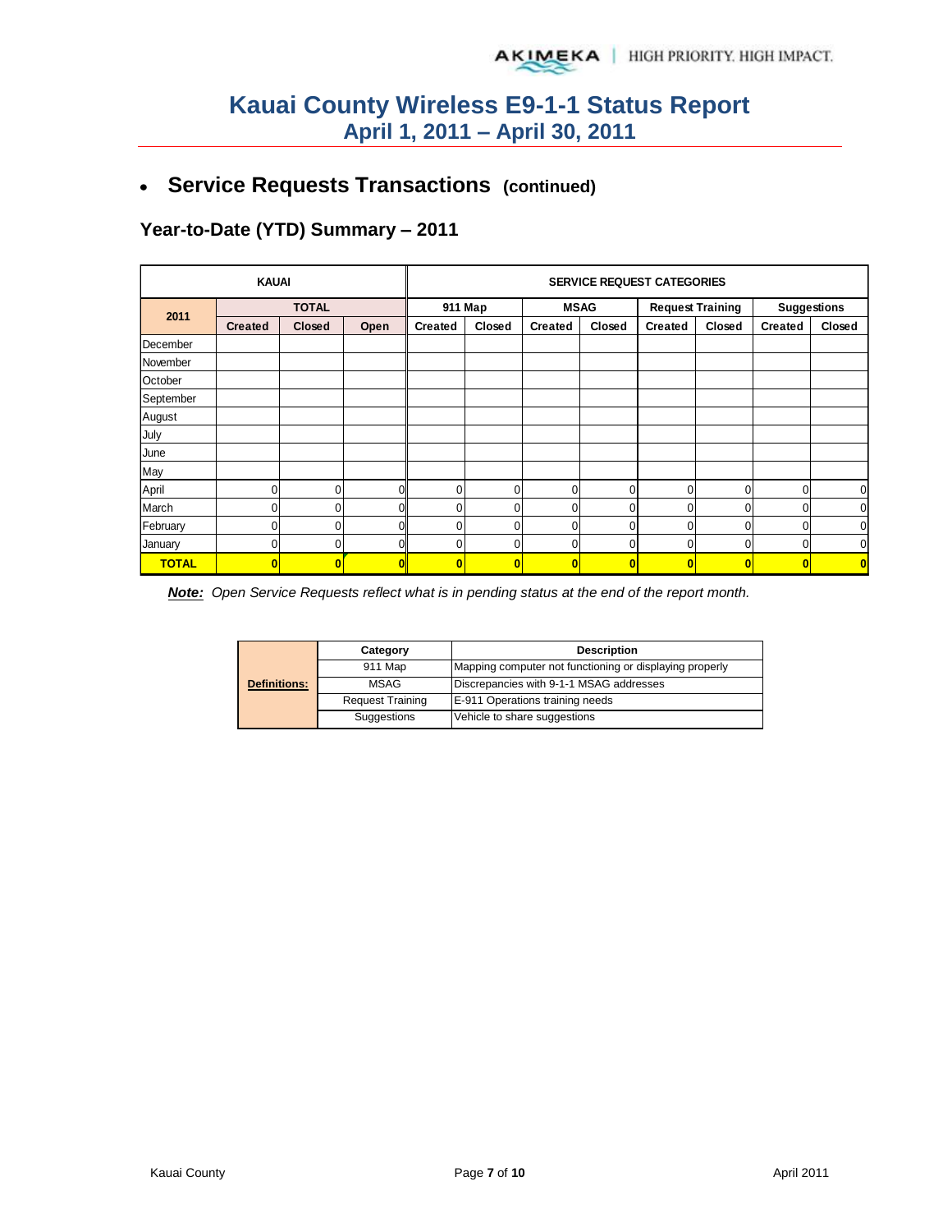# Kauai County Wireless E9-1-1 Status Report
## April 1, 2011 – April 30, 2011

- ## Service Requests Transactions (continued)

### Year-to-Date (YTD) Summary – 2011

| KAUAI | | | | SERVICE REQUEST CATEGORIES | | | | | | | |
|---|---|---|---|---|---|---|---|---|---|---|---|
| 2011 | TOTAL | | | 911 Map | | MSAG | | Request Training | | Suggestions | |
| | Created | Closed | Open | Created | Closed | Created | Closed | Created | Closed | Created | Closed |
| December | | | | | | | | | | | |
| November | | | | | | | | | | | |
| October | | | | | | | | | | | |
| September | | | | | | | | | | | |
| August | | | | | | | | | | | |
| July | | | | | | | | | | | |
| June | | | | | | | | | | | |
| May | | | | | | | | | | | |
| April | 0 | 0 | 0 | 0 | 0 | 0 | 0 | 0 | 0 | 0 | 0 |
| March | 0 | 0 | 0 | 0 | 0 | 0 | 0 | 0 | 0 | 0 | 0 |
| February | 0 | 0 | 0 | 0 | 0 | 0 | 0 | 0 | 0 | 0 | 0 |
| January | 0 | 0 | 0 | 0 | 0 | 0 | 0 | 0 | 0 | 0 | 0 |
| **TOTAL** | **0** | **0** | **0** | **0** | **0** | **0** | **0** | **0** | **0** | **0** | **0** |

***Note:*** *Open Service Requests reflect what is in pending status at the end of the report month.*

| Definitions: | Category | Description |
|---|---|---|
| | 911 Map | Mapping computer not functioning or displaying properly |
| | MSAG | Discrepancies with 9-1-1 MSAG addresses |
| | Request Training | E-911 Operations training needs |
| | Suggestions | Vehicle to share suggestions |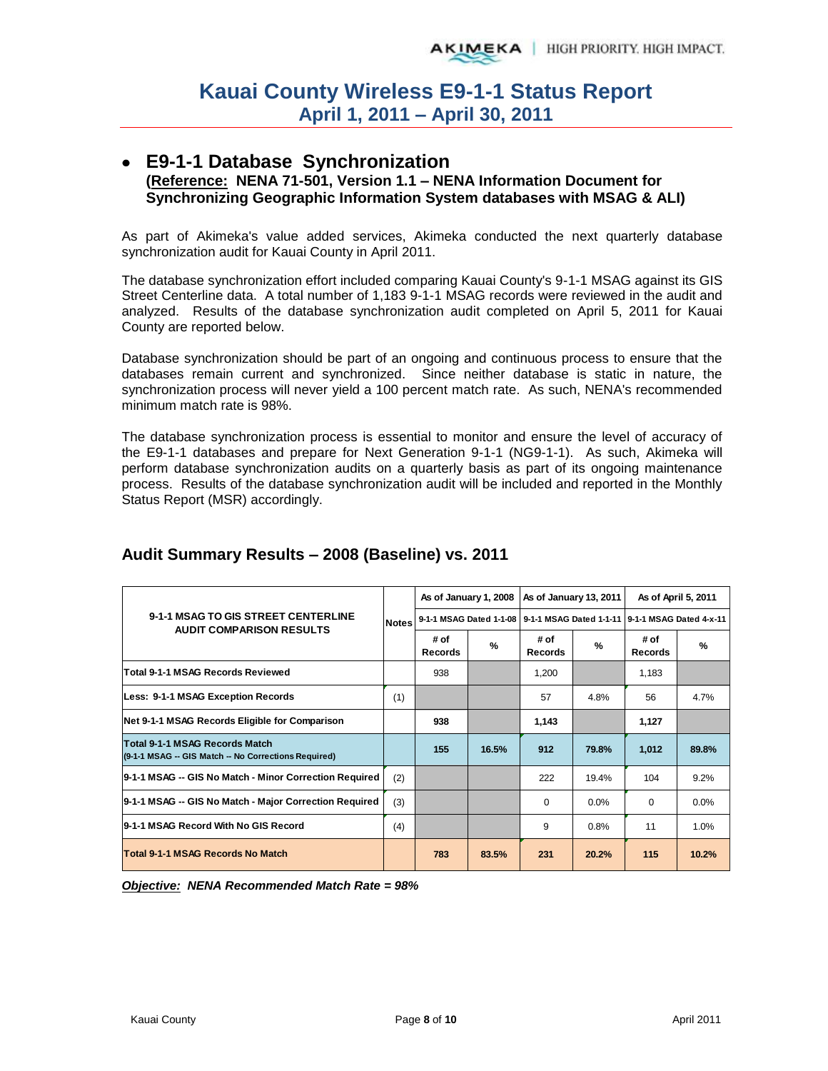# Kauai County Wireless E9-1-1 Status Report
## April 1, 2011 – April 30, 2011

- ## E9-1-1 Database Synchronization
  **(Reference: NENA 71-501, Version 1.1 – NENA Information Document for Synchronizing Geographic Information System databases with MSAG & ALI)**

As part of Akimeka's value added services, Akimeka conducted the next quarterly database synchronization audit for Kauai County in April 2011.

The database synchronization effort included comparing Kauai County's 9-1-1 MSAG against its GIS Street Centerline data. A total number of 1,183 9-1-1 MSAG records were reviewed in the audit and analyzed. Results of the database synchronization audit completed on April 5, 2011 for Kauai County are reported below.

Database synchronization should be part of an ongoing and continuous process to ensure that the databases remain current and synchronized. Since neither database is static in nature, the synchronization process will never yield a 100 percent match rate. As such, NENA's recommended minimum match rate is 98%.

The database synchronization process is essential to monitor and ensure the level of accuracy of the E9-1-1 databases and prepare for Next Generation 9-1-1 (NG9-1-1). As such, Akimeka will perform database synchronization audits on a quarterly basis as part of its ongoing maintenance process. Results of the database synchronization audit will be included and reported in the Monthly Status Report (MSR) accordingly.

## Audit Summary Results – 2008 (Baseline) vs. 2011

| 9-1-1 MSAG TO GIS STREET CENTERLINE AUDIT COMPARISON RESULTS | Notes | As of January 1, 2008 | | As of January 13, 2011 | | As of April 5, 2011 | |
|---|---|---|---|---|---|---|---|
| | | 9-1-1 MSAG Dated 1-1-08 | | 9-1-1 MSAG Dated 1-1-11 | | 9-1-1 MSAG Dated 4-x-11 | |
| | | # of Records | % | # of Records | % | # of Records | % |
| Total 9-1-1 MSAG Records Reviewed | | 938 | | 1,200 | | 1,183 | |
| Less: 9-1-1 MSAG Exception Records | (1) | | | 57 | 4.8% | 56 | 4.7% |
| Net 9-1-1 MSAG Records Eligible for Comparison | | **938** | | **1,143** | | **1,127** | |
| **Total 9-1-1 MSAG Records Match** (9-1-1 MSAG -- GIS Match -- No Corrections Required) | | **155** | **16.5%** | **912** | **79.8%** | **1,012** | **89.8%** |
| 9-1-1 MSAG -- GIS No Match - Minor Correction Required | (2) | | | 222 | 19.4% | 104 | 9.2% |
| 9-1-1 MSAG -- GIS No Match - Major Correction Required | (3) | | | 0 | 0.0% | 0 | 0.0% |
| 9-1-1 MSAG Record With No GIS Record | (4) | | | 9 | 0.8% | 11 | 1.0% |
| **Total 9-1-1 MSAG Records No Match** | | **783** | **83.5%** | **231** | **20.2%** | **115** | **10.2%** |

***Objective:* NENA Recommended Match Rate = 98%**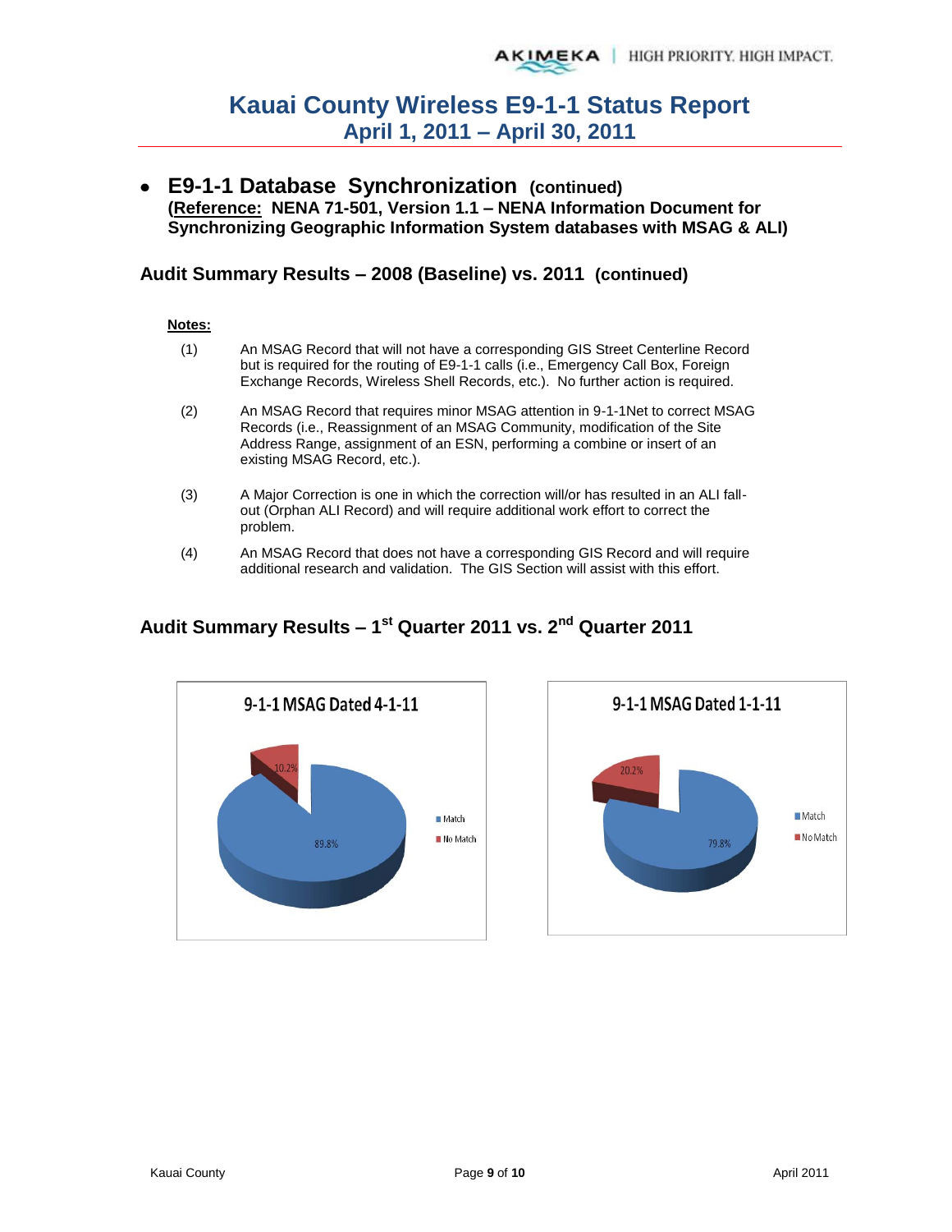# Kauai County Wireless E9-1-1 Status Report
## April 1, 2011 – April 30, 2011

- **E9-1-1 Database Synchronization (continued)**
  **(Reference: NENA 71-501, Version 1.1 – NENA Information Document for Synchronizing Geographic Information System databases with MSAG & ALI)**

### Audit Summary Results – 2008 (Baseline) vs. 2011 (continued)

**Notes:**

(1) An MSAG Record that will not have a corresponding GIS Street Centerline Record but is required for the routing of E9-1-1 calls (i.e., Emergency Call Box, Foreign Exchange Records, Wireless Shell Records, etc.). No further action is required.

(2) An MSAG Record that requires minor MSAG attention in 9-1-1Net to correct MSAG Records (i.e., Reassignment of an MSAG Community, modification of the Site Address Range, assignment of an ESN, performing a combine or insert of an existing MSAG Record, etc.).

(3) A Major Correction is one in which the correction will/or has resulted in an ALI fall-out (Orphan ALI Record) and will require additional work effort to correct the problem.

(4) An MSAG Record that does not have a corresponding GIS Record and will require additional research and validation. The GIS Section will assist with this effort.

### Audit Summary Results – 1st Quarter 2011 vs. 2nd Quarter 2011

**9-1-1 MSAG Dated 4-1-11**

- Match: 89.8%
- No Match: 10.2%

**9-1-1 MSAG Dated 1-1-11**

- Match: 79.8%
- No Match: 20.2%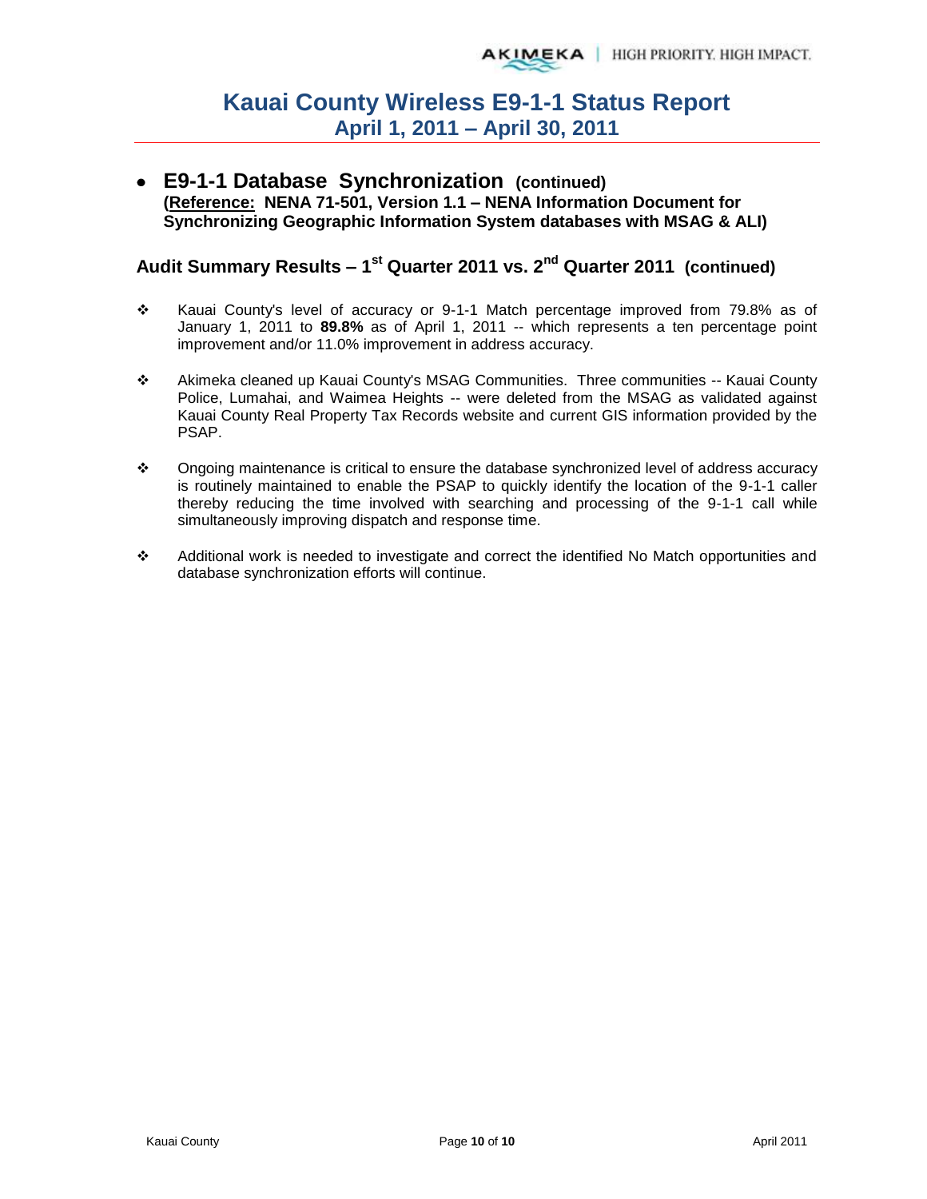- **E9-1-1 Database Synchronization (continued)**
  **(Reference: NENA 71-501, Version 1.1 – NENA Information Document for Synchronizing Geographic Information System databases with MSAG & ALI)**

## Audit Summary Results – 1st Quarter 2011 vs. 2nd Quarter 2011 (continued)

- Kauai County's level of accuracy or 9-1-1 Match percentage improved from 79.8% as of January 1, 2011 to **89.8%** as of April 1, 2011 -- which represents a ten percentage point improvement and/or 11.0% improvement in address accuracy.

- Akimeka cleaned up Kauai County's MSAG Communities. Three communities -- Kauai County Police, Lumahai, and Waimea Heights -- were deleted from the MSAG as validated against Kauai County Real Property Tax Records website and current GIS information provided by the PSAP.

- Ongoing maintenance is critical to ensure the database synchronized level of address accuracy is routinely maintained to enable the PSAP to quickly identify the location of the 9-1-1 caller thereby reducing the time involved with searching and processing of the 9-1-1 call while simultaneously improving dispatch and response time.

- Additional work is needed to investigate and correct the identified No Match opportunities and database synchronization efforts will continue.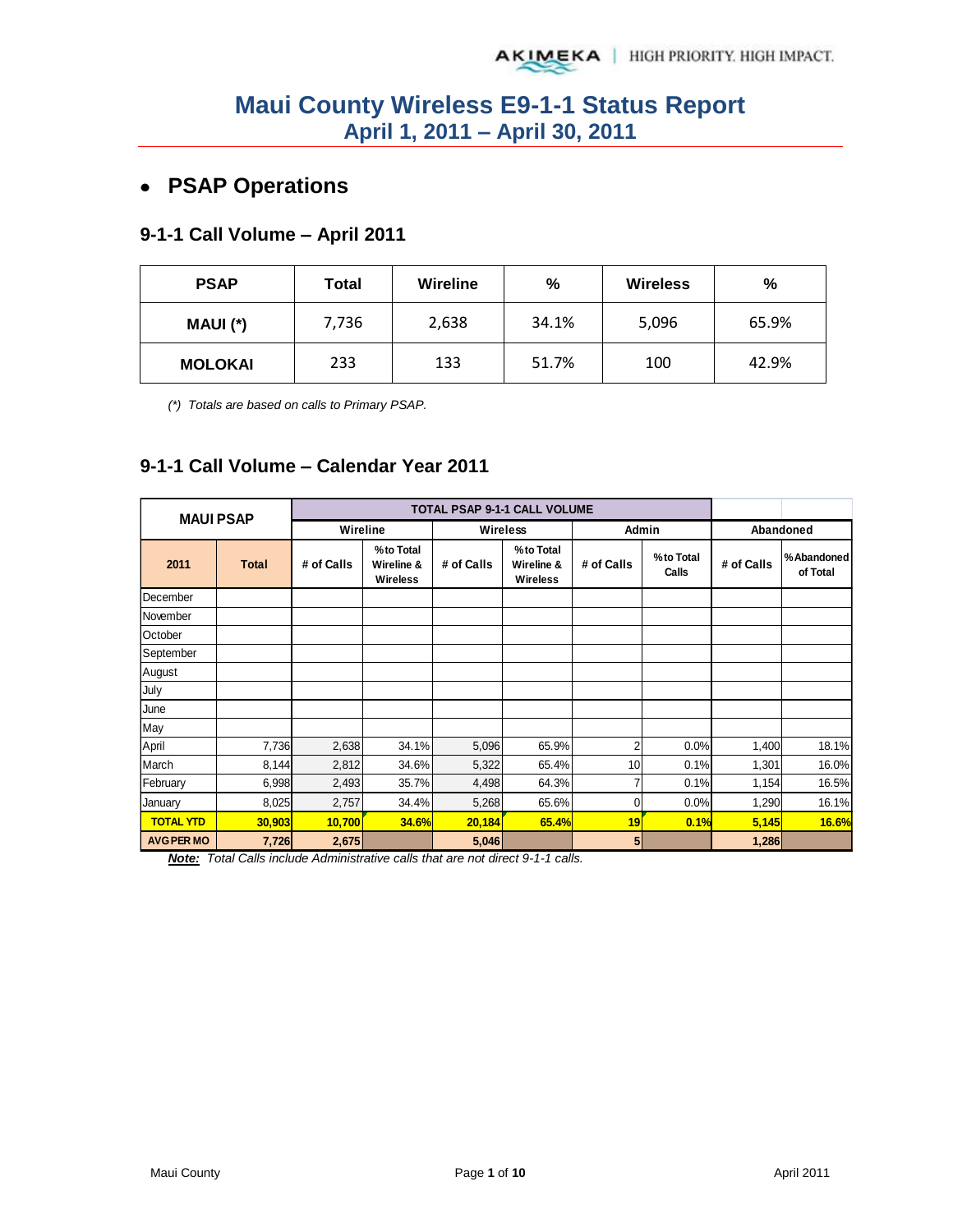# Maui County Wireless E9-1-1 Status Report
## April 1, 2011 – April 30, 2011

- **PSAP Operations**

### 9-1-1 Call Volume – April 2011

| PSAP | Total | Wireline | % | Wireless | % |
|---|---|---|---|---|---|
| MAUI (*) | 7,736 | 2,638 | 34.1% | 5,096 | 65.9% |
| MOLOKAI | 233 | 133 | 51.7% | 100 | 42.9% |

*(*) Totals are based on calls to Primary PSAP.*

### 9-1-1 Call Volume – Calendar Year 2011

| MAUI PSAP | | TOTAL PSAP 9-1-1 CALL VOLUME | | | | | | | |
|---|---|---|---|---|---|---|---|---|---|
| | | Wireline | | Wireless | | Admin | | Abandoned | |
| 2011 | Total | # of Calls | % to Total Wireline & Wireless | # of Calls | % to Total Wireline & Wireless | # of Calls | % to Total Calls | # of Calls | % Abandoned of Total |
| December | | | | | | | | | |
| November | | | | | | | | | |
| October | | | | | | | | | |
| September | | | | | | | | | |
| August | | | | | | | | | |
| July | | | | | | | | | |
| June | | | | | | | | | |
| May | | | | | | | | | |
| April | 7,736 | 2,638 | 34.1% | 5,096 | 65.9% | 2 | 0.0% | 1,400 | 18.1% |
| March | 8,144 | 2,812 | 34.6% | 5,322 | 65.4% | 10 | 0.1% | 1,301 | 16.0% |
| February | 6,998 | 2,493 | 35.7% | 4,498 | 64.3% | 7 | 0.1% | 1,154 | 16.5% |
| January | 8,025 | 2,757 | 34.4% | 5,268 | 65.6% | 0 | 0.0% | 1,290 | 16.1% |
| **TOTAL YTD** | **30,903** | **10,700** | **34.6%** | **20,184** | **65.4%** | **19** | **0.1%** | **5,145** | **16.6%** |
| **AVG PER MO** | **7,726** | **2,675** | | **5,046** | | **5** | | **1,286** | |

***Note:*** *Total Calls include Administrative calls that are not direct 9-1-1 calls.*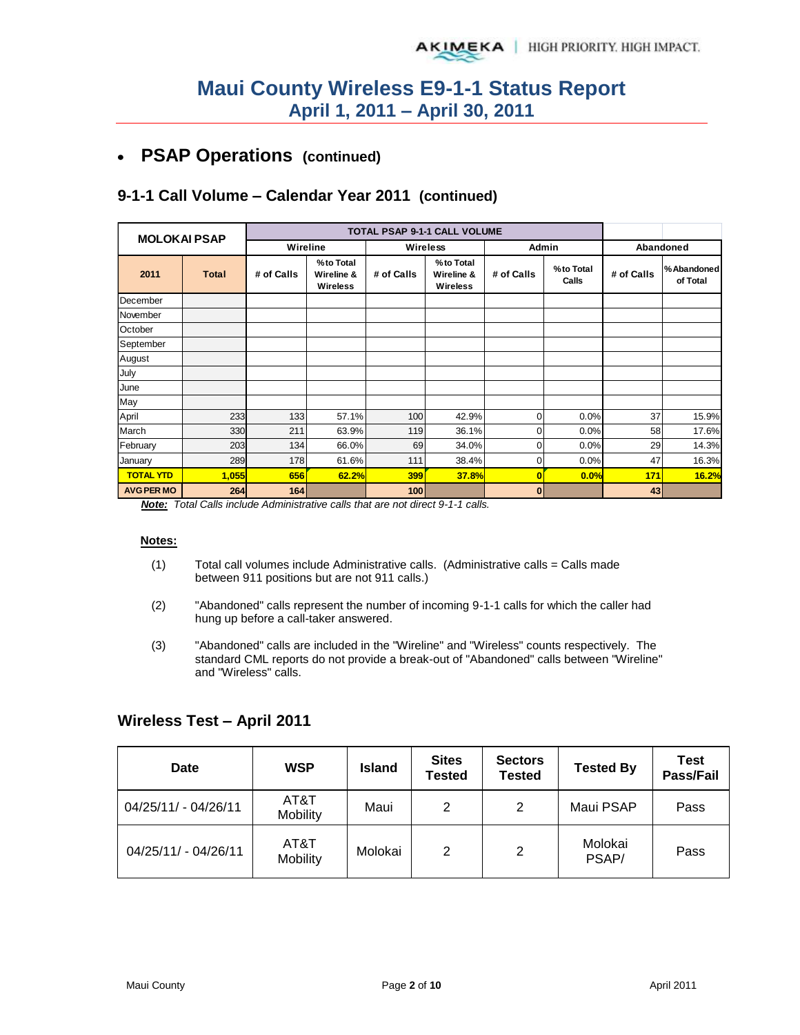# Maui County Wireless E9-1-1 Status Report
## April 1, 2011 – April 30, 2011

- **PSAP Operations (continued)**

### 9-1-1 Call Volume – Calendar Year 2011 (continued)

| MOLOKAI PSAP | | TOTAL PSAP 9-1-1 CALL VOLUME | | | | | | | |
|---|---|---|---|---|---|---|---|---|---|
| | | Wireline | | Wireless | | Admin | | Abandoned | |
| 2011 | Total | # of Calls | % to Total Wireline & Wireless | # of Calls | % to Total Wireline & Wireless | # of Calls | % to Total Calls | # of Calls | % Abandoned of Total |
| December | | | | | | | | | |
| November | | | | | | | | | |
| October | | | | | | | | | |
| September | | | | | | | | | |
| August | | | | | | | | | |
| July | | | | | | | | | |
| June | | | | | | | | | |
| May | | | | | | | | | |
| April | 233 | 133 | 57.1% | 100 | 42.9% | 0 | 0.0% | 37 | 15.9% |
| March | 330 | 211 | 63.9% | 119 | 36.1% | 0 | 0.0% | 58 | 17.6% |
| February | 203 | 134 | 66.0% | 69 | 34.0% | 0 | 0.0% | 29 | 14.3% |
| January | 289 | 178 | 61.6% | 111 | 38.4% | 0 | 0.0% | 47 | 16.3% |
| **TOTAL YTD** | **1,055** | **656** | **62.2%** | **399** | **37.8%** | **0** | **0.0%** | **171** | **16.2%** |
| **AVG PER MO** | **264** | **164** | | **100** | | **0** | | **43** | |

***Note:*** *Total Calls include Administrative calls that are not direct 9-1-1 calls.*

**Notes:**

(1) Total call volumes include Administrative calls. (Administrative calls = Calls made between 911 positions but are not 911 calls.)

(2) "Abandoned" calls represent the number of incoming 9-1-1 calls for which the caller had hung up before a call-taker answered.

(3) "Abandoned" calls are included in the "Wireline" and "Wireless" counts respectively. The standard CML reports do not provide a break-out of "Abandoned" calls between "Wireline" and "Wireless" calls.

### Wireless Test – April 2011

| Date | WSP | Island | Sites Tested | Sectors Tested | Tested By | Test Pass/Fail |
|---|---|---|---|---|---|---|
| 04/25/11/ - 04/26/11 | AT&T Mobility | Maui | 2 | 2 | Maui PSAP | Pass |
| 04/25/11/ - 04/26/11 | AT&T Mobility | Molokai | 2 | 2 | Molokai PSAP/ | Pass |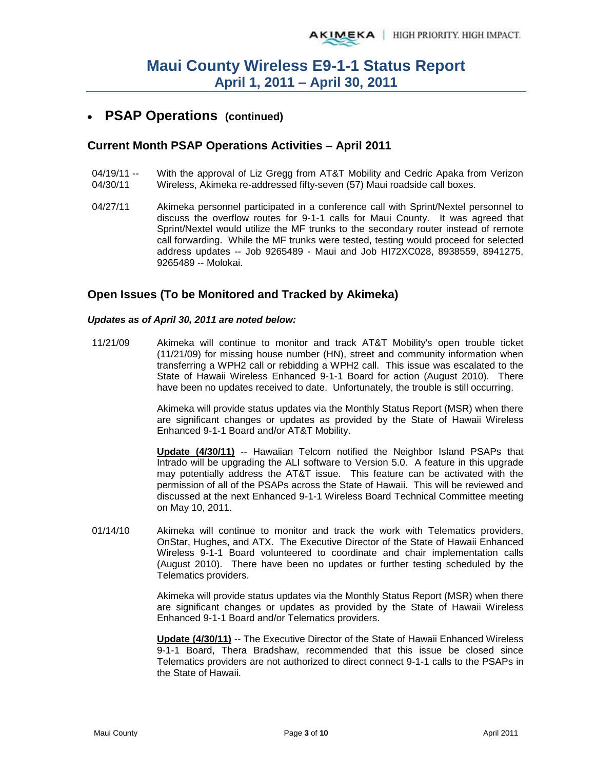# Maui County Wireless E9-1-1 Status Report
## April 1, 2011 – April 30, 2011

- ## PSAP Operations (continued)

### Current Month PSAP Operations Activities – April 2011

04/19/11 -- 04/30/11 With the approval of Liz Gregg from AT&T Mobility and Cedric Apaka from Verizon Wireless, Akimeka re-addressed fifty-seven (57) Maui roadside call boxes.

04/27/11 Akimeka personnel participated in a conference call with Sprint/Nextel personnel to discuss the overflow routes for 9-1-1 calls for Maui County. It was agreed that Sprint/Nextel would utilize the MF trunks to the secondary router instead of remote call forwarding. While the MF trunks were tested, testing would proceed for selected address updates -- Job 9265489 - Maui and Job HI72XC028, 8938559, 8941275, 9265489 -- Molokai.

### Open Issues (To be Monitored and Tracked by Akimeka)

***Updates as of April 30, 2011 are noted below:***

11/21/09 Akimeka will continue to monitor and track AT&T Mobility's open trouble ticket (11/21/09) for missing house number (HN), street and community information when transferring a WPH2 call or rebidding a WPH2 call. This issue was escalated to the State of Hawaii Wireless Enhanced 9-1-1 Board for action (August 2010). There have been no updates received to date. Unfortunately, the trouble is still occurring.

Akimeka will provide status updates via the Monthly Status Report (MSR) when there are significant changes or updates as provided by the State of Hawaii Wireless Enhanced 9-1-1 Board and/or AT&T Mobility.

**Update (4/30/11)** -- Hawaiian Telcom notified the Neighbor Island PSAPs that Intrado will be upgrading the ALI software to Version 5.0. A feature in this upgrade may potentially address the AT&T issue. This feature can be activated with the permission of all of the PSAPs across the State of Hawaii. This will be reviewed and discussed at the next Enhanced 9-1-1 Wireless Board Technical Committee meeting on May 10, 2011.

01/14/10 Akimeka will continue to monitor and track the work with Telematics providers, OnStar, Hughes, and ATX. The Executive Director of the State of Hawaii Enhanced Wireless 9-1-1 Board volunteered to coordinate and chair implementation calls (August 2010). There have been no updates or further testing scheduled by the Telematics providers.

Akimeka will provide status updates via the Monthly Status Report (MSR) when there are significant changes or updates as provided by the State of Hawaii Wireless Enhanced 9-1-1 Board and/or Telematics providers.

**Update (4/30/11)** -- The Executive Director of the State of Hawaii Enhanced Wireless 9-1-1 Board, Thera Bradshaw, recommended that this issue be closed since Telematics providers are not authorized to direct connect 9-1-1 calls to the PSAPs in the State of Hawaii.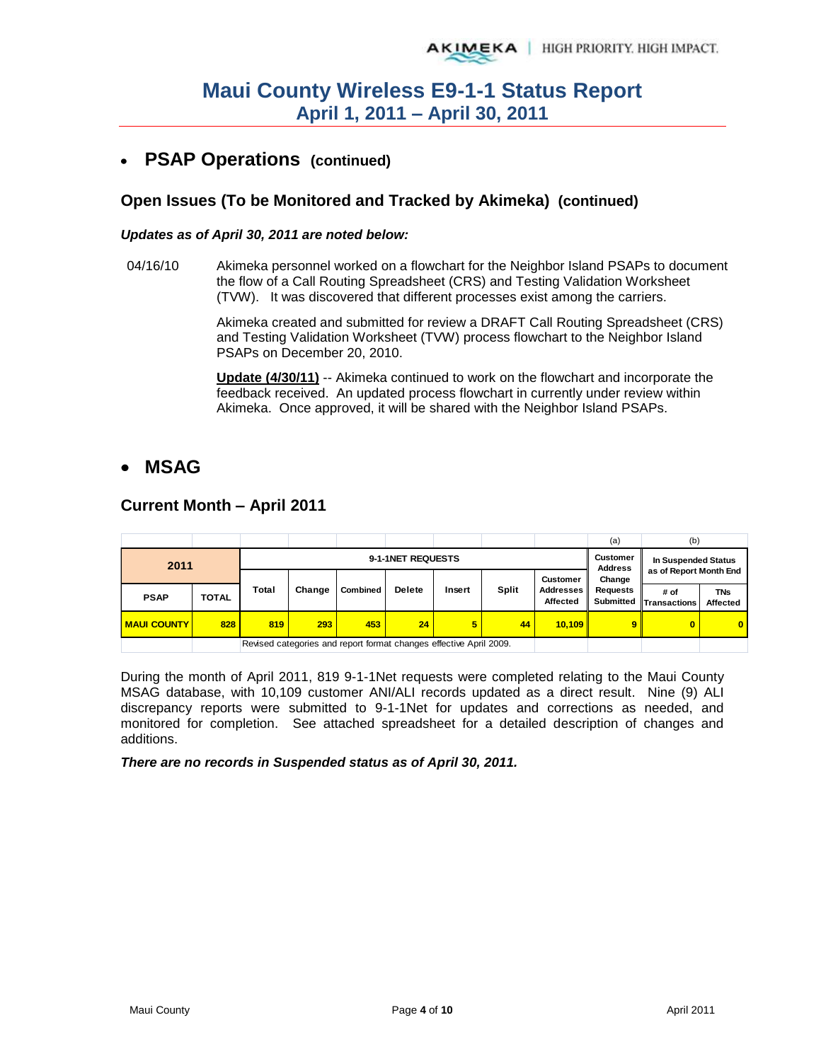# Maui County Wireless E9-1-1 Status Report
## April 1, 2011 – April 30, 2011

- ## PSAP Operations (continued)

### Open Issues (To be Monitored and Tracked by Akimeka) (continued)

***Updates as of April 30, 2011 are noted below:***

04/16/10 Akimeka personnel worked on a flowchart for the Neighbor Island PSAPs to document the flow of a Call Routing Spreadsheet (CRS) and Testing Validation Worksheet (TVW). It was discovered that different processes exist among the carriers.

Akimeka created and submitted for review a DRAFT Call Routing Spreadsheet (CRS) and Testing Validation Worksheet (TVW) process flowchart to the Neighbor Island PSAPs on December 20, 2010.

**Update (4/30/11)** -- Akimeka continued to work on the flowchart and incorporate the feedback received. An updated process flowchart in currently under review within Akimeka. Once approved, it will be shared with the Neighbor Island PSAPs.

- ## MSAG

### Current Month – April 2011

| 2011 | | 9-1-1NET REQUESTS | | | | | | | (a) | (b) | |
|---|---|---|---|---|---|---|---|---|---|---|---|
| PSAP | TOTAL | Total | Change | Combined | Delete | Insert | Split | Customer Addresses Affected | Customer Address Change Requests Submitted | In Suspended Status as of Report Month End: # of Transactions | TNs Affected |
| MAUI COUNTY | 828 | 819 | 293 | 453 | 24 | 5 | 44 | 10,109 | 9 | 0 | 0 |

Revised categories and report format changes effective April 2009.

During the month of April 2011, 819 9-1-1Net requests were completed relating to the Maui County MSAG database, with 10,109 customer ANI/ALI records updated as a direct result. Nine (9) ALI discrepancy reports were submitted to 9-1-1Net for updates and corrections as needed, and monitored for completion. See attached spreadsheet for a detailed description of changes and additions.

***There are no records in Suspended status as of April 30, 2011.***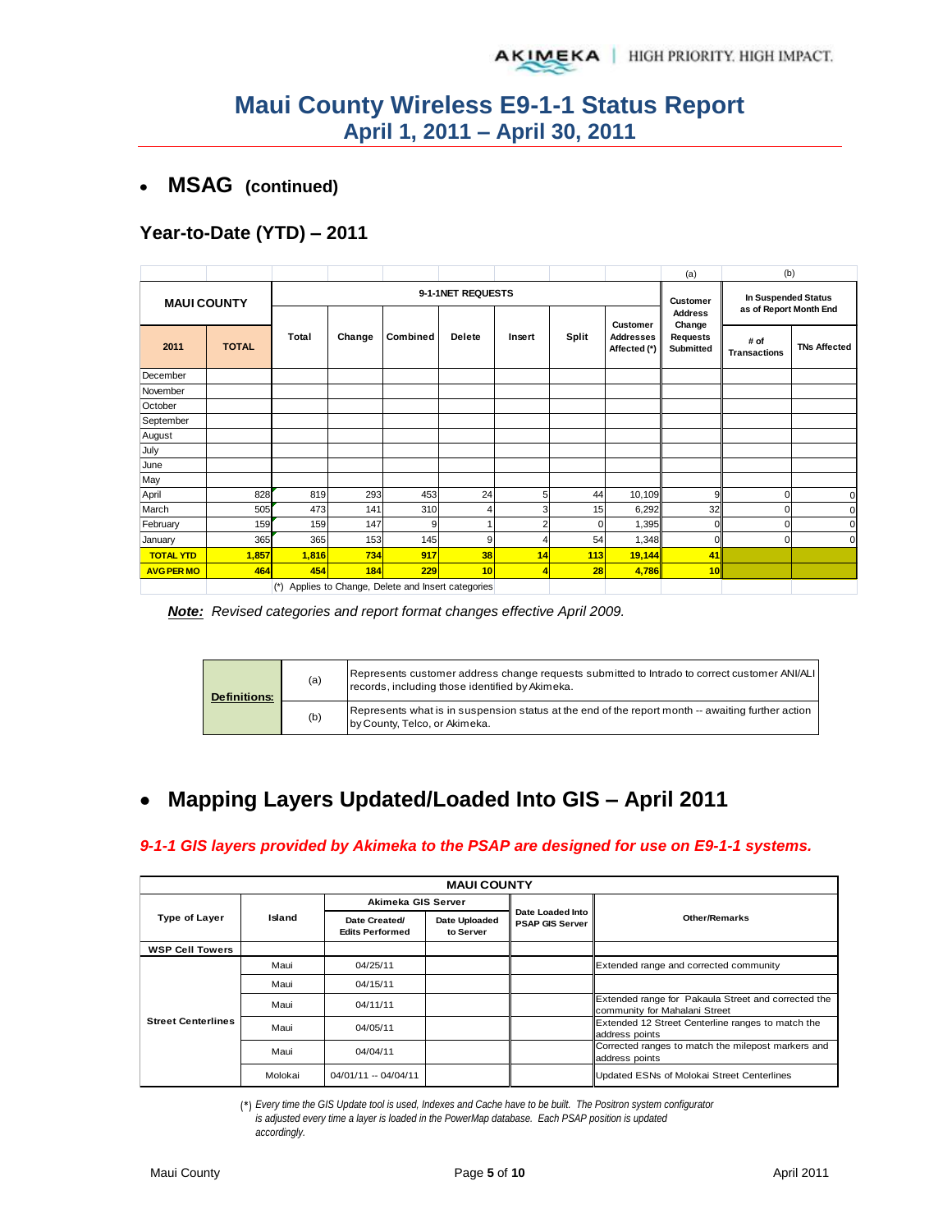# Maui County Wireless E9-1-1 Status Report
## April 1, 2011 – April 30, 2011

- **MSAG (continued)**

### Year-to-Date (YTD) – 2011

| MAUI COUNTY | | 9-1-1NET REQUESTS | | | | | | | (a) Customer Address Change Requests Submitted | (b) In Suspended Status as of Report Month End | |
|---|---|---|---|---|---|---|---|---|---|---|---|
| 2011 | TOTAL | Total | Change | Combined | Delete | Insert | Split | Customer Addresses Affected (*) | | # of Transactions | TNs Affected |
| December | | | | | | | | | | | |
| November | | | | | | | | | | | |
| October | | | | | | | | | | | |
| September | | | | | | | | | | | |
| August | | | | | | | | | | | |
| July | | | | | | | | | | | |
| June | | | | | | | | | | | |
| May | | | | | | | | | | | |
| April | 828 | 819 | 293 | 453 | 24 | 5 | 44 | 10,109 | 9 | 0 | 0 |
| March | 505 | 473 | 141 | 310 | 4 | 3 | 15 | 6,292 | 32 | 0 | 0 |
| February | 159 | 159 | 147 | 9 | 1 | 2 | 0 | 1,395 | 0 | 0 | 0 |
| January | 365 | 365 | 153 | 145 | 9 | 4 | 54 | 1,348 | 0 | 0 | 0 |
| **TOTAL YTD** | **1,857** | **1,816** | **734** | **917** | **38** | **14** | **113** | **19,144** | **41** | | |
| **AVG PER MO** | **464** | **454** | **184** | **229** | **10** | **4** | **28** | **4,786** | **10** | | |

(*) Applies to Change, Delete and Insert categories

***Note:*** *Revised categories and report format changes effective April 2009.*

| **Definitions:** | (a) | Represents customer address change requests submitted to Intrado to correct customer ANI/ALI records, including those identified by Akimeka. |
|---|---|---|
| | (b) | Represents what is in suspension status at the end of the report month -- awaiting further action by County, Telco, or Akimeka. |

- **Mapping Layers Updated/Loaded Into GIS – April 2011**

*9-1-1 GIS layers provided by Akimeka to the PSAP are designed for use on E9-1-1 systems.*

| MAUI COUNTY | | | | | |
|---|---|---|---|---|---|
| Type of Layer | Island | Akimeka GIS Server | | Date Loaded Into PSAP GIS Server | Other/Remarks |
| | | Date Created/ Edits Performed | Date Uploaded to Server | | |
| **WSP Cell Towers** | | | | | |
| **Street Centerlines** | Maui | 04/25/11 | | | Extended range and corrected community |
| | Maui | 04/15/11 | | | |
| | Maui | 04/11/11 | | | Extended range for Pakaula Street and corrected the community for Mahalani Street |
| | Maui | 04/05/11 | | | Extended 12 Street Centerline ranges to match the address points |
| | Maui | 04/04/11 | | | Corrected ranges to match the milepost markers and address points |
| | Molokai | 04/01/11 -- 04/04/11 | | | Updated ESNs of Molokai Street Centerlines |

(*) *Every time the GIS Update tool is used, Indexes and Cache have to be built. The Positron system configurator is adjusted every time a layer is loaded in the PowerMap database. Each PSAP position is updated accordingly.*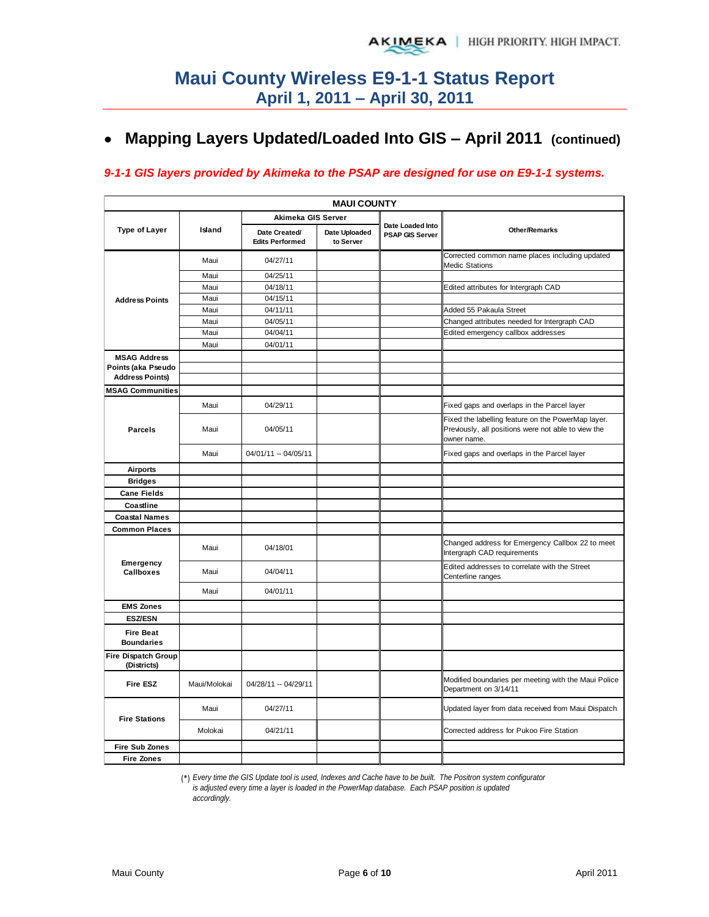# Maui County Wireless E9-1-1 Status Report
## April 1, 2011 – April 30, 2011

- **Mapping Layers Updated/Loaded Into GIS – April 2011 (continued)**

***9-1-1 GIS layers provided by Akimeka to the PSAP are designed for use on E9-1-1 systems.***

| MAUI COUNTY | | | | | |
|---|---|---|---|---|---|
| Type of Layer | Island | Akimeka GIS Server | | Date Loaded Into PSAP GIS Server | Other/Remarks |
| | | Date Created/ Edits Performed | Date Uploaded to Server | | |
| Address Points | Maui | 04/27/11 | | | Corrected common name places including updated Medic Stations |
| | Maui | 04/25/11 | | | |
| | Maui | 04/18/11 | | | Edited attributes for Intergraph CAD |
| | Maui | 04/15/11 | | | |
| | Maui | 04/11/11 | | | Added 55 Pakaula Street |
| | Maui | 04/05/11 | | | Changed attributes needed for Intergraph CAD |
| | Maui | 04/04/11 | | | Edited emergency callbox addresses |
| | Maui | 04/01/11 | | | |
| MSAG Address Points (aka Pseudo Address Points) | | | | | |
| MSAG Communities | | | | | |
| Parcels | Maui | 04/29/11 | | | Fixed gaps and overlaps in the Parcel layer |
| | Maui | 04/05/11 | | | Fixed the labelling feature on the PowerMap layer. Previously, all positions were not able to view the owner name. |
| | Maui | 04/01/11 -- 04/05/11 | | | Fixed gaps and overlaps in the Parcel layer |
| Airports | | | | | |
| Bridges | | | | | |
| Cane Fields | | | | | |
| Coastline | | | | | |
| Coastal Names | | | | | |
| Common Places | | | | | |
| Emergency Callboxes | Maui | 04/18/01 | | | Changed address for Emergency Callbox 22 to meet Intergraph CAD requirements |
| | Maui | 04/04/11 | | | Edited addresses to correlate with the Street Centerline ranges |
| | Maui | 04/01/11 | | | |
| EMS Zones | | | | | |
| ESZ/ESN | | | | | |
| Fire Beat Boundaries | | | | | |
| Fire Dispatch Group (Districts) | | | | | |
| Fire ESZ | Maui/Molokai | 04/28/11 -- 04/29/11 | | | Modified boundaries per meeting with the Maui Police Department on 3/14/11 |
| Fire Stations | Maui | 04/27/11 | | | Updated layer from data received from Maui Dispatch |
| | Molokai | 04/21/11 | | | Corrected address for Pukoo Fire Station |
| Fire Sub Zones | | | | | |
| Fire Zones | | | | | |

(*) *Every time the GIS Update tool is used, Indexes and Cache have to be built. The Positron system configurator is adjusted every time a layer is loaded in the PowerMap database. Each PSAP position is updated accordingly.*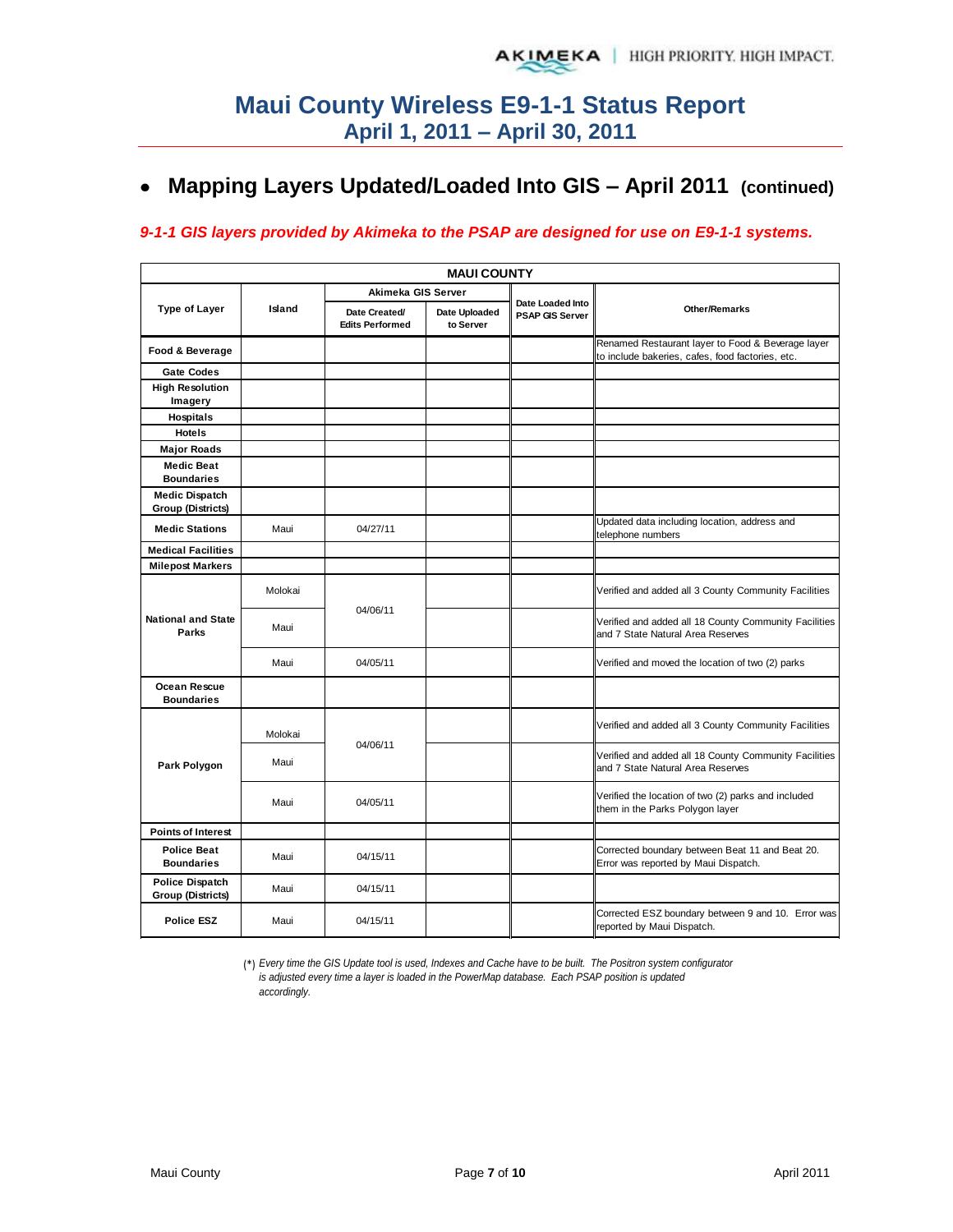# Maui County Wireless E9-1-1 Status Report
## April 1, 2011 – April 30, 2011

- **Mapping Layers Updated/Loaded Into GIS – April 2011 (continued)**

*9-1-1 GIS layers provided by Akimeka to the PSAP are designed for use on E9-1-1 systems.*

| MAUI COUNTY | | | | | |
|---|---|---|---|---|---|
| Type of Layer | Island | Akimeka GIS Server | | Date Loaded Into PSAP GIS Server | Other/Remarks |
| | | Date Created/ Edits Performed | Date Uploaded to Server | | |
| Food & Beverage | | | | | Renamed Restaurant layer to Food & Beverage layer to include bakeries, cafes, food factories, etc. |
| Gate Codes | | | | | |
| High Resolution Imagery | | | | | |
| Hospitals | | | | | |
| Hotels | | | | | |
| Major Roads | | | | | |
| Medic Beat Boundaries | | | | | |
| Medic Dispatch Group (Districts) | | | | | |
| Medic Stations | Maui | 04/27/11 | | | Updated data including location, address and telephone numbers |
| Medical Facilities | | | | | |
| Milepost Markers | | | | | |
| National and State Parks | Molokai | 04/06/11 | | | Verified and added all 3 County Community Facilities |
| | Maui | | | | Verified and added all 18 County Community Facilities and 7 State Natural Area Reserves |
| | Maui | 04/05/11 | | | Verified and moved the location of two (2) parks |
| Ocean Rescue Boundaries | | | | | |
| Park Polygon | Molokai | 04/06/11 | | | Verified and added all 3 County Community Facilities |
| | Maui | | | | Verified and added all 18 County Community Facilities and 7 State Natural Area Reserves |
| | Maui | 04/05/11 | | | Verified the location of two (2) parks and included them in the Parks Polygon layer |
| Points of Interest | | | | | |
| Police Beat Boundaries | Maui | 04/15/11 | | | Corrected boundary between Beat 11 and Beat 20. Error was reported by Maui Dispatch. |
| Police Dispatch Group (Districts) | Maui | 04/15/11 | | | |
| Police ESZ | Maui | 04/15/11 | | | Corrected ESZ boundary between 9 and 10. Error was reported by Maui Dispatch. |

(*) *Every time the GIS Update tool is used, Indexes and Cache have to be built. The Positron system configurator is adjusted every time a layer is loaded in the PowerMap database. Each PSAP position is updated accordingly.*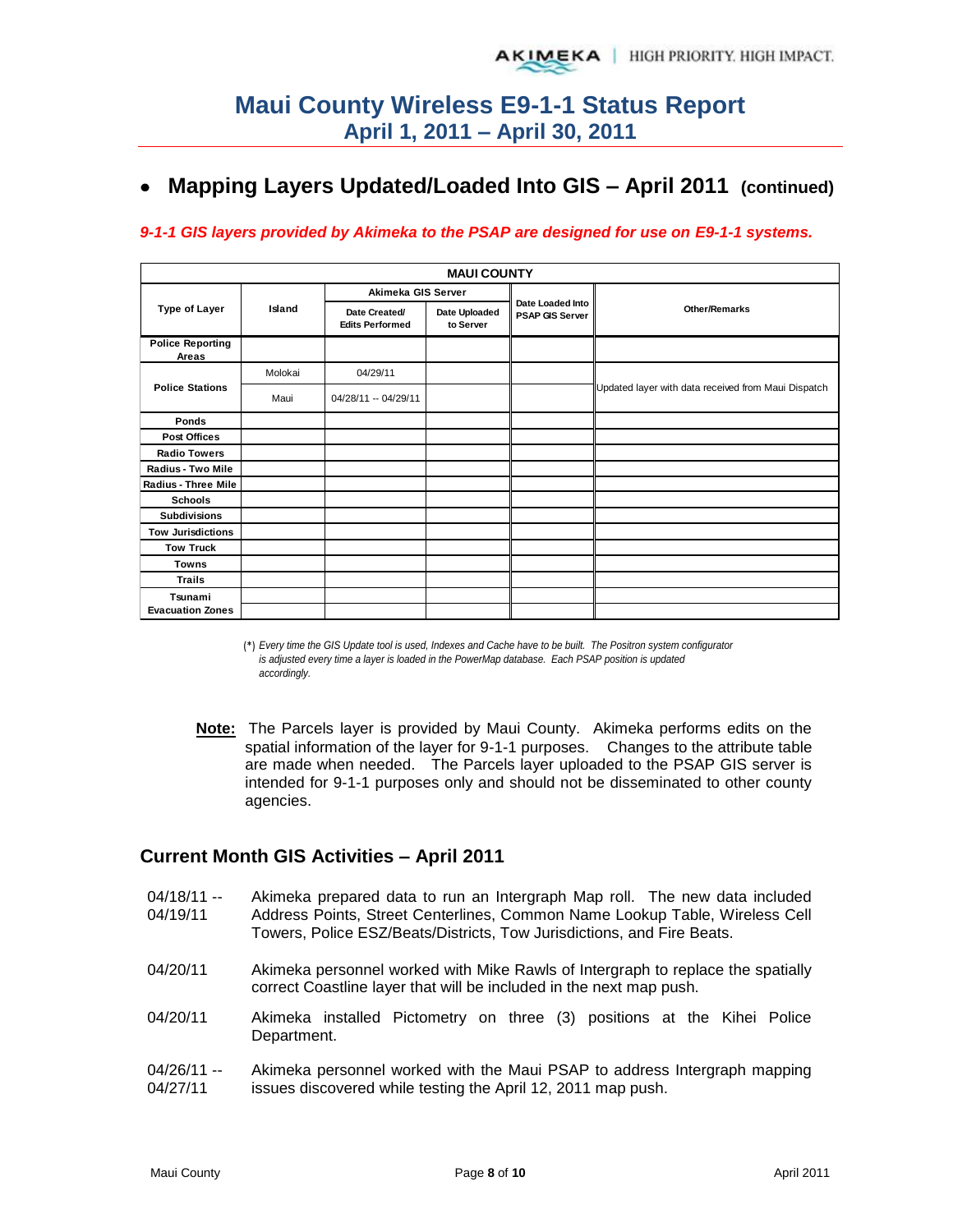# Maui County Wireless E9-1-1 Status Report
## April 1, 2011 – April 30, 2011

- ## Mapping Layers Updated/Loaded Into GIS – April 2011 (continued)

***9-1-1 GIS layers provided by Akimeka to the PSAP are designed for use on E9-1-1 systems.***

| MAUI COUNTY | | | | | |
|---|---|---|---|---|---|
| Type of Layer | Island | Akimeka GIS Server | | Date Loaded Into PSAP GIS Server | Other/Remarks |
| | | Date Created/ Edits Performed | Date Uploaded to Server | | |
| Police Reporting Areas | | | | | |
| Police Stations | Molokai | 04/29/11 | | | Updated layer with data received from Maui Dispatch |
| | Maui | 04/28/11 -- 04/29/11 | | | |
| Ponds | | | | | |
| Post Offices | | | | | |
| Radio Towers | | | | | |
| Radius - Two Mile | | | | | |
| Radius - Three Mile | | | | | |
| Schools | | | | | |
| Subdivisions | | | | | |
| Tow Jurisdictions | | | | | |
| Tow Truck | | | | | |
| Towns | | | | | |
| Trails | | | | | |
| Tsunami Evacuation Zones | | | | | |

(*) *Every time the GIS Update tool is used, Indexes and Cache have to be built. The Positron system configurator is adjusted every time a layer is loaded in the PowerMap database. Each PSAP position is updated accordingly.*

**Note:** The Parcels layer is provided by Maui County. Akimeka performs edits on the spatial information of the layer for 9-1-1 purposes. Changes to the attribute table are made when needed. The Parcels layer uploaded to the PSAP GIS server is intended for 9-1-1 purposes only and should not be disseminated to other county agencies.

### Current Month GIS Activities – April 2011

04/18/11 -- 04/19/11 Akimeka prepared data to run an Intergraph Map roll. The new data included Address Points, Street Centerlines, Common Name Lookup Table, Wireless Cell Towers, Police ESZ/Beats/Districts, Tow Jurisdictions, and Fire Beats.

04/20/11 Akimeka personnel worked with Mike Rawls of Intergraph to replace the spatially correct Coastline layer that will be included in the next map push.

04/20/11 Akimeka installed Pictometry on three (3) positions at the Kihei Police Department.

04/26/11 -- 04/27/11 Akimeka personnel worked with the Maui PSAP to address Intergraph mapping issues discovered while testing the April 12, 2011 map push.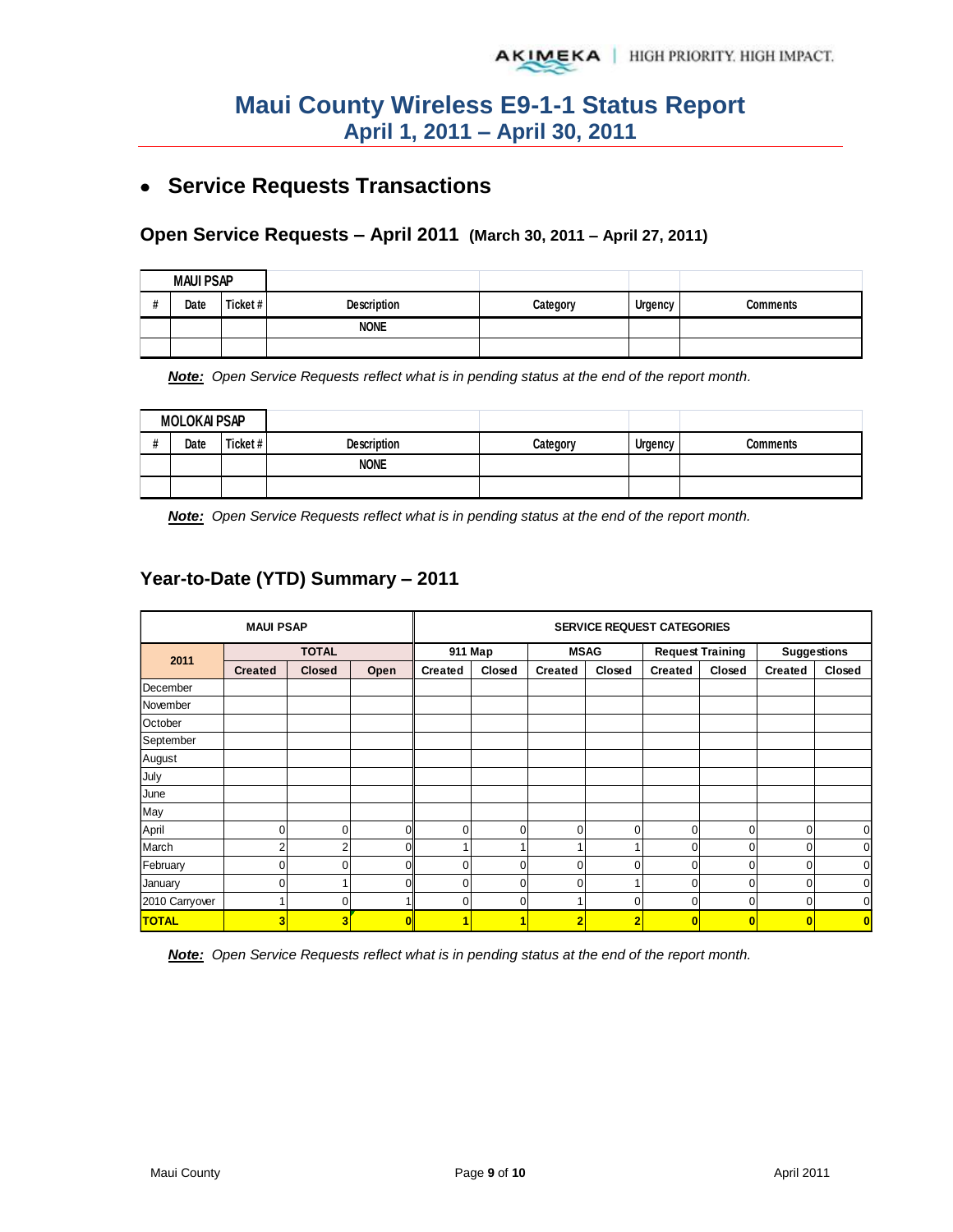# Maui County Wireless E9-1-1 Status Report
## April 1, 2011 – April 30, 2011

- **Service Requests Transactions**

### Open Service Requests – April 2011 (March 30, 2011 – April 27, 2011)

| MAUI PSAP | | | | | | |
|---|---|---|---|---|---|---|
| # | Date | Ticket # | Description | Category | Urgency | Comments |
| | | | NONE | | | |
| | | | | | | |

***Note:*** *Open Service Requests reflect what is in pending status at the end of the report month.*

| MOLOKAI PSAP | | | | | | |
|---|---|---|---|---|---|---|
| # | Date | Ticket # | Description | Category | Urgency | Comments |
| | | | NONE | | | |
| | | | | | | |

***Note:*** *Open Service Requests reflect what is in pending status at the end of the report month.*

### Year-to-Date (YTD) Summary – 2011

| MAUI PSAP | | | | SERVICE REQUEST CATEGORIES | | | | | | | |
|---|---|---|---|---|---|---|---|---|---|---|---|
| 2011 | TOTAL | | | 911 Map | | MSAG | | Request Training | | Suggestions | |
| | Created | Closed | Open | Created | Closed | Created | Closed | Created | Closed | Created | Closed |
| December | | | | | | | | | | | |
| November | | | | | | | | | | | |
| October | | | | | | | | | | | |
| September | | | | | | | | | | | |
| August | | | | | | | | | | | |
| July | | | | | | | | | | | |
| June | | | | | | | | | | | |
| May | | | | | | | | | | | |
| April | 0 | 0 | 0 | 0 | 0 | 0 | 0 | 0 | 0 | 0 | 0 |
| March | 2 | 2 | 0 | 1 | 1 | 1 | 1 | 0 | 0 | 0 | 0 |
| February | 0 | 0 | 0 | 0 | 0 | 0 | 0 | 0 | 0 | 0 | 0 |
| January | 0 | 1 | 0 | 0 | 0 | 0 | 1 | 0 | 0 | 0 | 0 |
| 2010 Carryover | 1 | 0 | 1 | 0 | 0 | 1 | 0 | 0 | 0 | 0 | 0 |
| **TOTAL** | **3** | **3** | **0** | **1** | **1** | **2** | **2** | **0** | **0** | **0** | **0** |

***Note:*** *Open Service Requests reflect what is in pending status at the end of the report month.*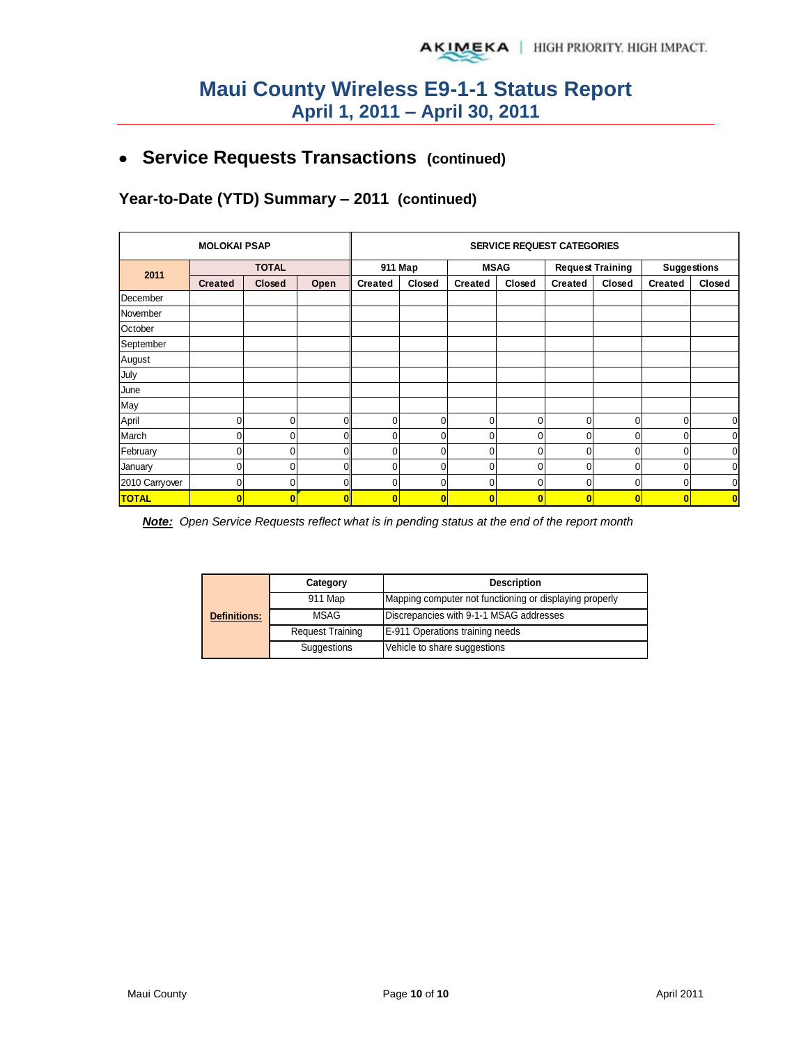# Maui County Wireless E9-1-1 Status Report
## April 1, 2011 – April 30, 2011

- **Service Requests Transactions (continued)**

### Year-to-Date (YTD) Summary – 2011 (continued)

| MOLOKAI PSAP | | | | SERVICE REQUEST CATEGORIES | | | | | | | |
|---|---|---|---|---|---|---|---|---|---|---|---|
| 2011 | TOTAL | | | 911 Map | | MSAG | | Request Training | | Suggestions | |
| | Created | Closed | Open | Created | Closed | Created | Closed | Created | Closed | Created | Closed |
| December | | | | | | | | | | | |
| November | | | | | | | | | | | |
| October | | | | | | | | | | | |
| September | | | | | | | | | | | |
| August | | | | | | | | | | | |
| July | | | | | | | | | | | |
| June | | | | | | | | | | | |
| May | | | | | | | | | | | |
| April | 0 | 0 | 0 | 0 | 0 | 0 | 0 | 0 | 0 | 0 | 0 |
| March | 0 | 0 | 0 | 0 | 0 | 0 | 0 | 0 | 0 | 0 | 0 |
| February | 0 | 0 | 0 | 0 | 0 | 0 | 0 | 0 | 0 | 0 | 0 |
| January | 0 | 0 | 0 | 0 | 0 | 0 | 0 | 0 | 0 | 0 | 0 |
| 2010 Carryover | 0 | 0 | 0 | 0 | 0 | 0 | 0 | 0 | 0 | 0 | 0 |
| **TOTAL** | **0** | **0** | **0** | **0** | **0** | **0** | **0** | **0** | **0** | **0** | **0** |

***Note:*** *Open Service Requests reflect what is in pending status at the end of the report month*

| | Category | Description |
|---|---|---|
| **Definitions:** | 911 Map | Mapping computer not functioning or displaying properly |
| | MSAG | Discrepancies with 9-1-1 MSAG addresses |
| | Request Training | E-911 Operations training needs |
| | Suggestions | Vehicle to share suggestions |